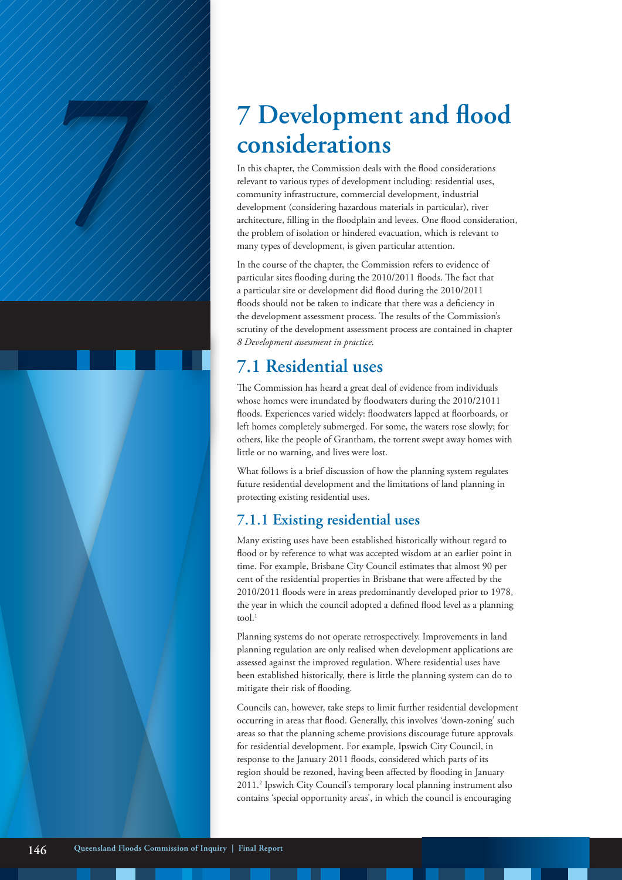# 7 Development and flood considerations

In this chapter, the Commission deals with the flood considerations relevant to various types of development including: residential uses, community infrastructure, commercial development, industrial development (considering hazardous materials in particular), river architecture, filling in the floodplain and levees. One flood consideration, the problem of isolation or hindered evacuation, which is relevant to many types of development, is given particular attention.

In the course of the chapter, the Commission refers to evidence of particular sites flooding during the 2010/2011 floods. The fact that a particular site or development did flood during the 2010/2011 floods should not be taken to indicate that there was a deficiency in the development assessment process. The results of the Commission's scrutiny of the development assessment process are contained in chapter *8 Development assessment in practice*.

## 7.1 Residential uses

The Commission has heard a great deal of evidence from individuals whose homes were inundated by floodwaters during the 2010/21011 floods. Experiences varied widely: floodwaters lapped at floorboards, or left homes completely submerged. For some, the waters rose slowly; for others, like the people of Grantham, the torrent swept away homes with little or no warning, and lives were lost.

What follows is a brief discussion of how the planning system regulates future residential development and the limitations of land planning in protecting existing residential uses.

### 7.1.1 Existing residential uses

Many existing uses have been established historically without regard to flood or by reference to what was accepted wisdom at an earlier point in time. For example, Brisbane City Council estimates that almost 90 per cent of the residential properties in Brisbane that were affected by the 2010/2011 floods were in areas predominantly developed prior to 1978, the year in which the council adopted a defined flood level as a planning tool.[1]

Planning systems do not operate retrospectively. Improvements in land planning regulation are only realised when development applications are assessed against the improved regulation. Where residential uses have been established historically, there is little the planning system can do to mitigate their risk of flooding.

Councils can, however, take steps to limit further residential development occurring in areas that flood. Generally, this involves 'down-zoning' such areas so that the planning scheme provisions discourage future approvals for residential development. For example, Ipswich City Council, in response to the January 2011 floods, considered which parts of its region should be rezoned, having been affected by flooding in January 2011.[2] Ipswich City Council's temporary local planning instrument also contains 'special opportunity areas', in which the council is encouraging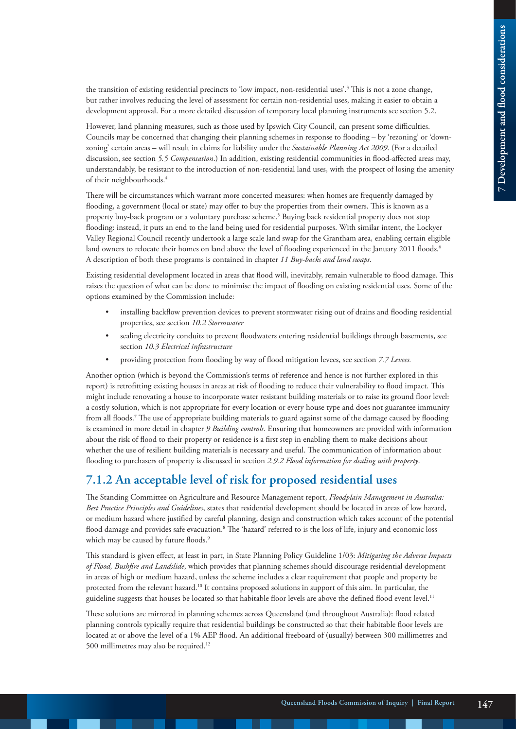the transition of existing residential precincts to 'low impact, non-residential uses'.[3] This is not a zone change, but rather involves reducing the level of assessment for certain non-residential uses, making it easier to obtain a development approval. For a more detailed discussion of temporary local planning instruments see section 5.2.

However, land planning measures, such as those used by Ipswich City Council, can present some difficulties. Councils may be concerned that changing their planning schemes in response to flooding – by 'rezoning' or 'down-zoning' certain areas – will result in claims for liability under the *Sustainable Planning Act 2009*. (For a detailed discussion, see section *5.5 Compensation*.) In addition, existing residential communities in flood-affected areas may, understandably, be resistant to the introduction of non-residential land uses, with the prospect of losing the amenity of their neighbourhoods.[4]

There will be circumstances which warrant more concerted measures: when homes are frequently damaged by flooding, a government (local or state) may offer to buy the properties from their owners. This is known as a property buy-back program or a voluntary purchase scheme.[5] Buying back residential property does not stop flooding: instead, it puts an end to the land being used for residential purposes. With similar intent, the Lockyer Valley Regional Council recently undertook a large scale land swap for the Grantham area, enabling certain eligible land owners to relocate their homes on land above the level of flooding experienced in the January 2011 floods.[6] A description of both these programs is contained in chapter *11 Buy-backs and land swaps*.

Existing residential development located in areas that flood will, inevitably, remain vulnerable to flood damage. This raises the question of what can be done to minimise the impact of flooding on existing residential uses. Some of the options examined by the Commission include:

- installing backflow prevention devices to prevent stormwater rising out of drains and flooding residential properties, see section *10.2 Stormwater*
- sealing electricity conduits to prevent floodwaters entering residential buildings through basements, see section *10.3 Electrical infrastructure*
- providing protection from flooding by way of flood mitigation levees, see section *7.7 Levees.*

Another option (which is beyond the Commission's terms of reference and hence is not further explored in this report) is retrofitting existing houses in areas at risk of flooding to reduce their vulnerability to flood impact. This might include renovating a house to incorporate water resistant building materials or to raise its ground floor level: a costly solution, which is not appropriate for every location or every house type and does not guarantee immunity from all floods.[7] The use of appropriate building materials to guard against some of the damage caused by flooding is examined in more detail in chapter *9 Building controls*. Ensuring that homeowners are provided with information about the risk of flood to their property or residence is a first step in enabling them to make decisions about whether the use of resilient building materials is necessary and useful. The communication of information about flooding to purchasers of property is discussed in section *2.9.2 Flood information for dealing with property*.

## 7.1.2 An acceptable level of risk for proposed residential uses

The Standing Committee on Agriculture and Resource Management report, *Floodplain Management in Australia: Best Practice Principles and Guidelines*, states that residential development should be located in areas of low hazard, or medium hazard where justified by careful planning, design and construction which takes account of the potential flood damage and provides safe evacuation.[8] The 'hazard' referred to is the loss of life, injury and economic loss which may be caused by future floods.[9]

This standard is given effect, at least in part, in State Planning Policy Guideline 1/03: *Mitigating the Adverse Impacts of Flood, Bushfire and Landslide*, which provides that planning schemes should discourage residential development in areas of high or medium hazard, unless the scheme includes a clear requirement that people and property be protected from the relevant hazard.[10] It contains proposed solutions in support of this aim. In particular, the guideline suggests that houses be located so that habitable floor levels are above the defined flood event level.[11]

These solutions are mirrored in planning schemes across Queensland (and throughout Australia): flood related planning controls typically require that residential buildings be constructed so that their habitable floor levels are located at or above the level of a 1% AEP flood. An additional freeboard of (usually) between 300 millimetres and 500 millimetres may also be required.[12]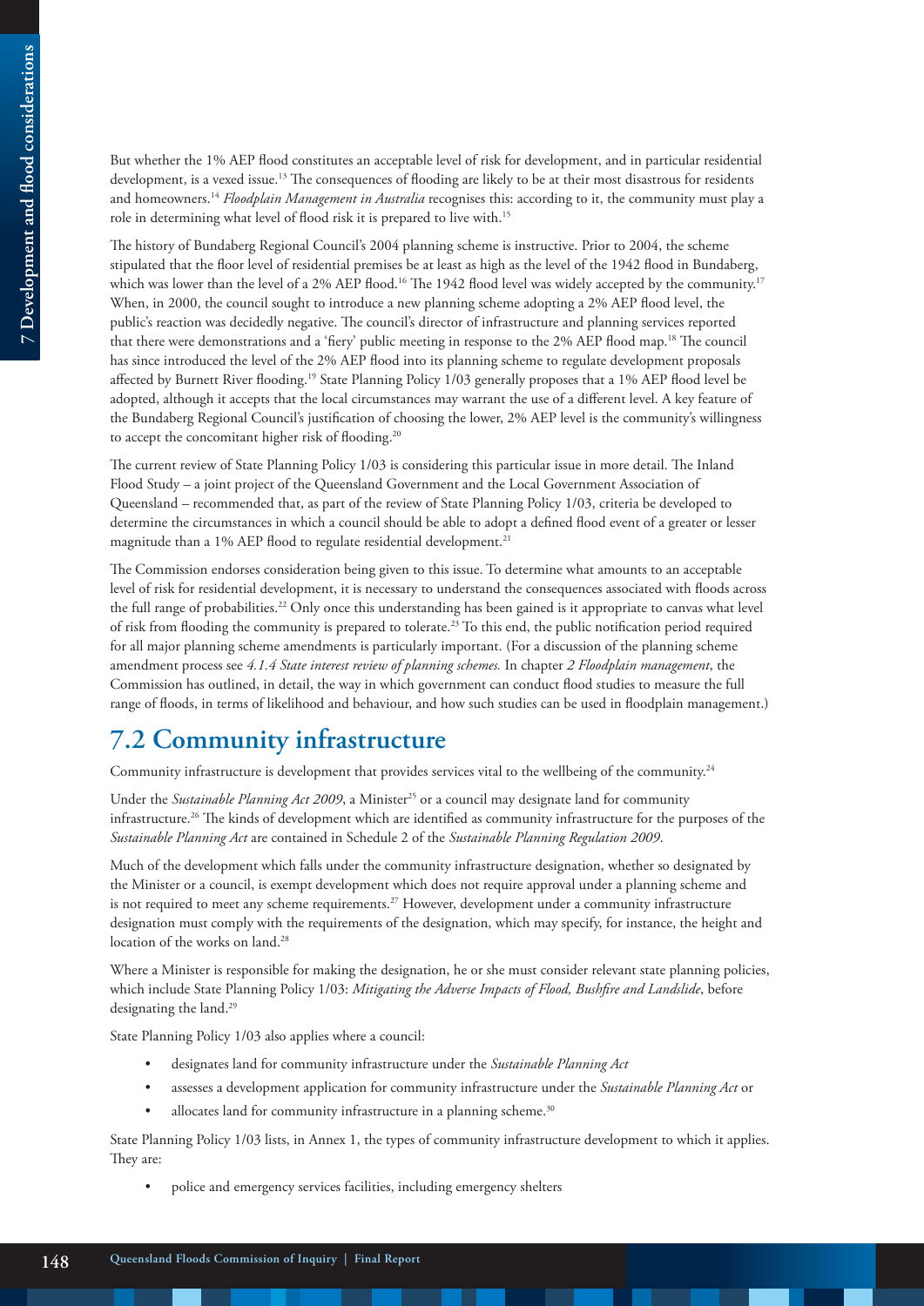But whether the 1% AEP flood constitutes an acceptable level of risk for development, and in particular residential development, is a vexed issue.[13] The consequences of flooding are likely to be at their most disastrous for residents and homeowners.[14] *Floodplain Management in Australia* recognises this: according to it, the community must play a role in determining what level of flood risk it is prepared to live with.[15]

The history of Bundaberg Regional Council's 2004 planning scheme is instructive. Prior to 2004, the scheme stipulated that the floor level of residential premises be at least as high as the level of the 1942 flood in Bundaberg, which was lower than the level of a 2% AEP flood.[16] The 1942 flood level was widely accepted by the community.[17] When, in 2000, the council sought to introduce a new planning scheme adopting a 2% AEP flood level, the public's reaction was decidedly negative. The council's director of infrastructure and planning services reported that there were demonstrations and a 'fiery' public meeting in response to the 2% AEP flood map.[18] The council has since introduced the level of the 2% AEP flood into its planning scheme to regulate development proposals affected by Burnett River flooding.[19] State Planning Policy 1/03 generally proposes that a 1% AEP flood level be adopted, although it accepts that the local circumstances may warrant the use of a different level. A key feature of the Bundaberg Regional Council's justification of choosing the lower, 2% AEP level is the community's willingness to accept the concomitant higher risk of flooding.[20]

The current review of State Planning Policy 1/03 is considering this particular issue in more detail. The Inland Flood Study – a joint project of the Queensland Government and the Local Government Association of Queensland – recommended that, as part of the review of State Planning Policy 1/03, criteria be developed to determine the circumstances in which a council should be able to adopt a defined flood event of a greater or lesser magnitude than a 1% AEP flood to regulate residential development.[21]

The Commission endorses consideration being given to this issue. To determine what amounts to an acceptable level of risk for residential development, it is necessary to understand the consequences associated with floods across the full range of probabilities.[22] Only once this understanding has been gained is it appropriate to canvas what level of risk from flooding the community is prepared to tolerate.[23] To this end, the public notification period required for all major planning scheme amendments is particularly important. (For a discussion of the planning scheme amendment process see *4.1.4 State interest review of planning schemes.* In chapter *2 Floodplain management*, the Commission has outlined, in detail, the way in which government can conduct flood studies to measure the full range of floods, in terms of likelihood and behaviour, and how such studies can be used in floodplain management.)

## 7.2 Community infrastructure

Community infrastructure is development that provides services vital to the wellbeing of the community.[24]

Under the *Sustainable Planning Act 2009*, a Minister[25] or a council may designate land for community infrastructure.[26] The kinds of development which are identified as community infrastructure for the purposes of the *Sustainable Planning Act* are contained in Schedule 2 of the *Sustainable Planning Regulation 2009*.

Much of the development which falls under the community infrastructure designation, whether so designated by the Minister or a council, is exempt development which does not require approval under a planning scheme and is not required to meet any scheme requirements.[27] However, development under a community infrastructure designation must comply with the requirements of the designation, which may specify, for instance, the height and location of the works on land.[28]

Where a Minister is responsible for making the designation, he or she must consider relevant state planning policies, which include State Planning Policy 1/03: *Mitigating the Adverse Impacts of Flood, Bushfire and Landslide*, before designating the land.[29]

State Planning Policy 1/03 also applies where a council:

- designates land for community infrastructure under the *Sustainable Planning Act*
- assesses a development application for community infrastructure under the *Sustainable Planning Act* or
- allocates land for community infrastructure in a planning scheme.[30]

State Planning Policy 1/03 lists, in Annex 1, the types of community infrastructure development to which it applies. They are:

- police and emergency services facilities, including emergency shelters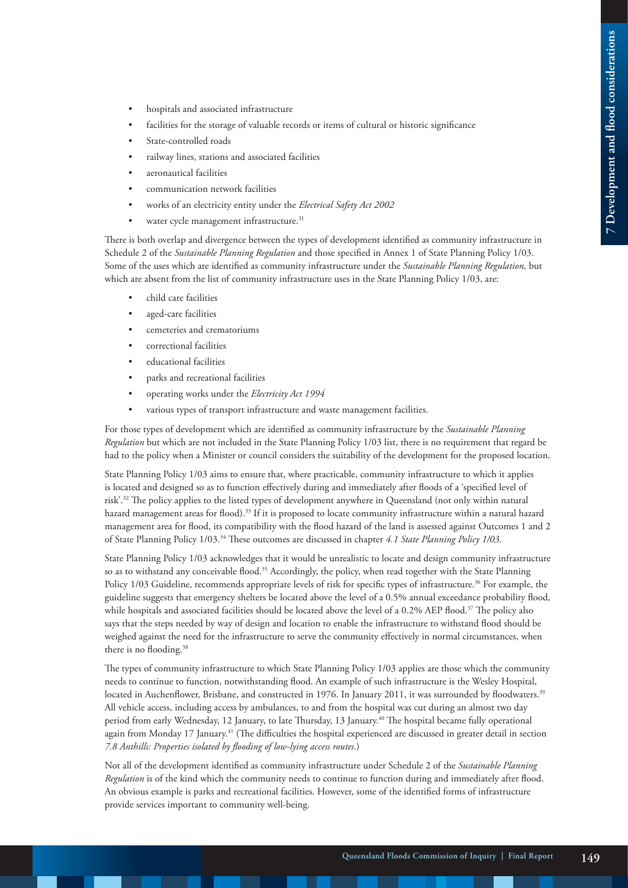- hospitals and associated infrastructure
- facilities for the storage of valuable records or items of cultural or historic significance
- State-controlled roads
- railway lines, stations and associated facilities
- aeronautical facilities
- communication network facilities
- works of an electricity entity under the *Electrical Safety Act 2002*
- water cycle management infrastructure.[31]

There is both overlap and divergence between the types of development identified as community infrastructure in Schedule 2 of the *Sustainable Planning Regulation* and those specified in Annex 1 of State Planning Policy 1/03. Some of the uses which are identified as community infrastructure under the *Sustainable Planning Regulation,* but which are absent from the list of community infrastructure uses in the State Planning Policy 1/03, are:

- child care facilities
- aged-care facilities
- cemeteries and crematoriums
- correctional facilities
- educational facilities
- parks and recreational facilities
- operating works under the *Electricity Act 1994*
- various types of transport infrastructure and waste management facilities.

For those types of development which are identified as community infrastructure by the *Sustainable Planning Regulation* but which are not included in the State Planning Policy 1/03 list, there is no requirement that regard be had to the policy when a Minister or council considers the suitability of the development for the proposed location.

State Planning Policy 1/03 aims to ensure that, where practicable, community infrastructure to which it applies is located and designed so as to function effectively during and immediately after floods of a 'specified level of risk'.[32] The policy applies to the listed types of development anywhere in Queensland (not only within natural hazard management areas for flood).[33] If it is proposed to locate community infrastructure within a natural hazard management area for flood, its compatibility with the flood hazard of the land is assessed against Outcomes 1 and 2 of State Planning Policy 1/03.[34] These outcomes are discussed in chapter *4.1 State Planning Policy 1/03.*

State Planning Policy 1/03 acknowledges that it would be unrealistic to locate and design community infrastructure so as to withstand any conceivable flood.[35] Accordingly, the policy, when read together with the State Planning Policy 1/03 Guideline, recommends appropriate levels of risk for specific types of infrastructure.[36] For example, the guideline suggests that emergency shelters be located above the level of a 0.5% annual exceedance probability flood, while hospitals and associated facilities should be located above the level of a 0.2% AEP flood.[37] The policy also says that the steps needed by way of design and location to enable the infrastructure to withstand flood should be weighed against the need for the infrastructure to serve the community effectively in normal circumstances, when there is no flooding.[38]

The types of community infrastructure to which State Planning Policy 1/03 applies are those which the community needs to continue to function, notwithstanding flood. An example of such infrastructure is the Wesley Hospital, located in Auchenflower, Brisbane, and constructed in 1976. In January 2011, it was surrounded by floodwaters.[39] All vehicle access, including access by ambulances, to and from the hospital was cut during an almost two day period from early Wednesday, 12 January, to late Thursday, 13 January.[40] The hospital became fully operational again from Monday 17 January.[41] (The difficulties the hospital experienced are discussed in greater detail in section *7.8 Anthills: Properties isolated by flooding of low-lying access routes*.)

Not all of the development identified as community infrastructure under Schedule 2 of the *Sustainable Planning Regulation* is of the kind which the community needs to continue to function during and immediately after flood. An obvious example is parks and recreational facilities. However, some of the identified forms of infrastructure provide services important to community well-being.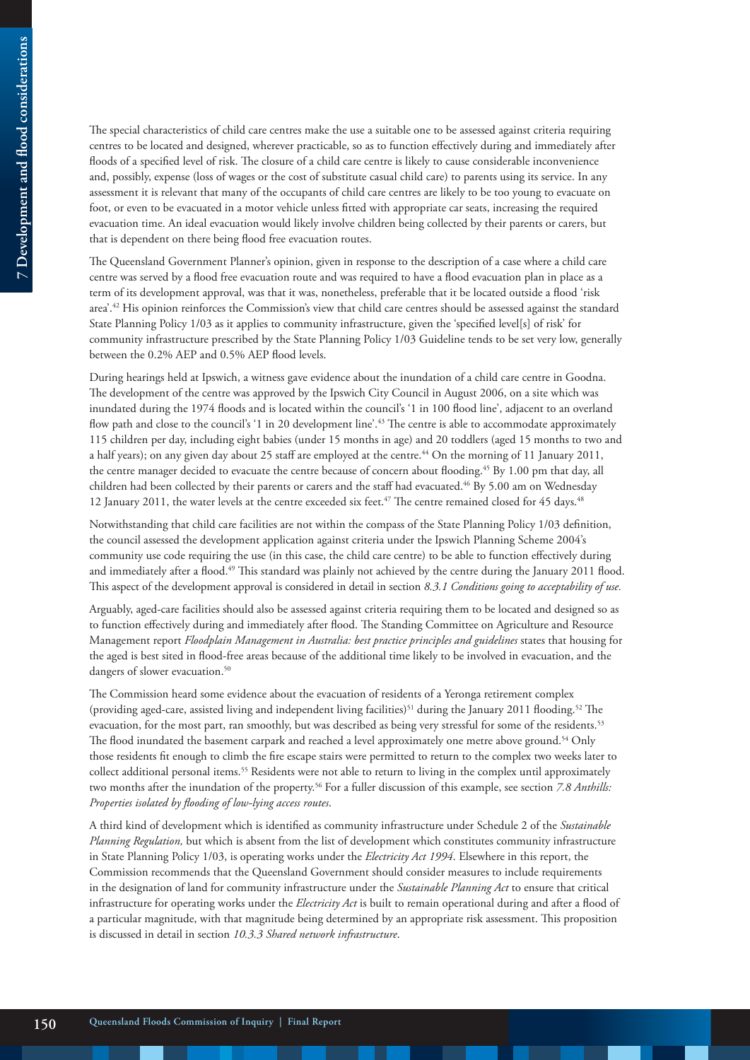The special characteristics of child care centres make the use a suitable one to be assessed against criteria requiring centres to be located and designed, wherever practicable, so as to function effectively during and immediately after floods of a specified level of risk. The closure of a child care centre is likely to cause considerable inconvenience and, possibly, expense (loss of wages or the cost of substitute casual child care) to parents using its service. In any assessment it is relevant that many of the occupants of child care centres are likely to be too young to evacuate on foot, or even to be evacuated in a motor vehicle unless fitted with appropriate car seats, increasing the required evacuation time. An ideal evacuation would likely involve children being collected by their parents or carers, but that is dependent on there being flood free evacuation routes.

The Queensland Government Planner's opinion, given in response to the description of a case where a child care centre was served by a flood free evacuation route and was required to have a flood evacuation plan in place as a term of its development approval, was that it was, nonetheless, preferable that it be located outside a flood 'risk area'.[42] His opinion reinforces the Commission's view that child care centres should be assessed against the standard State Planning Policy 1/03 as it applies to community infrastructure, given the 'specified level[s] of risk' for community infrastructure prescribed by the State Planning Policy 1/03 Guideline tends to be set very low, generally between the 0.2% AEP and 0.5% AEP flood levels.

During hearings held at Ipswich, a witness gave evidence about the inundation of a child care centre in Goodna. The development of the centre was approved by the Ipswich City Council in August 2006, on a site which was inundated during the 1974 floods and is located within the council's '1 in 100 flood line', adjacent to an overland flow path and close to the council's '1 in 20 development line'.[43] The centre is able to accommodate approximately 115 children per day, including eight babies (under 15 months in age) and 20 toddlers (aged 15 months to two and a half years); on any given day about 25 staff are employed at the centre.[44] On the morning of 11 January 2011, the centre manager decided to evacuate the centre because of concern about flooding.[45] By 1.00 pm that day, all children had been collected by their parents or carers and the staff had evacuated.[46] By 5.00 am on Wednesday 12 January 2011, the water levels at the centre exceeded six feet.[47] The centre remained closed for 45 days.[48]

Notwithstanding that child care facilities are not within the compass of the State Planning Policy 1/03 definition, the council assessed the development application against criteria under the Ipswich Planning Scheme 2004's community use code requiring the use (in this case, the child care centre) to be able to function effectively during and immediately after a flood.[49] This standard was plainly not achieved by the centre during the January 2011 flood. This aspect of the development approval is considered in detail in section *8.3.1 Conditions going to acceptability of use.*

Arguably, aged-care facilities should also be assessed against criteria requiring them to be located and designed so as to function effectively during and immediately after flood. The Standing Committee on Agriculture and Resource Management report *Floodplain Management in Australia: best practice principles and guidelines* states that housing for the aged is best sited in flood-free areas because of the additional time likely to be involved in evacuation, and the dangers of slower evacuation.[50]

The Commission heard some evidence about the evacuation of residents of a Yeronga retirement complex (providing aged-care, assisted living and independent living facilities)[51] during the January 2011 flooding.[52] The evacuation, for the most part, ran smoothly, but was described as being very stressful for some of the residents.[53] The flood inundated the basement carpark and reached a level approximately one metre above ground.[54] Only those residents fit enough to climb the fire escape stairs were permitted to return to the complex two weeks later to collect additional personal items.[55] Residents were not able to return to living in the complex until approximately two months after the inundation of the property.[56] For a fuller discussion of this example, see section *7.8 Anthills: Properties isolated by flooding of low-lying access routes*.

A third kind of development which is identified as community infrastructure under Schedule 2 of the *Sustainable Planning Regulation,* but which is absent from the list of development which constitutes community infrastructure in State Planning Policy 1/03, is operating works under the *Electricity Act 1994*. Elsewhere in this report, the Commission recommends that the Queensland Government should consider measures to include requirements in the designation of land for community infrastructure under the *Sustainable Planning Act* to ensure that critical infrastructure for operating works under the *Electricity Act* is built to remain operational during and after a flood of a particular magnitude, with that magnitude being determined by an appropriate risk assessment. This proposition is discussed in detail in section *10.3.3 Shared network infrastructure*.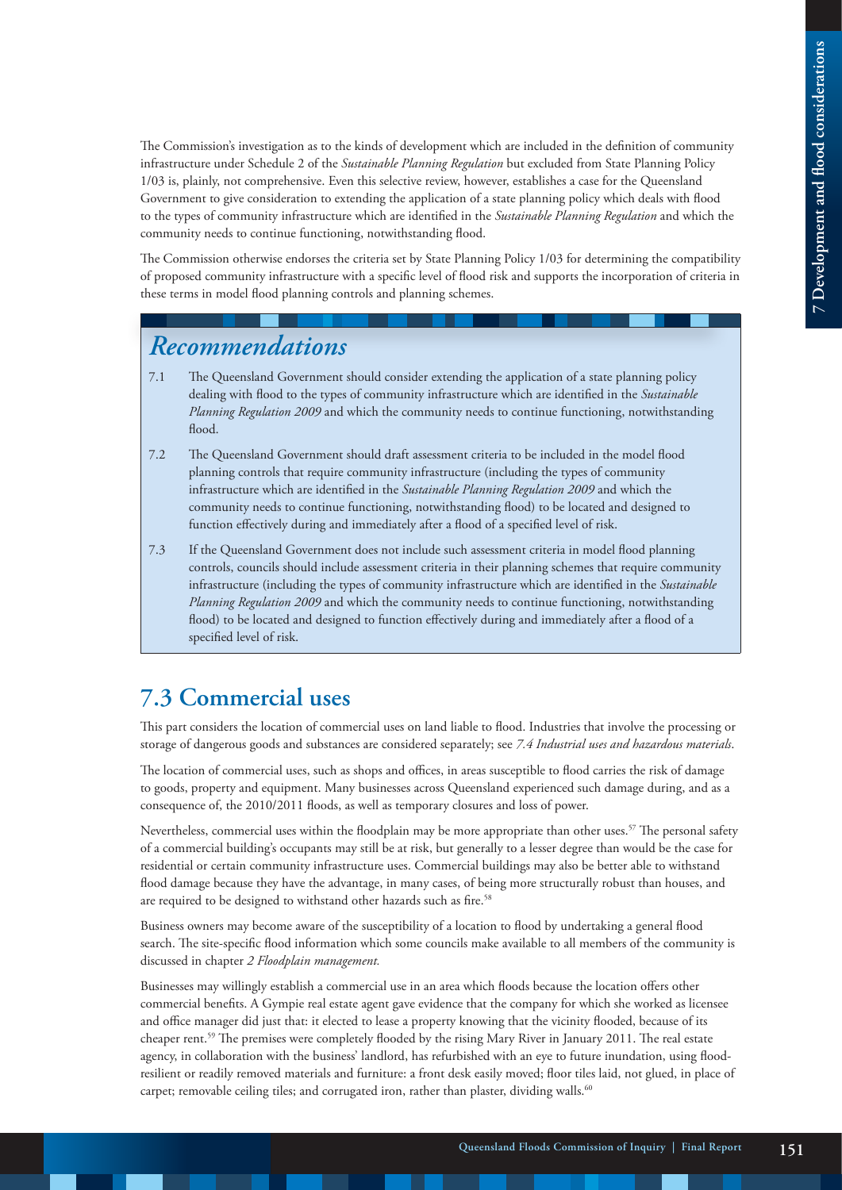The Commission's investigation as to the kinds of development which are included in the definition of community infrastructure under Schedule 2 of the *Sustainable Planning Regulation* but excluded from State Planning Policy 1/03 is, plainly, not comprehensive. Even this selective review, however, establishes a case for the Queensland Government to give consideration to extending the application of a state planning policy which deals with flood to the types of community infrastructure which are identified in the *Sustainable Planning Regulation* and which the community needs to continue functioning, notwithstanding flood.

The Commission otherwise endorses the criteria set by State Planning Policy 1/03 for determining the compatibility of proposed community infrastructure with a specific level of flood risk and supports the incorporation of criteria in these terms in model flood planning controls and planning schemes.

## *Recommendations*

7.1 The Queensland Government should consider extending the application of a state planning policy dealing with flood to the types of community infrastructure which are identified in the *Sustainable Planning Regulation 2009* and which the community needs to continue functioning, notwithstanding flood.

7.2 The Queensland Government should draft assessment criteria to be included in the model flood planning controls that require community infrastructure (including the types of community infrastructure which are identified in the *Sustainable Planning Regulation 2009* and which the community needs to continue functioning, notwithstanding flood) to be located and designed to function effectively during and immediately after a flood of a specified level of risk.

7.3 If the Queensland Government does not include such assessment criteria in model flood planning controls, councils should include assessment criteria in their planning schemes that require community infrastructure (including the types of community infrastructure which are identified in the *Sustainable Planning Regulation 2009* and which the community needs to continue functioning, notwithstanding flood) to be located and designed to function effectively during and immediately after a flood of a specified level of risk.

## 7.3 Commercial uses

This part considers the location of commercial uses on land liable to flood. Industries that involve the processing or storage of dangerous goods and substances are considered separately; see *7.4 Industrial uses and hazardous materials*.

The location of commercial uses, such as shops and offices, in areas susceptible to flood carries the risk of damage to goods, property and equipment. Many businesses across Queensland experienced such damage during, and as a consequence of, the 2010/2011 floods, as well as temporary closures and loss of power.

Nevertheless, commercial uses within the floodplain may be more appropriate than other uses.[57] The personal safety of a commercial building's occupants may still be at risk, but generally to a lesser degree than would be the case for residential or certain community infrastructure uses. Commercial buildings may also be better able to withstand flood damage because they have the advantage, in many cases, of being more structurally robust than houses, and are required to be designed to withstand other hazards such as fire.[58]

Business owners may become aware of the susceptibility of a location to flood by undertaking a general flood search. The site-specific flood information which some councils make available to all members of the community is discussed in chapter *2 Floodplain management.*

Businesses may willingly establish a commercial use in an area which floods because the location offers other commercial benefits. A Gympie real estate agent gave evidence that the company for which she worked as licensee and office manager did just that: it elected to lease a property knowing that the vicinity flooded, because of its cheaper rent.[59] The premises were completely flooded by the rising Mary River in January 2011. The real estate agency, in collaboration with the business' landlord, has refurbished with an eye to future inundation, using flood-resilient or readily removed materials and furniture: a front desk easily moved; floor tiles laid, not glued, in place of carpet; removable ceiling tiles; and corrugated iron, rather than plaster, dividing walls.[60]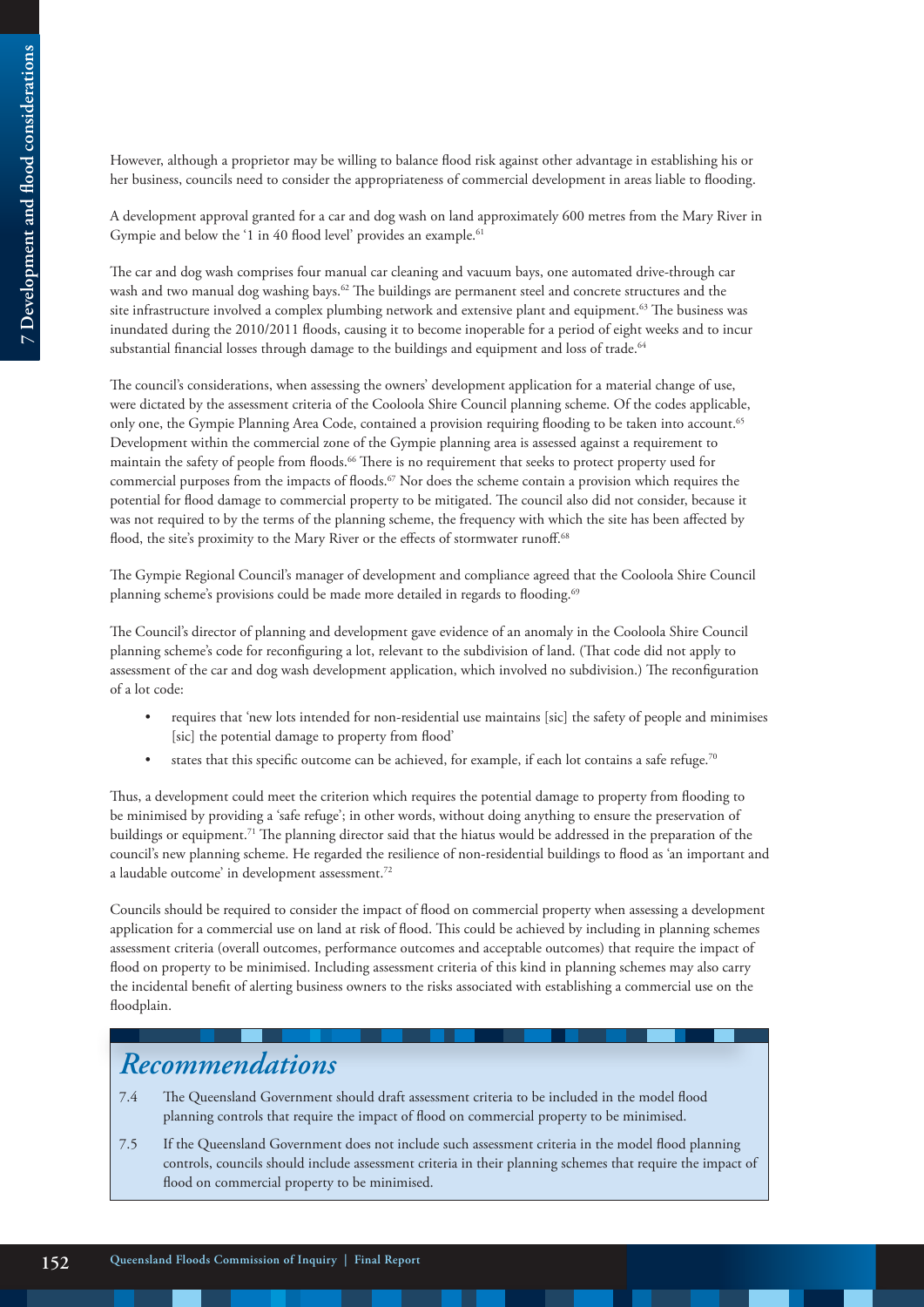However, although a proprietor may be willing to balance flood risk against other advantage in establishing his or her business, councils need to consider the appropriateness of commercial development in areas liable to flooding.

A development approval granted for a car and dog wash on land approximately 600 metres from the Mary River in Gympie and below the '1 in 40 flood level' provides an example.[61]

The car and dog wash comprises four manual car cleaning and vacuum bays, one automated drive-through car wash and two manual dog washing bays.[62] The buildings are permanent steel and concrete structures and the site infrastructure involved a complex plumbing network and extensive plant and equipment.[63] The business was inundated during the 2010/2011 floods, causing it to become inoperable for a period of eight weeks and to incur substantial financial losses through damage to the buildings and equipment and loss of trade.[64]

The council's considerations, when assessing the owners' development application for a material change of use, were dictated by the assessment criteria of the Cooloola Shire Council planning scheme. Of the codes applicable, only one, the Gympie Planning Area Code, contained a provision requiring flooding to be taken into account.[65] Development within the commercial zone of the Gympie planning area is assessed against a requirement to maintain the safety of people from floods.[66] There is no requirement that seeks to protect property used for commercial purposes from the impacts of floods.[67] Nor does the scheme contain a provision which requires the potential for flood damage to commercial property to be mitigated. The council also did not consider, because it was not required to by the terms of the planning scheme, the frequency with which the site has been affected by flood, the site's proximity to the Mary River or the effects of stormwater runoff.[68]

The Gympie Regional Council's manager of development and compliance agreed that the Cooloola Shire Council planning scheme's provisions could be made more detailed in regards to flooding.[69]

The Council's director of planning and development gave evidence of an anomaly in the Cooloola Shire Council planning scheme's code for reconfiguring a lot, relevant to the subdivision of land. (That code did not apply to assessment of the car and dog wash development application, which involved no subdivision.) The reconfiguration of a lot code:

- requires that 'new lots intended for non-residential use maintains [sic] the safety of people and minimises [sic] the potential damage to property from flood'
- states that this specific outcome can be achieved, for example, if each lot contains a safe refuge.[70]

Thus, a development could meet the criterion which requires the potential damage to property from flooding to be minimised by providing a 'safe refuge'; in other words, without doing anything to ensure the preservation of buildings or equipment.[71] The planning director said that the hiatus would be addressed in the preparation of the council's new planning scheme. He regarded the resilience of non-residential buildings to flood as 'an important and a laudable outcome' in development assessment.[72]

Councils should be required to consider the impact of flood on commercial property when assessing a development application for a commercial use on land at risk of flood. This could be achieved by including in planning schemes assessment criteria (overall outcomes, performance outcomes and acceptable outcomes) that require the impact of flood on property to be minimised. Including assessment criteria of this kind in planning schemes may also carry the incidental benefit of alerting business owners to the risks associated with establishing a commercial use on the floodplain.

## *Recommendations*

7.4 The Queensland Government should draft assessment criteria to be included in the model flood planning controls that require the impact of flood on commercial property to be minimised.

7.5 If the Queensland Government does not include such assessment criteria in the model flood planning controls, councils should include assessment criteria in their planning schemes that require the impact of flood on commercial property to be minimised.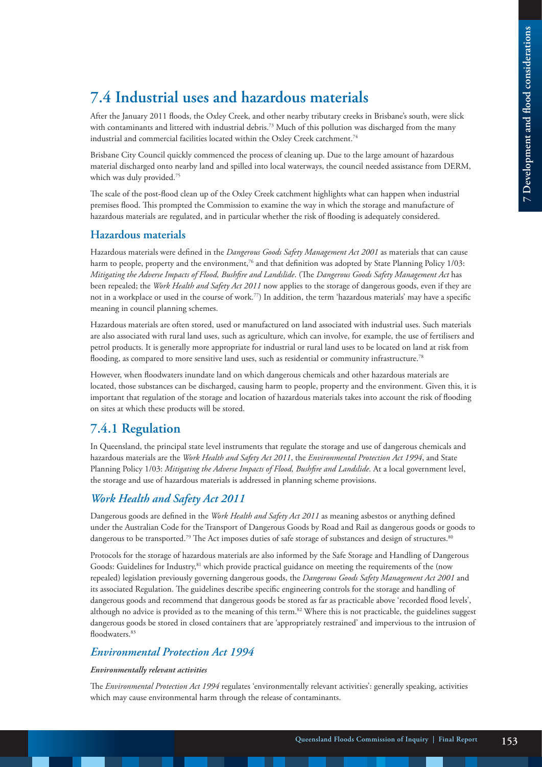## 7.4 Industrial uses and hazardous materials

After the January 2011 floods, the Oxley Creek, and other nearby tributary creeks in Brisbane's south, were slick with contaminants and littered with industrial debris.[73] Much of this pollution was discharged from the many industrial and commercial facilities located within the Oxley Creek catchment.[74]

Brisbane City Council quickly commenced the process of cleaning up. Due to the large amount of hazardous material discharged onto nearby land and spilled into local waterways, the council needed assistance from DERM, which was duly provided.[75]

The scale of the post-flood clean up of the Oxley Creek catchment highlights what can happen when industrial premises flood. This prompted the Commission to examine the way in which the storage and manufacture of hazardous materials are regulated, and in particular whether the risk of flooding is adequately considered.

### Hazardous materials

Hazardous materials were defined in the *Dangerous Goods Safety Management Act 2001* as materials that can cause harm to people, property and the environment,[76] and that definition was adopted by State Planning Policy 1/03: *Mitigating the Adverse Impacts of Flood, Bushfire and Landslide*. (The *Dangerous Goods Safety Management Act* has been repealed; the *Work Health and Safety Act 2011* now applies to the storage of dangerous goods, even if they are not in a workplace or used in the course of work.[77]) In addition, the term 'hazardous materials' may have a specific meaning in council planning schemes.

Hazardous materials are often stored, used or manufactured on land associated with industrial uses. Such materials are also associated with rural land uses, such as agriculture, which can involve, for example, the use of fertilisers and petrol products. It is generally more appropriate for industrial or rural land uses to be located on land at risk from flooding, as compared to more sensitive land uses, such as residential or community infrastructure.[78]

However, when floodwaters inundate land on which dangerous chemicals and other hazardous materials are located, those substances can be discharged, causing harm to people, property and the environment. Given this, it is important that regulation of the storage and location of hazardous materials takes into account the risk of flooding on sites at which these products will be stored.

## 7.4.1 Regulation

In Queensland, the principal state level instruments that regulate the storage and use of dangerous chemicals and hazardous materials are the *Work Health and Safety Act 2011*, the *Environmental Protection Act 1994*, and State Planning Policy 1/03: *Mitigating the Adverse Impacts of Flood, Bushfire and Landslide*. At a local government level, the storage and use of hazardous materials is addressed in planning scheme provisions.

### *Work Health and Safety Act 2011*

Dangerous goods are defined in the *Work Health and Safety Act 2011* as meaning asbestos or anything defined under the Australian Code for the Transport of Dangerous Goods by Road and Rail as dangerous goods or goods to dangerous to be transported.[79] The Act imposes duties of safe storage of substances and design of structures.[80]

Protocols for the storage of hazardous materials are also informed by the Safe Storage and Handling of Dangerous Goods: Guidelines for Industry,[81] which provide practical guidance on meeting the requirements of the (now repealed) legislation previously governing dangerous goods, the *Dangerous Goods Safety Management Act 2001* and its associated Regulation. The guidelines describe specific engineering controls for the storage and handling of dangerous goods and recommend that dangerous goods be stored as far as practicable above 'recorded flood levels', although no advice is provided as to the meaning of this term.[82] Where this is not practicable, the guidelines suggest dangerous goods be stored in closed containers that are 'appropriately restrained' and impervious to the intrusion of floodwaters.[83]

### *Environmental Protection Act 1994*

***Environmentally relevant activities***

The *Environmental Protection Act 1994* regulates 'environmentally relevant activities': generally speaking, activities which may cause environmental harm through the release of contaminants.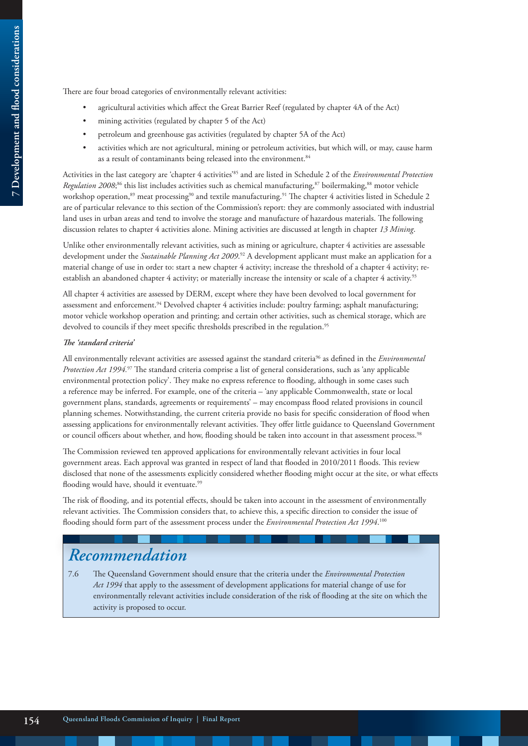There are four broad categories of environmentally relevant activities:

- agricultural activities which affect the Great Barrier Reef (regulated by chapter 4A of the Act)
- mining activities (regulated by chapter 5 of the Act)
- petroleum and greenhouse gas activities (regulated by chapter 5A of the Act)
- activities which are not agricultural, mining or petroleum activities, but which will, or may, cause harm as a result of contaminants being released into the environment.[84]

Activities in the last category are 'chapter 4 activities'[85] and are listed in Schedule 2 of the *Environmental Protection Regulation 2008*;[86] this list includes activities such as chemical manufacturing,[87] boilermaking,[88] motor vehicle workshop operation,[89] meat processing[90] and textile manufacturing.[91] The chapter 4 activities listed in Schedule 2 are of particular relevance to this section of the Commission's report: they are commonly associated with industrial land uses in urban areas and tend to involve the storage and manufacture of hazardous materials. The following discussion relates to chapter 4 activities alone. Mining activities are discussed at length in chapter *13 Mining*.

Unlike other environmentally relevant activities, such as mining or agriculture, chapter 4 activities are assessable development under the *Sustainable Planning Act 2009*.[92] A development applicant must make an application for a material change of use in order to: start a new chapter 4 activity; increase the threshold of a chapter 4 activity; re-establish an abandoned chapter 4 activity; or materially increase the intensity or scale of a chapter 4 activity.[93]

All chapter 4 activities are assessed by DERM, except where they have been devolved to local government for assessment and enforcement.[94] Devolved chapter 4 activities include: poultry farming; asphalt manufacturing; motor vehicle workshop operation and printing; and certain other activities, such as chemical storage, which are devolved to councils if they meet specific thresholds prescribed in the regulation.[95]

#### *The 'standard criteria'*

All environmentally relevant activities are assessed against the standard criteria[96] as defined in the *Environmental Protection Act 1994*.[97] The standard criteria comprise a list of general considerations, such as 'any applicable environmental protection policy'. They make no express reference to flooding, although in some cases such a reference may be inferred. For example, one of the criteria – 'any applicable Commonwealth, state or local government plans, standards, agreements or requirements' – may encompass flood related provisions in council planning schemes. Notwithstanding, the current criteria provide no basis for specific consideration of flood when assessing applications for environmentally relevant activities. They offer little guidance to Queensland Government or council officers about whether, and how, flooding should be taken into account in that assessment process.[98]

The Commission reviewed ten approved applications for environmentally relevant activities in four local government areas. Each approval was granted in respect of land that flooded in 2010/2011 floods. This review disclosed that none of the assessments explicitly considered whether flooding might occur at the site, or what effects flooding would have, should it eventuate.[99]

The risk of flooding, and its potential effects, should be taken into account in the assessment of environmentally relevant activities. The Commission considers that, to achieve this, a specific direction to consider the issue of flooding should form part of the assessment process under the *Environmental Protection Act 1994*.[100]

## *Recommendation*

7.6 The Queensland Government should ensure that the criteria under the *Environmental Protection Act 1994* that apply to the assessment of development applications for material change of use for environmentally relevant activities include consideration of the risk of flooding at the site on which the activity is proposed to occur.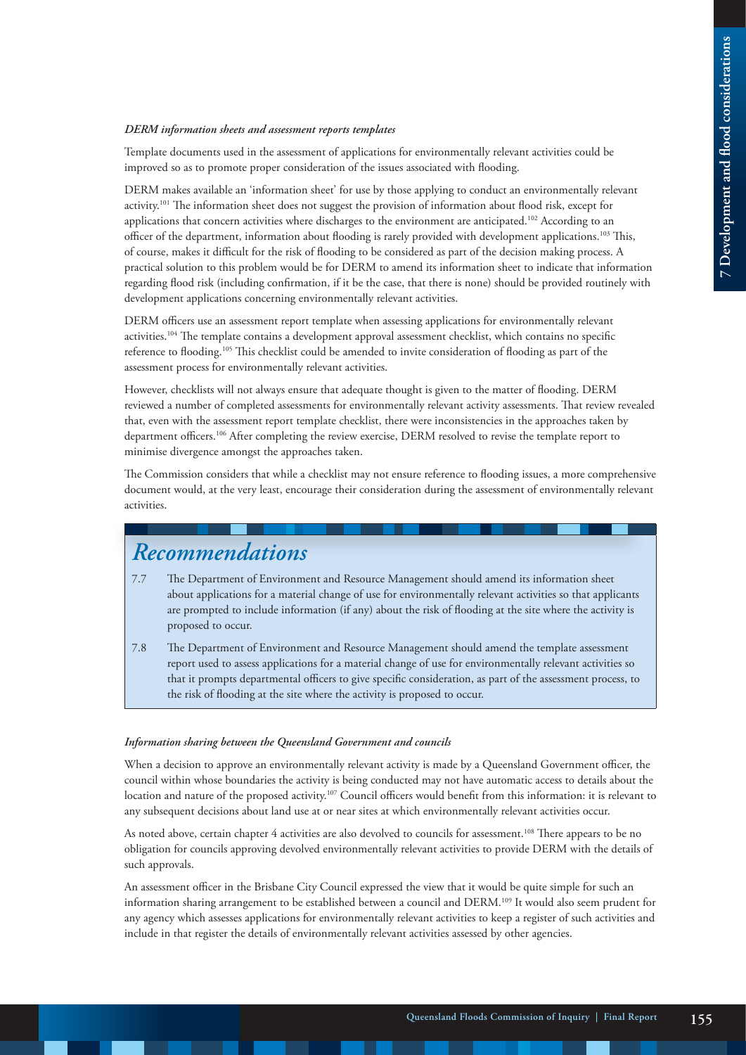*DERM information sheets and assessment reports templates*

Template documents used in the assessment of applications for environmentally relevant activities could be improved so as to promote proper consideration of the issues associated with flooding.

DERM makes available an 'information sheet' for use by those applying to conduct an environmentally relevant activity.[101] The information sheet does not suggest the provision of information about flood risk, except for applications that concern activities where discharges to the environment are anticipated.[102] According to an officer of the department, information about flooding is rarely provided with development applications.[103] This, of course, makes it difficult for the risk of flooding to be considered as part of the decision making process. A practical solution to this problem would be for DERM to amend its information sheet to indicate that information regarding flood risk (including confirmation, if it be the case, that there is none) should be provided routinely with development applications concerning environmentally relevant activities.

DERM officers use an assessment report template when assessing applications for environmentally relevant activities.[104] The template contains a development approval assessment checklist, which contains no specific reference to flooding.[105] This checklist could be amended to invite consideration of flooding as part of the assessment process for environmentally relevant activities.

However, checklists will not always ensure that adequate thought is given to the matter of flooding. DERM reviewed a number of completed assessments for environmentally relevant activity assessments. That review revealed that, even with the assessment report template checklist, there were inconsistencies in the approaches taken by department officers.[106] After completing the review exercise, DERM resolved to revise the template report to minimise divergence amongst the approaches taken.

The Commission considers that while a checklist may not ensure reference to flooding issues, a more comprehensive document would, at the very least, encourage their consideration during the assessment of environmentally relevant activities.

## Recommendations

7.7 The Department of Environment and Resource Management should amend its information sheet about applications for a material change of use for environmentally relevant activities so that applicants are prompted to include information (if any) about the risk of flooding at the site where the activity is proposed to occur.

7.8 The Department of Environment and Resource Management should amend the template assessment report used to assess applications for a material change of use for environmentally relevant activities so that it prompts departmental officers to give specific consideration, as part of the assessment process, to the risk of flooding at the site where the activity is proposed to occur.

*Information sharing between the Queensland Government and councils*

When a decision to approve an environmentally relevant activity is made by a Queensland Government officer, the council within whose boundaries the activity is being conducted may not have automatic access to details about the location and nature of the proposed activity.[107] Council officers would benefit from this information: it is relevant to any subsequent decisions about land use at or near sites at which environmentally relevant activities occur.

As noted above, certain chapter 4 activities are also devolved to councils for assessment.[108] There appears to be no obligation for councils approving devolved environmentally relevant activities to provide DERM with the details of such approvals.

An assessment officer in the Brisbane City Council expressed the view that it would be quite simple for such an information sharing arrangement to be established between a council and DERM.[109] It would also seem prudent for any agency which assesses applications for environmentally relevant activities to keep a register of such activities and include in that register the details of environmentally relevant activities assessed by other agencies.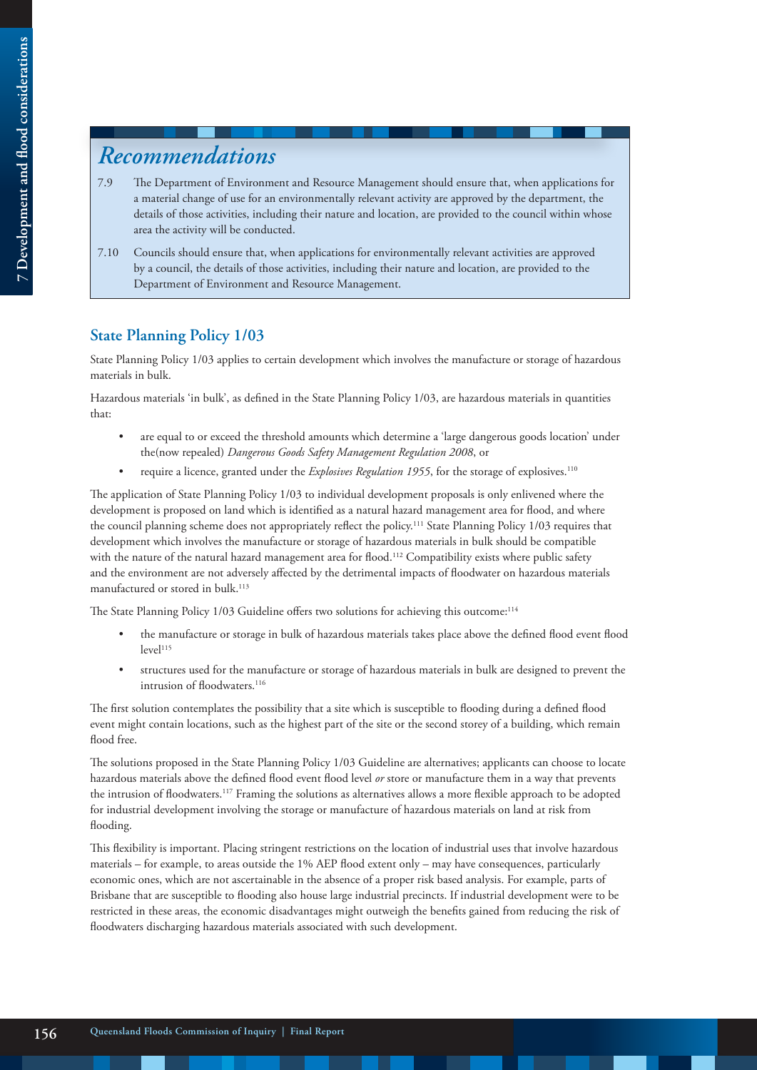## Recommendations

7.9 The Department of Environment and Resource Management should ensure that, when applications for a material change of use for an environmentally relevant activity are approved by the department, the details of those activities, including their nature and location, are provided to the council within whose area the activity will be conducted.

7.10 Councils should ensure that, when applications for environmentally relevant activities are approved by a council, the details of those activities, including their nature and location, are provided to the Department of Environment and Resource Management.

### State Planning Policy 1/03

State Planning Policy 1/03 applies to certain development which involves the manufacture or storage of hazardous materials in bulk.

Hazardous materials 'in bulk', as defined in the State Planning Policy 1/03, are hazardous materials in quantities that:

- are equal to or exceed the threshold amounts which determine a 'large dangerous goods location' under the(now repealed) *Dangerous Goods Safety Management Regulation 2008*, or
- require a licence, granted under the *Explosives Regulation 1955*, for the storage of explosives.[110]

The application of State Planning Policy 1/03 to individual development proposals is only enlivened where the development is proposed on land which is identified as a natural hazard management area for flood, and where the council planning scheme does not appropriately reflect the policy.[111] State Planning Policy 1/03 requires that development which involves the manufacture or storage of hazardous materials in bulk should be compatible with the nature of the natural hazard management area for flood.[112] Compatibility exists where public safety and the environment are not adversely affected by the detrimental impacts of floodwater on hazardous materials manufactured or stored in bulk.[113]

The State Planning Policy 1/03 Guideline offers two solutions for achieving this outcome:[114]

- the manufacture or storage in bulk of hazardous materials takes place above the defined flood event flood level[115]
- structures used for the manufacture or storage of hazardous materials in bulk are designed to prevent the intrusion of floodwaters.[116]

The first solution contemplates the possibility that a site which is susceptible to flooding during a defined flood event might contain locations, such as the highest part of the site or the second storey of a building, which remain flood free.

The solutions proposed in the State Planning Policy 1/03 Guideline are alternatives; applicants can choose to locate hazardous materials above the defined flood event flood level *or* store or manufacture them in a way that prevents the intrusion of floodwaters.[117] Framing the solutions as alternatives allows a more flexible approach to be adopted for industrial development involving the storage or manufacture of hazardous materials on land at risk from flooding.

This flexibility is important. Placing stringent restrictions on the location of industrial uses that involve hazardous materials – for example, to areas outside the 1% AEP flood extent only – may have consequences, particularly economic ones, which are not ascertainable in the absence of a proper risk based analysis. For example, parts of Brisbane that are susceptible to flooding also house large industrial precincts. If industrial development were to be restricted in these areas, the economic disadvantages might outweigh the benefits gained from reducing the risk of floodwaters discharging hazardous materials associated with such development.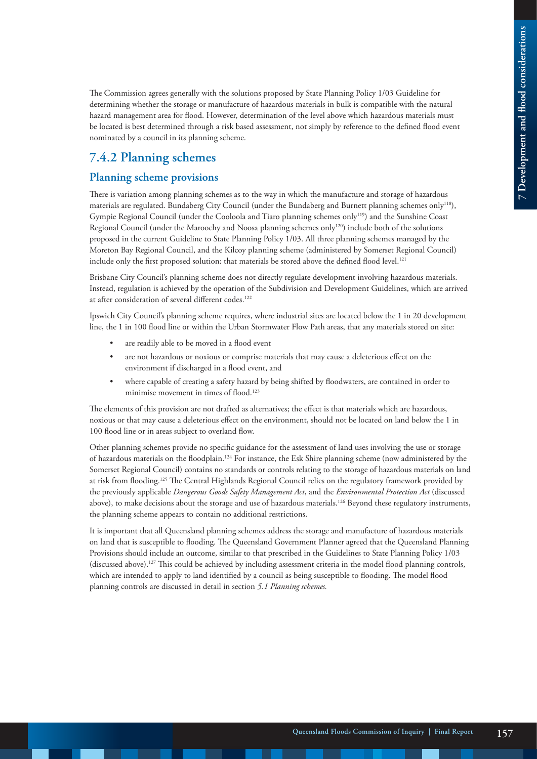The Commission agrees generally with the solutions proposed by State Planning Policy 1/03 Guideline for determining whether the storage or manufacture of hazardous materials in bulk is compatible with the natural hazard management area for flood. However, determination of the level above which hazardous materials must be located is best determined through a risk based assessment, not simply by reference to the defined flood event nominated by a council in its planning scheme.

## 7.4.2 Planning schemes

### Planning scheme provisions

There is variation among planning schemes as to the way in which the manufacture and storage of hazardous materials are regulated. Bundaberg City Council (under the Bundaberg and Burnett planning schemes only[118]), Gympie Regional Council (under the Cooloola and Tiaro planning schemes only[119]) and the Sunshine Coast Regional Council (under the Maroochy and Noosa planning schemes only[120]) include both of the solutions proposed in the current Guideline to State Planning Policy 1/03. All three planning schemes managed by the Moreton Bay Regional Council, and the Kilcoy planning scheme (administered by Somerset Regional Council) include only the first proposed solution: that materials be stored above the defined flood level.[121]

Brisbane City Council's planning scheme does not directly regulate development involving hazardous materials. Instead, regulation is achieved by the operation of the Subdivision and Development Guidelines, which are arrived at after consideration of several different codes.[122]

Ipswich City Council's planning scheme requires, where industrial sites are located below the 1 in 20 development line, the 1 in 100 flood line or within the Urban Stormwater Flow Path areas, that any materials stored on site:

- are readily able to be moved in a flood event
- are not hazardous or noxious or comprise materials that may cause a deleterious effect on the environment if discharged in a flood event, and
- where capable of creating a safety hazard by being shifted by floodwaters, are contained in order to minimise movement in times of flood.[123]

The elements of this provision are not drafted as alternatives; the effect is that materials which are hazardous, noxious or that may cause a deleterious effect on the environment, should not be located on land below the 1 in 100 flood line or in areas subject to overland flow.

Other planning schemes provide no specific guidance for the assessment of land uses involving the use or storage of hazardous materials on the floodplain.[124] For instance, the Esk Shire planning scheme (now administered by the Somerset Regional Council) contains no standards or controls relating to the storage of hazardous materials on land at risk from flooding.[125] The Central Highlands Regional Council relies on the regulatory framework provided by the previously applicable *Dangerous Goods Safety Management Act*, and the *Environmental Protection Act* (discussed above), to make decisions about the storage and use of hazardous materials.[126] Beyond these regulatory instruments, the planning scheme appears to contain no additional restrictions.

It is important that all Queensland planning schemes address the storage and manufacture of hazardous materials on land that is susceptible to flooding. The Queensland Government Planner agreed that the Queensland Planning Provisions should include an outcome, similar to that prescribed in the Guidelines to State Planning Policy 1/03 (discussed above).[127] This could be achieved by including assessment criteria in the model flood planning controls, which are intended to apply to land identified by a council as being susceptible to flooding. The model flood planning controls are discussed in detail in section *5.1 Planning schemes.*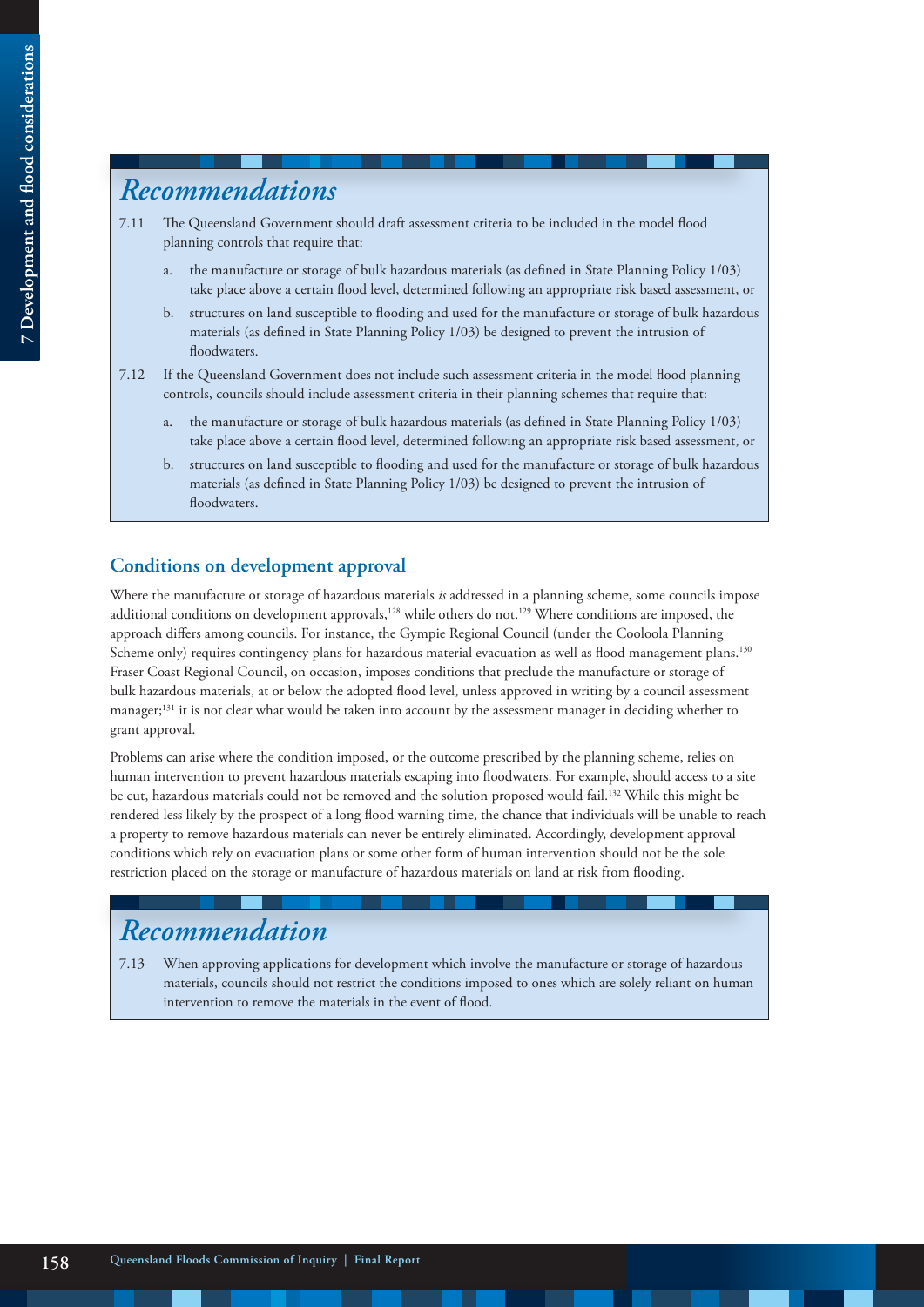## *Recommendations*

7.11 The Queensland Government should draft assessment criteria to be included in the model flood planning controls that require that:

a. the manufacture or storage of bulk hazardous materials (as defined in State Planning Policy 1/03) take place above a certain flood level, determined following an appropriate risk based assessment, or

b. structures on land susceptible to flooding and used for the manufacture or storage of bulk hazardous materials (as defined in State Planning Policy 1/03) be designed to prevent the intrusion of floodwaters.

7.12 If the Queensland Government does not include such assessment criteria in the model flood planning controls, councils should include assessment criteria in their planning schemes that require that:

a. the manufacture or storage of bulk hazardous materials (as defined in State Planning Policy 1/03) take place above a certain flood level, determined following an appropriate risk based assessment, or

b. structures on land susceptible to flooding and used for the manufacture or storage of bulk hazardous materials (as defined in State Planning Policy 1/03) be designed to prevent the intrusion of floodwaters.

### Conditions on development approval

Where the manufacture or storage of hazardous materials *is* addressed in a planning scheme, some councils impose additional conditions on development approvals,[128] while others do not.[129] Where conditions are imposed, the approach differs among councils. For instance, the Gympie Regional Council (under the Cooloola Planning Scheme only) requires contingency plans for hazardous material evacuation as well as flood management plans.[130] Fraser Coast Regional Council, on occasion, imposes conditions that preclude the manufacture or storage of bulk hazardous materials, at or below the adopted flood level, unless approved in writing by a council assessment manager;[131] it is not clear what would be taken into account by the assessment manager in deciding whether to grant approval.

Problems can arise where the condition imposed, or the outcome prescribed by the planning scheme, relies on human intervention to prevent hazardous materials escaping into floodwaters. For example, should access to a site be cut, hazardous materials could not be removed and the solution proposed would fail.[132] While this might be rendered less likely by the prospect of a long flood warning time, the chance that individuals will be unable to reach a property to remove hazardous materials can never be entirely eliminated. Accordingly, development approval conditions which rely on evacuation plans or some other form of human intervention should not be the sole restriction placed on the storage or manufacture of hazardous materials on land at risk from flooding.

## *Recommendation*

7.13 When approving applications for development which involve the manufacture or storage of hazardous materials, councils should not restrict the conditions imposed to ones which are solely reliant on human intervention to remove the materials in the event of flood.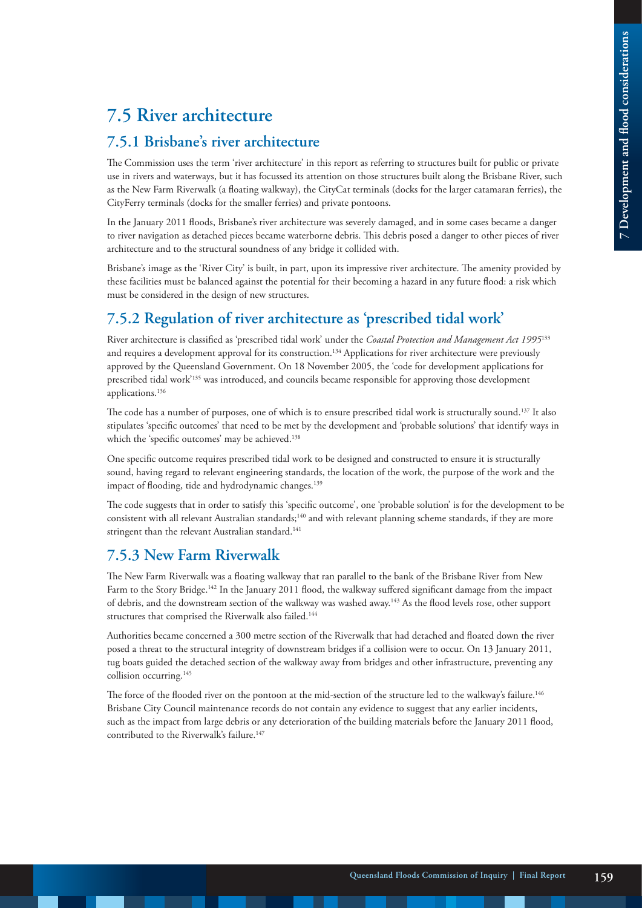## 7.5 River architecture

### 7.5.1 Brisbane's river architecture

The Commission uses the term 'river architecture' in this report as referring to structures built for public or private use in rivers and waterways, but it has focussed its attention on those structures built along the Brisbane River, such as the New Farm Riverwalk (a floating walkway), the CityCat terminals (docks for the larger catamaran ferries), the CityFerry terminals (docks for the smaller ferries) and private pontoons.

In the January 2011 floods, Brisbane's river architecture was severely damaged, and in some cases became a danger to river navigation as detached pieces became waterborne debris. This debris posed a danger to other pieces of river architecture and to the structural soundness of any bridge it collided with.

Brisbane's image as the 'River City' is built, in part, upon its impressive river architecture. The amenity provided by these facilities must be balanced against the potential for their becoming a hazard in any future flood: a risk which must be considered in the design of new structures.

### 7.5.2 Regulation of river architecture as 'prescribed tidal work'

River architecture is classified as 'prescribed tidal work' under the *Coastal Protection and Management Act 1995*[133] and requires a development approval for its construction.[134] Applications for river architecture were previously approved by the Queensland Government. On 18 November 2005, the 'code for development applications for prescribed tidal work'[135] was introduced, and councils became responsible for approving those development applications.[136]

The code has a number of purposes, one of which is to ensure prescribed tidal work is structurally sound.[137] It also stipulates 'specific outcomes' that need to be met by the development and 'probable solutions' that identify ways in which the 'specific outcomes' may be achieved.[138]

One specific outcome requires prescribed tidal work to be designed and constructed to ensure it is structurally sound, having regard to relevant engineering standards, the location of the work, the purpose of the work and the impact of flooding, tide and hydrodynamic changes.[139]

The code suggests that in order to satisfy this 'specific outcome', one 'probable solution' is for the development to be consistent with all relevant Australian standards;[140] and with relevant planning scheme standards, if they are more stringent than the relevant Australian standard.[141]

### 7.5.3 New Farm Riverwalk

The New Farm Riverwalk was a floating walkway that ran parallel to the bank of the Brisbane River from New Farm to the Story Bridge.[142] In the January 2011 flood, the walkway suffered significant damage from the impact of debris, and the downstream section of the walkway was washed away.[143] As the flood levels rose, other support structures that comprised the Riverwalk also failed.[144]

Authorities became concerned a 300 metre section of the Riverwalk that had detached and floated down the river posed a threat to the structural integrity of downstream bridges if a collision were to occur. On 13 January 2011, tug boats guided the detached section of the walkway away from bridges and other infrastructure, preventing any collision occurring.[145]

The force of the flooded river on the pontoon at the mid-section of the structure led to the walkway's failure.[146] Brisbane City Council maintenance records do not contain any evidence to suggest that any earlier incidents, such as the impact from large debris or any deterioration of the building materials before the January 2011 flood, contributed to the Riverwalk's failure.[147]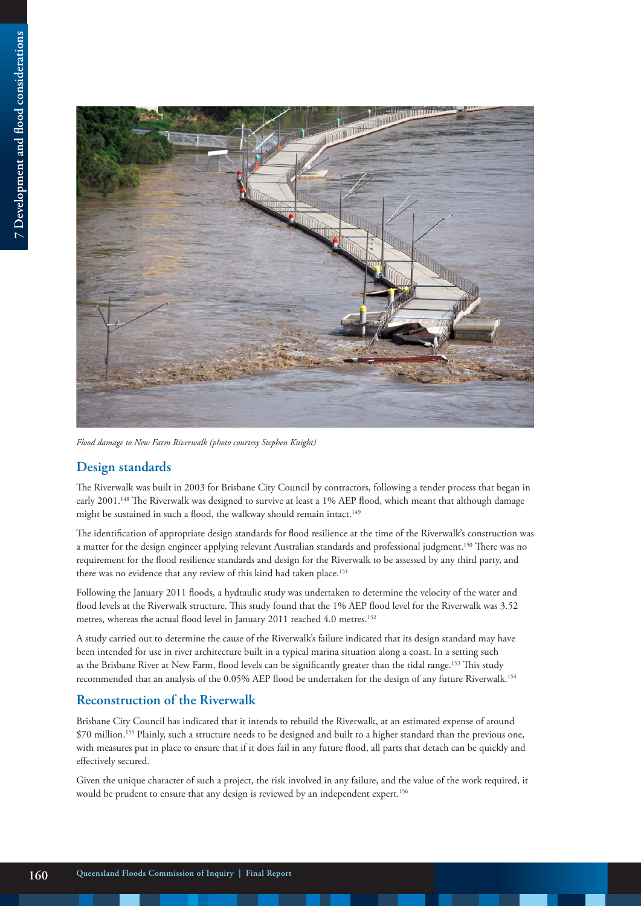*Flood damage to New Farm Riverwalk (photo courtesy Stephen Knight)*

## Design standards

The Riverwalk was built in 2003 for Brisbane City Council by contractors, following a tender process that began in early 2001.[148] The Riverwalk was designed to survive at least a 1% AEP flood, which meant that although damage might be sustained in such a flood, the walkway should remain intact.[149]

The identification of appropriate design standards for flood resilience at the time of the Riverwalk's construction was a matter for the design engineer applying relevant Australian standards and professional judgment.[150] There was no requirement for the flood resilience standards and design for the Riverwalk to be assessed by any third party, and there was no evidence that any review of this kind had taken place.[151]

Following the January 2011 floods, a hydraulic study was undertaken to determine the velocity of the water and flood levels at the Riverwalk structure. This study found that the 1% AEP flood level for the Riverwalk was 3.52 metres, whereas the actual flood level in January 2011 reached 4.0 metres.[152]

A study carried out to determine the cause of the Riverwalk's failure indicated that its design standard may have been intended for use in river architecture built in a typical marina situation along a coast. In a setting such as the Brisbane River at New Farm, flood levels can be significantly greater than the tidal range.[153] This study recommended that an analysis of the 0.05% AEP flood be undertaken for the design of any future Riverwalk.[154]

## Reconstruction of the Riverwalk

Brisbane City Council has indicated that it intends to rebuild the Riverwalk, at an estimated expense of around $70 million.[155] Plainly, such a structure needs to be designed and built to a higher standard than the previous one, with measures put in place to ensure that if it does fail in any future flood, all parts that detach can be quickly and effectively secured.

Given the unique character of such a project, the risk involved in any failure, and the value of the work required, it would be prudent to ensure that any design is reviewed by an independent expert.[156]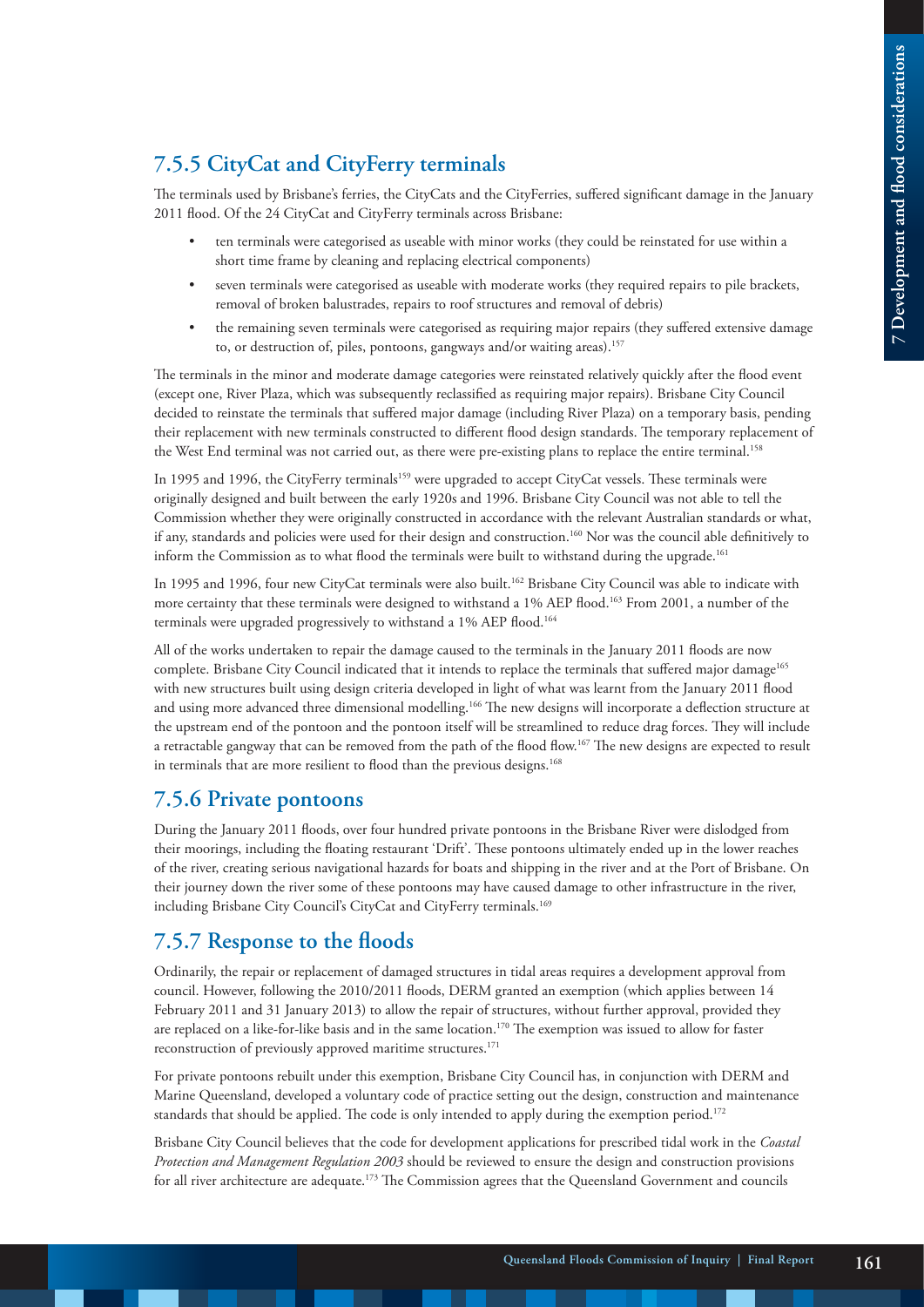### 7.5.5 CityCat and CityFerry terminals

The terminals used by Brisbane's ferries, the CityCats and the CityFerries, suffered significant damage in the January 2011 flood. Of the 24 CityCat and CityFerry terminals across Brisbane:

- ten terminals were categorised as useable with minor works (they could be reinstated for use within a short time frame by cleaning and replacing electrical components)
- seven terminals were categorised as useable with moderate works (they required repairs to pile brackets, removal of broken balustrades, repairs to roof structures and removal of debris)
- the remaining seven terminals were categorised as requiring major repairs (they suffered extensive damage to, or destruction of, piles, pontoons, gangways and/or waiting areas).[157]

The terminals in the minor and moderate damage categories were reinstated relatively quickly after the flood event (except one, River Plaza, which was subsequently reclassified as requiring major repairs). Brisbane City Council decided to reinstate the terminals that suffered major damage (including River Plaza) on a temporary basis, pending their replacement with new terminals constructed to different flood design standards. The temporary replacement of the West End terminal was not carried out, as there were pre-existing plans to replace the entire terminal.[158]

In 1995 and 1996, the CityFerry terminals[159] were upgraded to accept CityCat vessels. These terminals were originally designed and built between the early 1920s and 1996. Brisbane City Council was not able to tell the Commission whether they were originally constructed in accordance with the relevant Australian standards or what, if any, standards and policies were used for their design and construction.[160] Nor was the council able definitively to inform the Commission as to what flood the terminals were built to withstand during the upgrade.[161]

In 1995 and 1996, four new CityCat terminals were also built.[162] Brisbane City Council was able to indicate with more certainty that these terminals were designed to withstand a 1% AEP flood.[163] From 2001, a number of the terminals were upgraded progressively to withstand a 1% AEP flood.[164]

All of the works undertaken to repair the damage caused to the terminals in the January 2011 floods are now complete. Brisbane City Council indicated that it intends to replace the terminals that suffered major damage[165] with new structures built using design criteria developed in light of what was learnt from the January 2011 flood and using more advanced three dimensional modelling.[166] The new designs will incorporate a deflection structure at the upstream end of the pontoon and the pontoon itself will be streamlined to reduce drag forces. They will include a retractable gangway that can be removed from the path of the flood flow.[167] The new designs are expected to result in terminals that are more resilient to flood than the previous designs.[168]

### 7.5.6 Private pontoons

During the January 2011 floods, over four hundred private pontoons in the Brisbane River were dislodged from their moorings, including the floating restaurant 'Drift'. These pontoons ultimately ended up in the lower reaches of the river, creating serious navigational hazards for boats and shipping in the river and at the Port of Brisbane. On their journey down the river some of these pontoons may have caused damage to other infrastructure in the river, including Brisbane City Council's CityCat and CityFerry terminals.[169]

### 7.5.7 Response to the floods

Ordinarily, the repair or replacement of damaged structures in tidal areas requires a development approval from council. However, following the 2010/2011 floods, DERM granted an exemption (which applies between 14 February 2011 and 31 January 2013) to allow the repair of structures, without further approval, provided they are replaced on a like-for-like basis and in the same location.[170] The exemption was issued to allow for faster reconstruction of previously approved maritime structures.[171]

For private pontoons rebuilt under this exemption, Brisbane City Council has, in conjunction with DERM and Marine Queensland, developed a voluntary code of practice setting out the design, construction and maintenance standards that should be applied. The code is only intended to apply during the exemption period.[172]

Brisbane City Council believes that the code for development applications for prescribed tidal work in the *Coastal Protection and Management Regulation 2003* should be reviewed to ensure the design and construction provisions for all river architecture are adequate.[173] The Commission agrees that the Queensland Government and councils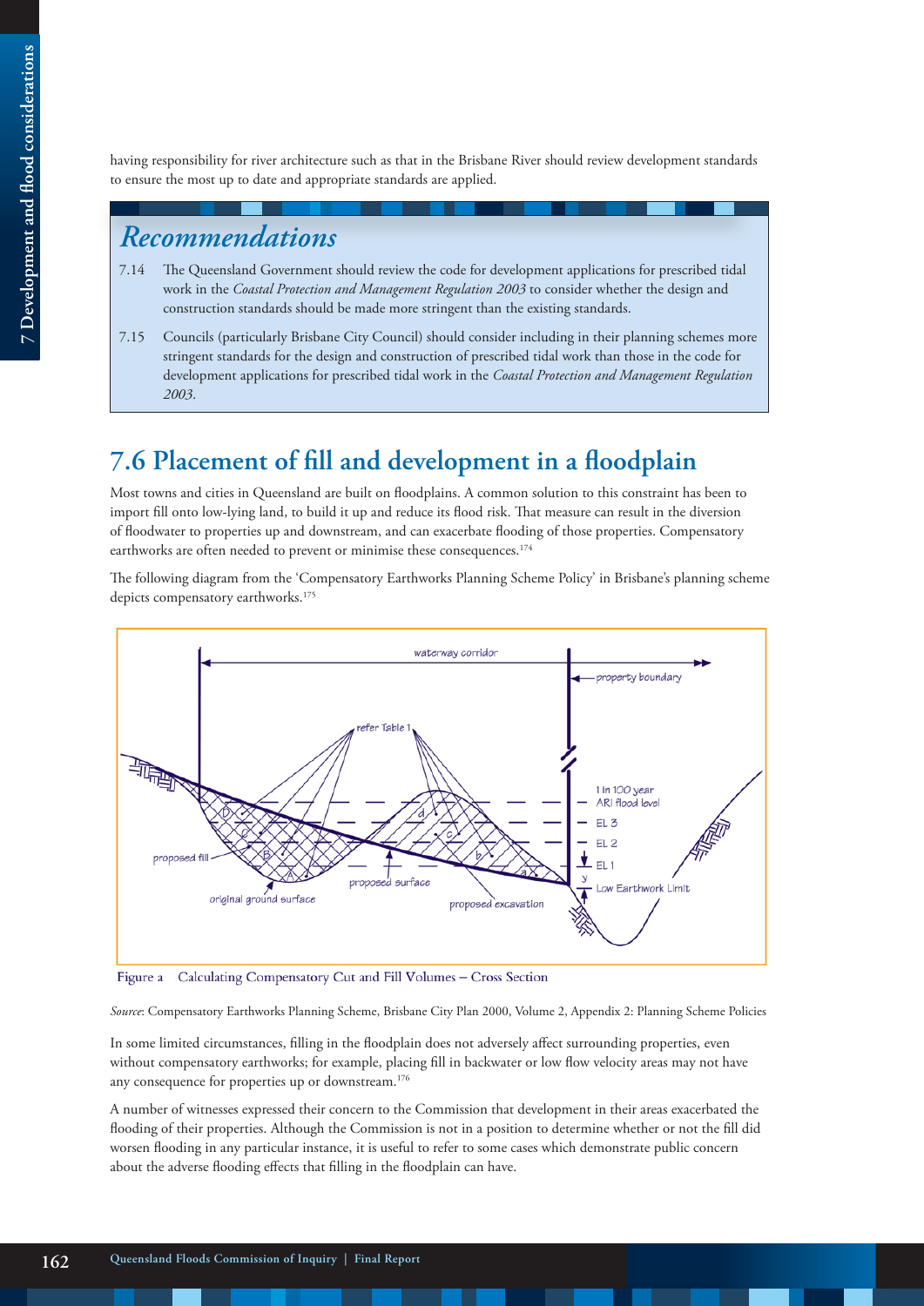having responsibility for river architecture such as that in the Brisbane River should review development standards to ensure the most up to date and appropriate standards are applied.

## Recommendations

7.14 The Queensland Government should review the code for development applications for prescribed tidal work in the *Coastal Protection and Management Regulation 2003* to consider whether the design and construction standards should be made more stringent than the existing standards.

7.15 Councils (particularly Brisbane City Council) should consider including in their planning schemes more stringent standards for the design and construction of prescribed tidal work than those in the code for development applications for prescribed tidal work in the *Coastal Protection and Management Regulation 2003*.

# 7.6 Placement of fill and development in a floodplain

Most towns and cities in Queensland are built on floodplains. A common solution to this constraint has been to import fill onto low-lying land, to build it up and reduce its flood risk. That measure can result in the diversion of floodwater to properties up and downstream, and can exacerbate flooding of those properties. Compensatory earthworks are often needed to prevent or minimise these consequences.[174]

The following diagram from the 'Compensatory Earthworks Planning Scheme Policy' in Brisbane's planning scheme depicts compensatory earthworks.[175]

Figure a Calculating Compensatory Cut and Fill Volumes – Cross Section

*Source*: Compensatory Earthworks Planning Scheme, Brisbane City Plan 2000, Volume 2, Appendix 2: Planning Scheme Policies

In some limited circumstances, filling in the floodplain does not adversely affect surrounding properties, even without compensatory earthworks; for example, placing fill in backwater or low flow velocity areas may not have any consequence for properties up or downstream.[176]

A number of witnesses expressed their concern to the Commission that development in their areas exacerbated the flooding of their properties. Although the Commission is not in a position to determine whether or not the fill did worsen flooding in any particular instance, it is useful to refer to some cases which demonstrate public concern about the adverse flooding effects that filling in the floodplain can have.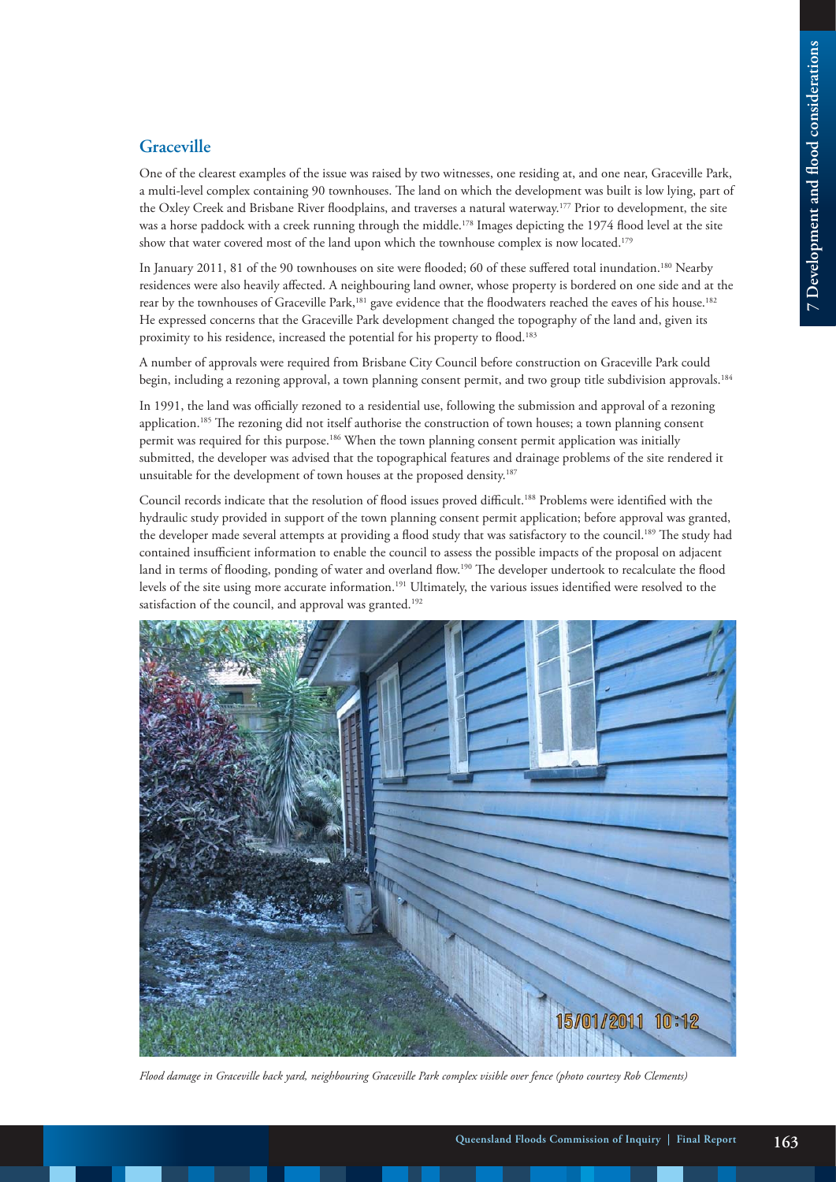## Graceville

One of the clearest examples of the issue was raised by two witnesses, one residing at, and one near, Graceville Park, a multi-level complex containing 90 townhouses. The land on which the development was built is low lying, part of the Oxley Creek and Brisbane River floodplains, and traverses a natural waterway.[177] Prior to development, the site was a horse paddock with a creek running through the middle.[178] Images depicting the 1974 flood level at the site show that water covered most of the land upon which the townhouse complex is now located.[179]

In January 2011, 81 of the 90 townhouses on site were flooded; 60 of these suffered total inundation.[180] Nearby residences were also heavily affected. A neighbouring land owner, whose property is bordered on one side and at the rear by the townhouses of Graceville Park,[181] gave evidence that the floodwaters reached the eaves of his house.[182] He expressed concerns that the Graceville Park development changed the topography of the land and, given its proximity to his residence, increased the potential for his property to flood.[183]

A number of approvals were required from Brisbane City Council before construction on Graceville Park could begin, including a rezoning approval, a town planning consent permit, and two group title subdivision approvals.[184]

In 1991, the land was officially rezoned to a residential use, following the submission and approval of a rezoning application.[185] The rezoning did not itself authorise the construction of town houses; a town planning consent permit was required for this purpose.[186] When the town planning consent permit application was initially submitted, the developer was advised that the topographical features and drainage problems of the site rendered it unsuitable for the development of town houses at the proposed density.[187]

Council records indicate that the resolution of flood issues proved difficult.[188] Problems were identified with the hydraulic study provided in support of the town planning consent permit application; before approval was granted, the developer made several attempts at providing a flood study that was satisfactory to the council.[189] The study had contained insufficient information to enable the council to assess the possible impacts of the proposal on adjacent land in terms of flooding, ponding of water and overland flow.[190] The developer undertook to recalculate the flood levels of the site using more accurate information.[191] Ultimately, the various issues identified were resolved to the satisfaction of the council, and approval was granted.[192]

*Flood damage in Graceville back yard, neighbouring Graceville Park complex visible over fence (photo courtesy Rob Clements)*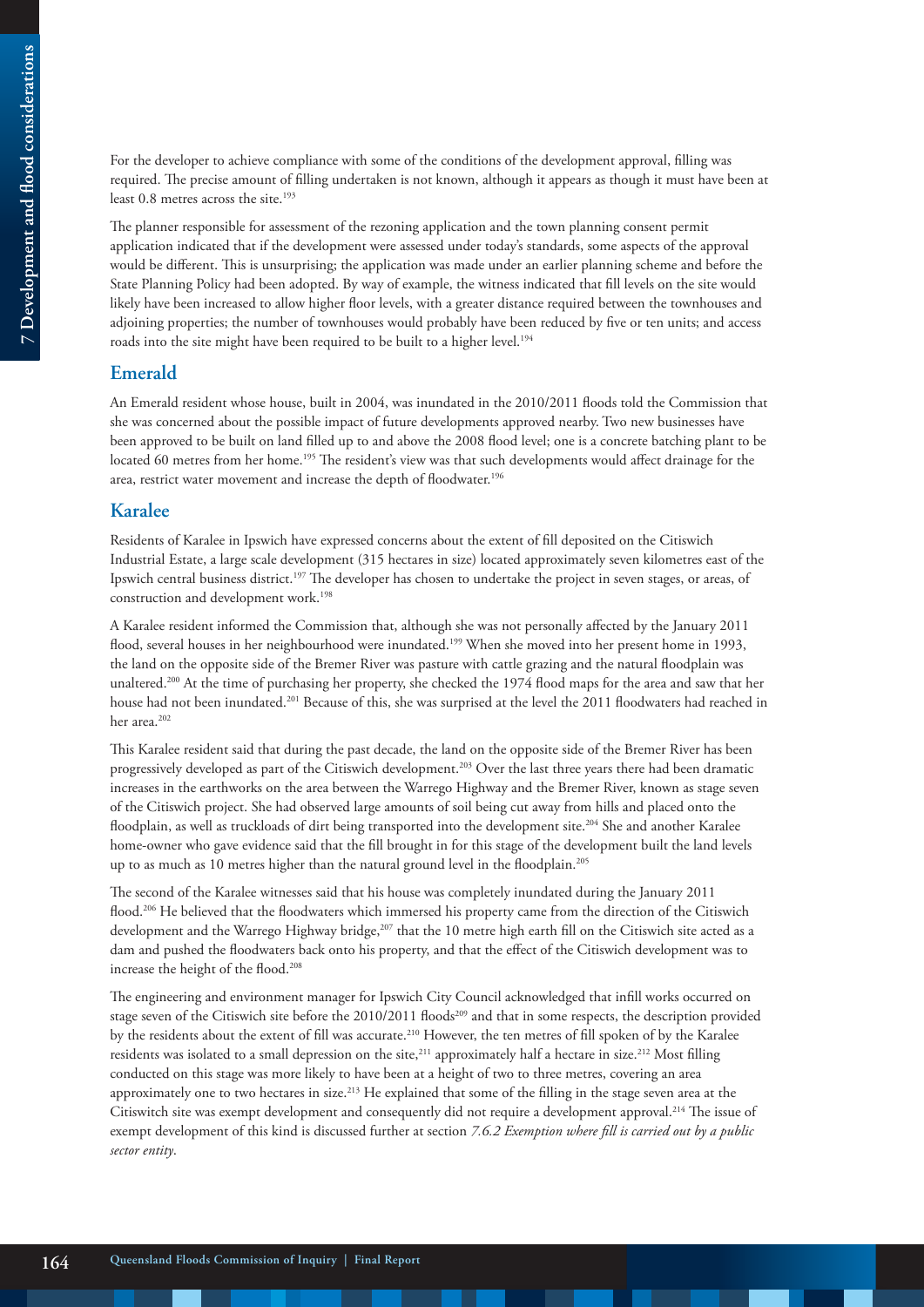For the developer to achieve compliance with some of the conditions of the development approval, filling was required. The precise amount of filling undertaken is not known, although it appears as though it must have been at least 0.8 metres across the site.[193]

The planner responsible for assessment of the rezoning application and the town planning consent permit application indicated that if the development were assessed under today's standards, some aspects of the approval would be different. This is unsurprising; the application was made under an earlier planning scheme and before the State Planning Policy had been adopted. By way of example, the witness indicated that fill levels on the site would likely have been increased to allow higher floor levels, with a greater distance required between the townhouses and adjoining properties; the number of townhouses would probably have been reduced by five or ten units; and access roads into the site might have been required to be built to a higher level.[194]

## Emerald

An Emerald resident whose house, built in 2004, was inundated in the 2010/2011 floods told the Commission that she was concerned about the possible impact of future developments approved nearby. Two new businesses have been approved to be built on land filled up to and above the 2008 flood level; one is a concrete batching plant to be located 60 metres from her home.[195] The resident's view was that such developments would affect drainage for the area, restrict water movement and increase the depth of floodwater.[196]

## Karalee

Residents of Karalee in Ipswich have expressed concerns about the extent of fill deposited on the Citiswich Industrial Estate, a large scale development (315 hectares in size) located approximately seven kilometres east of the Ipswich central business district.[197] The developer has chosen to undertake the project in seven stages, or areas, of construction and development work.[198]

A Karalee resident informed the Commission that, although she was not personally affected by the January 2011 flood, several houses in her neighbourhood were inundated.[199] When she moved into her present home in 1993, the land on the opposite side of the Bremer River was pasture with cattle grazing and the natural floodplain was unaltered.[200] At the time of purchasing her property, she checked the 1974 flood maps for the area and saw that her house had not been inundated.[201] Because of this, she was surprised at the level the 2011 floodwaters had reached in her area.[202]

This Karalee resident said that during the past decade, the land on the opposite side of the Bremer River has been progressively developed as part of the Citiswich development.[203] Over the last three years there had been dramatic increases in the earthworks on the area between the Warrego Highway and the Bremer River, known as stage seven of the Citiswich project. She had observed large amounts of soil being cut away from hills and placed onto the floodplain, as well as truckloads of dirt being transported into the development site.[204] She and another Karalee home-owner who gave evidence said that the fill brought in for this stage of the development built the land levels up to as much as 10 metres higher than the natural ground level in the floodplain.[205]

The second of the Karalee witnesses said that his house was completely inundated during the January 2011 flood.[206] He believed that the floodwaters which immersed his property came from the direction of the Citiswich development and the Warrego Highway bridge,[207] that the 10 metre high earth fill on the Citiswich site acted as a dam and pushed the floodwaters back onto his property, and that the effect of the Citiswich development was to increase the height of the flood.[208]

The engineering and environment manager for Ipswich City Council acknowledged that infill works occurred on stage seven of the Citiswich site before the 2010/2011 floods[209] and that in some respects, the description provided by the residents about the extent of fill was accurate.[210] However, the ten metres of fill spoken of by the Karalee residents was isolated to a small depression on the site,[211] approximately half a hectare in size.[212] Most filling conducted on this stage was more likely to have been at a height of two to three metres, covering an area approximately one to two hectares in size.[213] He explained that some of the filling in the stage seven area at the Citiswitch site was exempt development and consequently did not require a development approval.[214] The issue of exempt development of this kind is discussed further at section *7.6.2 Exemption where fill is carried out by a public sector entity*.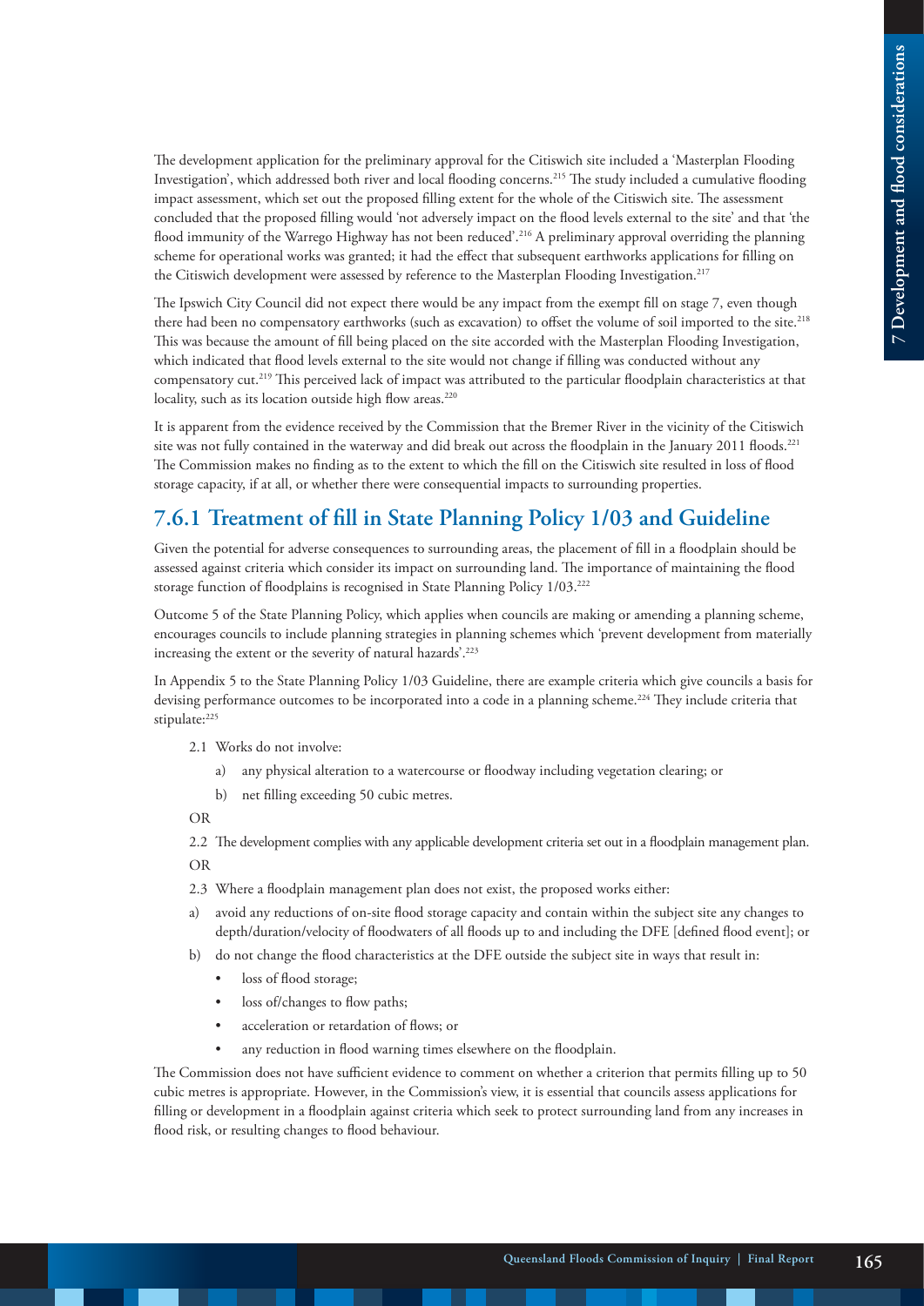The development application for the preliminary approval for the Citiswich site included a 'Masterplan Flooding Investigation', which addressed both river and local flooding concerns.[215] The study included a cumulative flooding impact assessment, which set out the proposed filling extent for the whole of the Citiswich site. The assessment concluded that the proposed filling would 'not adversely impact on the flood levels external to the site' and that 'the flood immunity of the Warrego Highway has not been reduced'.[216] A preliminary approval overriding the planning scheme for operational works was granted; it had the effect that subsequent earthworks applications for filling on the Citiswich development were assessed by reference to the Masterplan Flooding Investigation.[217]

The Ipswich City Council did not expect there would be any impact from the exempt fill on stage 7, even though there had been no compensatory earthworks (such as excavation) to offset the volume of soil imported to the site.[218] This was because the amount of fill being placed on the site accorded with the Masterplan Flooding Investigation, which indicated that flood levels external to the site would not change if filling was conducted without any compensatory cut.[219] This perceived lack of impact was attributed to the particular floodplain characteristics at that locality, such as its location outside high flow areas.[220]

It is apparent from the evidence received by the Commission that the Bremer River in the vicinity of the Citiswich site was not fully contained in the waterway and did break out across the floodplain in the January 2011 floods.[221] The Commission makes no finding as to the extent to which the fill on the Citiswich site resulted in loss of flood storage capacity, if at all, or whether there were consequential impacts to surrounding properties.

## 7.6.1 Treatment of fill in State Planning Policy 1/03 and Guideline

Given the potential for adverse consequences to surrounding areas, the placement of fill in a floodplain should be assessed against criteria which consider its impact on surrounding land. The importance of maintaining the flood storage function of floodplains is recognised in State Planning Policy 1/03.[222]

Outcome 5 of the State Planning Policy, which applies when councils are making or amending a planning scheme, encourages councils to include planning strategies in planning schemes which 'prevent development from materially increasing the extent or the severity of natural hazards'.[223]

In Appendix 5 to the State Planning Policy 1/03 Guideline, there are example criteria which give councils a basis for devising performance outcomes to be incorporated into a code in a planning scheme.[224] They include criteria that stipulate:[225]

> 2.1 Works do not involve:
>
> a) any physical alteration to a watercourse or floodway including vegetation clearing; or
>
> b) net filling exceeding 50 cubic metres.
>
> OR
>
> 2.2 The development complies with any applicable development criteria set out in a floodplain management plan.
>
> OR
>
> 2.3 Where a floodplain management plan does not exist, the proposed works either:
>
> a) avoid any reductions of on-site flood storage capacity and contain within the subject site any changes to depth/duration/velocity of floodwaters of all floods up to and including the DFE [defined flood event]; or
>
> b) do not change the flood characteristics at the DFE outside the subject site in ways that result in:
>
> - loss of flood storage;
> - loss of/changes to flow paths;
> - acceleration or retardation of flows; or
> - any reduction in flood warning times elsewhere on the floodplain.

The Commission does not have sufficient evidence to comment on whether a criterion that permits filling up to 50 cubic metres is appropriate. However, in the Commission's view, it is essential that councils assess applications for filling or development in a floodplain against criteria which seek to protect surrounding land from any increases in flood risk, or resulting changes to flood behaviour.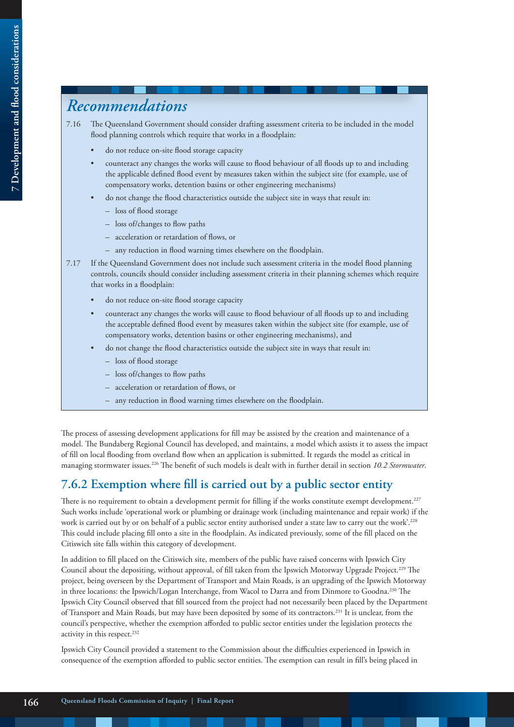## *Recommendations*

7.16 The Queensland Government should consider drafting assessment criteria to be included in the model flood planning controls which require that works in a floodplain:

- do not reduce on-site flood storage capacity
- counteract any changes the works will cause to flood behaviour of all floods up to and including the applicable defined flood event by measures taken within the subject site (for example, use of compensatory works, detention basins or other engineering mechanisms)
- do not change the flood characteristics outside the subject site in ways that result in:
  - loss of flood storage
  - loss of/changes to flow paths
  - acceleration or retardation of flows, or
  - any reduction in flood warning times elsewhere on the floodplain.

7.17 If the Queensland Government does not include such assessment criteria in the model flood planning controls, councils should consider including assessment criteria in their planning schemes which require that works in a floodplain:

- do not reduce on-site flood storage capacity
- counteract any changes the works will cause to flood behaviour of all floods up to and including the acceptable defined flood event by measures taken within the subject site (for example, use of compensatory works, detention basins or other engineering mechanisms), and
- do not change the flood characteristics outside the subject site in ways that result in:
  - loss of flood storage
  - loss of/changes to flow paths
  - acceleration or retardation of flows, or
  - any reduction in flood warning times elsewhere on the floodplain.

The process of assessing development applications for fill may be assisted by the creation and maintenance of a model. The Bundaberg Regional Council has developed, and maintains, a model which assists it to assess the impact of fill on local flooding from overland flow when an application is submitted. It regards the model as critical in managing stormwater issues.[226] The benefit of such models is dealt with in further detail in section *10.2 Stormwater*.

## 7.6.2 Exemption where fill is carried out by a public sector entity

There is no requirement to obtain a development permit for filling if the works constitute exempt development.[227] Such works include 'operational work or plumbing or drainage work (including maintenance and repair work) if the work is carried out by or on behalf of a public sector entity authorised under a state law to carry out the work'.[228] This could include placing fill onto a site in the floodplain. As indicated previously, some of the fill placed on the Citiswich site falls within this category of development.

In addition to fill placed on the Citiswich site, members of the public have raised concerns with Ipswich City Council about the depositing, without approval, of fill taken from the Ipswich Motorway Upgrade Project.[229] The project, being overseen by the Department of Transport and Main Roads, is an upgrading of the Ipswich Motorway in three locations: the Ipswich/Logan Interchange, from Wacol to Darra and from Dinmore to Goodna.[230] The Ipswich City Council observed that fill sourced from the project had not necessarily been placed by the Department of Transport and Main Roads, but may have been deposited by some of its contractors.[231] It is unclear, from the council's perspective, whether the exemption afforded to public sector entities under the legislation protects the activity in this respect.[232]

Ipswich City Council provided a statement to the Commission about the difficulties experienced in Ipswich in consequence of the exemption afforded to public sector entities. The exemption can result in fill's being placed in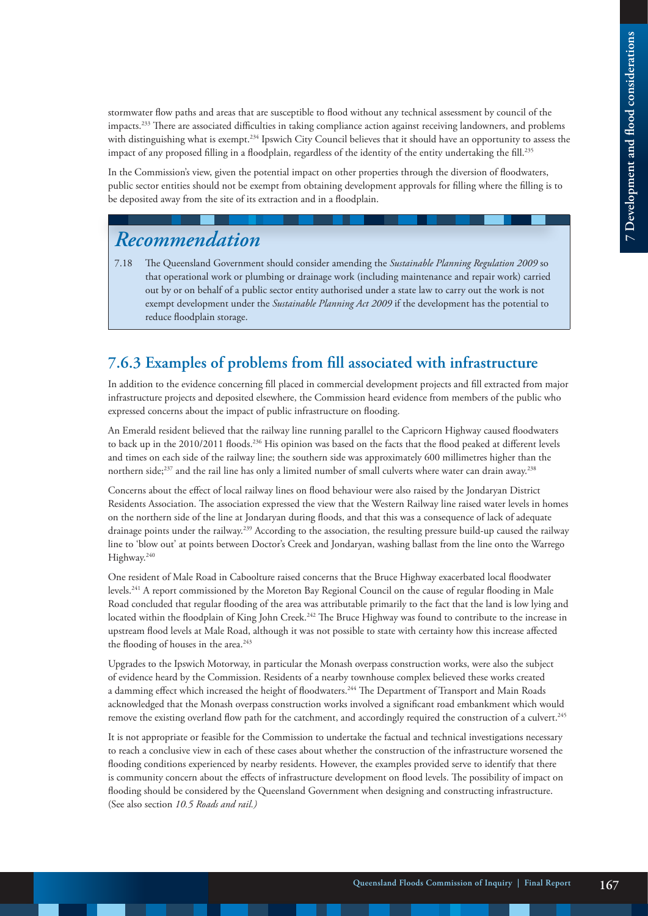stormwater flow paths and areas that are susceptible to flood without any technical assessment by council of the impacts.[233] There are associated difficulties in taking compliance action against receiving landowners, and problems with distinguishing what is exempt.[234] Ipswich City Council believes that it should have an opportunity to assess the impact of any proposed filling in a floodplain, regardless of the identity of the entity undertaking the fill.[235]

In the Commission's view, given the potential impact on other properties through the diversion of floodwaters, public sector entities should not be exempt from obtaining development approvals for filling where the filling is to be deposited away from the site of its extraction and in a floodplain.

## *Recommendation*

7.18 The Queensland Government should consider amending the *Sustainable Planning Regulation 2009* so that operational work or plumbing or drainage work (including maintenance and repair work) carried out by or on behalf of a public sector entity authorised under a state law to carry out the work is not exempt development under the *Sustainable Planning Act 2009* if the development has the potential to reduce floodplain storage.

### 7.6.3 Examples of problems from fill associated with infrastructure

In addition to the evidence concerning fill placed in commercial development projects and fill extracted from major infrastructure projects and deposited elsewhere, the Commission heard evidence from members of the public who expressed concerns about the impact of public infrastructure on flooding.

An Emerald resident believed that the railway line running parallel to the Capricorn Highway caused floodwaters to back up in the 2010/2011 floods.[236] His opinion was based on the facts that the flood peaked at different levels and times on each side of the railway line; the southern side was approximately 600 millimetres higher than the northern side;[237] and the rail line has only a limited number of small culverts where water can drain away.[238]

Concerns about the effect of local railway lines on flood behaviour were also raised by the Jondaryan District Residents Association. The association expressed the view that the Western Railway line raised water levels in homes on the northern side of the line at Jondaryan during floods, and that this was a consequence of lack of adequate drainage points under the railway.[239] According to the association, the resulting pressure build-up caused the railway line to 'blow out' at points between Doctor's Creek and Jondaryan, washing ballast from the line onto the Warrego Highway.[240]

One resident of Male Road in Caboolture raised concerns that the Bruce Highway exacerbated local floodwater levels.[241] A report commissioned by the Moreton Bay Regional Council on the cause of regular flooding in Male Road concluded that regular flooding of the area was attributable primarily to the fact that the land is low lying and located within the floodplain of King John Creek.[242] The Bruce Highway was found to contribute to the increase in upstream flood levels at Male Road, although it was not possible to state with certainty how this increase affected the flooding of houses in the area.[243]

Upgrades to the Ipswich Motorway, in particular the Monash overpass construction works, were also the subject of evidence heard by the Commission. Residents of a nearby townhouse complex believed these works created a damming effect which increased the height of floodwaters.[244] The Department of Transport and Main Roads acknowledged that the Monash overpass construction works involved a significant road embankment which would remove the existing overland flow path for the catchment, and accordingly required the construction of a culvert.[245]

It is not appropriate or feasible for the Commission to undertake the factual and technical investigations necessary to reach a conclusive view in each of these cases about whether the construction of the infrastructure worsened the flooding conditions experienced by nearby residents. However, the examples provided serve to identify that there is community concern about the effects of infrastructure development on flood levels. The possibility of impact on flooding should be considered by the Queensland Government when designing and constructing infrastructure. (See also section *10.5 Roads and rail.)*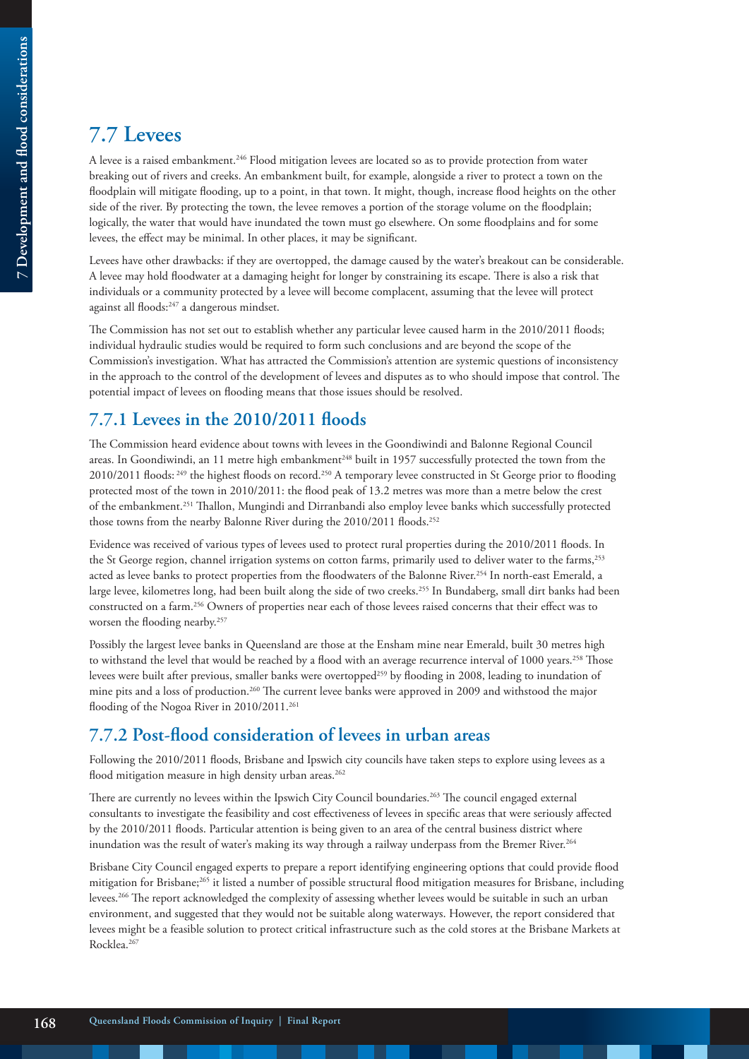## 7.7 Levees

A levee is a raised embankment.[246] Flood mitigation levees are located so as to provide protection from water breaking out of rivers and creeks. An embankment built, for example, alongside a river to protect a town on the floodplain will mitigate flooding, up to a point, in that town. It might, though, increase flood heights on the other side of the river. By protecting the town, the levee removes a portion of the storage volume on the floodplain; logically, the water that would have inundated the town must go elsewhere. On some floodplains and for some levees, the effect may be minimal. In other places, it may be significant.

Levees have other drawbacks: if they are overtopped, the damage caused by the water's breakout can be considerable. A levee may hold floodwater at a damaging height for longer by constraining its escape. There is also a risk that individuals or a community protected by a levee will become complacent, assuming that the levee will protect against all floods:[247] a dangerous mindset.

The Commission has not set out to establish whether any particular levee caused harm in the 2010/2011 floods; individual hydraulic studies would be required to form such conclusions and are beyond the scope of the Commission's investigation. What has attracted the Commission's attention are systemic questions of inconsistency in the approach to the control of the development of levees and disputes as to who should impose that control. The potential impact of levees on flooding means that those issues should be resolved.

### 7.7.1 Levees in the 2010/2011 floods

The Commission heard evidence about towns with levees in the Goondiwindi and Balonne Regional Council areas. In Goondiwindi, an 11 metre high embankment[248] built in 1957 successfully protected the town from the 2010/2011 floods: [249] the highest floods on record.[250] A temporary levee constructed in St George prior to flooding protected most of the town in 2010/2011: the flood peak of 13.2 metres was more than a metre below the crest of the embankment.[251] Thallon, Mungindi and Dirranbandi also employ levee banks which successfully protected those towns from the nearby Balonne River during the 2010/2011 floods.[252]

Evidence was received of various types of levees used to protect rural properties during the 2010/2011 floods. In the St George region, channel irrigation systems on cotton farms, primarily used to deliver water to the farms,[253] acted as levee banks to protect properties from the floodwaters of the Balonne River.[254] In north-east Emerald, a large levee, kilometres long, had been built along the side of two creeks.[255] In Bundaberg, small dirt banks had been constructed on a farm.[256] Owners of properties near each of those levees raised concerns that their effect was to worsen the flooding nearby.[257]

Possibly the largest levee banks in Queensland are those at the Ensham mine near Emerald, built 30 metres high to withstand the level that would be reached by a flood with an average recurrence interval of 1000 years.[258] Those levees were built after previous, smaller banks were overtopped[259] by flooding in 2008, leading to inundation of mine pits and a loss of production.[260] The current levee banks were approved in 2009 and withstood the major flooding of the Nogoa River in 2010/2011.[261]

### 7.7.2 Post-flood consideration of levees in urban areas

Following the 2010/2011 floods, Brisbane and Ipswich city councils have taken steps to explore using levees as a flood mitigation measure in high density urban areas.[262]

There are currently no levees within the Ipswich City Council boundaries.[263] The council engaged external consultants to investigate the feasibility and cost effectiveness of levees in specific areas that were seriously affected by the 2010/2011 floods. Particular attention is being given to an area of the central business district where inundation was the result of water's making its way through a railway underpass from the Bremer River.[264]

Brisbane City Council engaged experts to prepare a report identifying engineering options that could provide flood mitigation for Brisbane;[265] it listed a number of possible structural flood mitigation measures for Brisbane, including levees.[266] The report acknowledged the complexity of assessing whether levees would be suitable in such an urban environment, and suggested that they would not be suitable along waterways. However, the report considered that levees might be a feasible solution to protect critical infrastructure such as the cold stores at the Brisbane Markets at Rocklea.[267]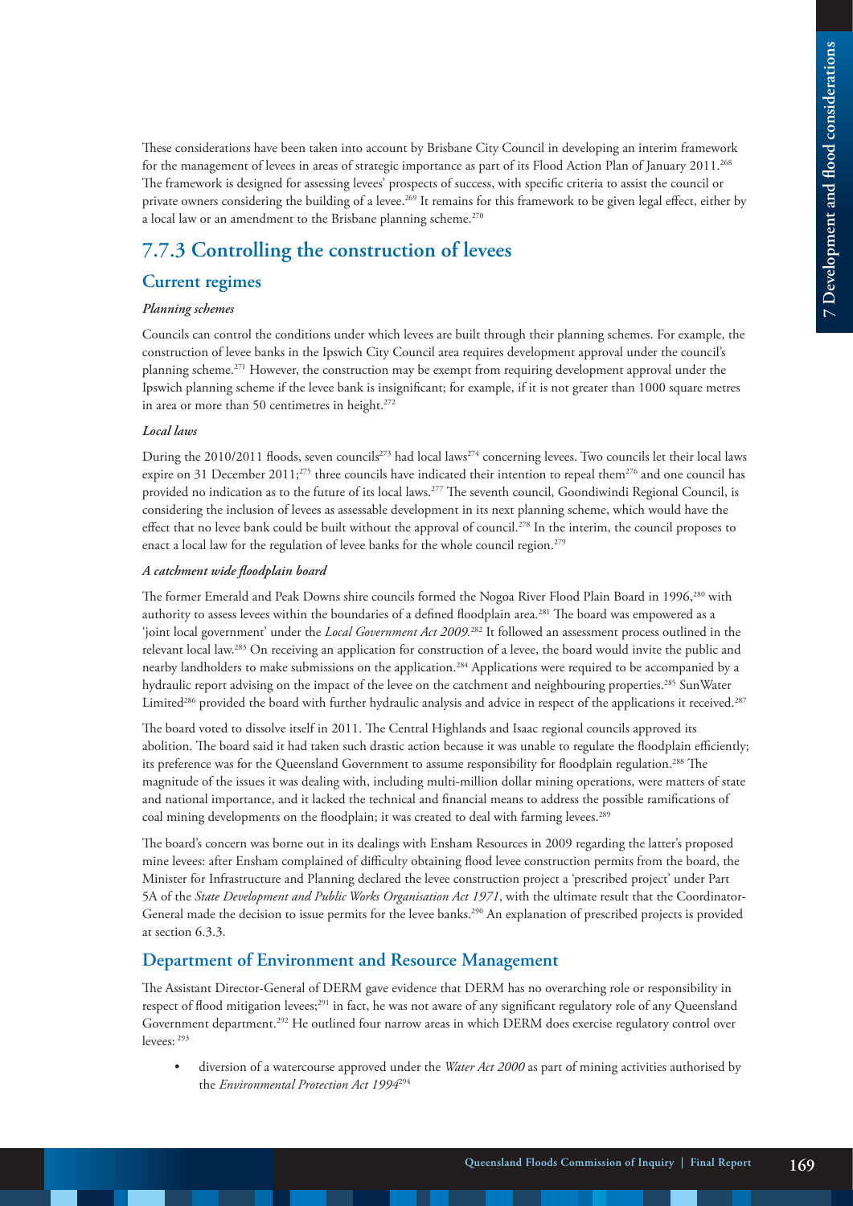These considerations have been taken into account by Brisbane City Council in developing an interim framework for the management of levees in areas of strategic importance as part of its Flood Action Plan of January 2011.[268] The framework is designed for assessing levees' prospects of success, with specific criteria to assist the council or private owners considering the building of a levee.[269] It remains for this framework to be given legal effect, either by a local law or an amendment to the Brisbane planning scheme.[270]

## 7.7.3 Controlling the construction of levees

### Current regimes

#### *Planning schemes*

Councils can control the conditions under which levees are built through their planning schemes. For example, the construction of levee banks in the Ipswich City Council area requires development approval under the council's planning scheme.[271] However, the construction may be exempt from requiring development approval under the Ipswich planning scheme if the levee bank is insignificant; for example, if it is not greater than 1000 square metres in area or more than 50 centimetres in height.[272]

#### *Local laws*

During the 2010/2011 floods, seven councils[273] had local laws[274] concerning levees. Two councils let their local laws expire on 31 December 2011;[275] three councils have indicated their intention to repeal them[276] and one council has provided no indication as to the future of its local laws.[277] The seventh council, Goondiwindi Regional Council, is considering the inclusion of levees as assessable development in its next planning scheme, which would have the effect that no levee bank could be built without the approval of council.[278] In the interim, the council proposes to enact a local law for the regulation of levee banks for the whole council region.[279]

#### *A catchment wide floodplain board*

The former Emerald and Peak Downs shire councils formed the Nogoa River Flood Plain Board in 1996,[280] with authority to assess levees within the boundaries of a defined floodplain area.[281] The board was empowered as a 'joint local government' under the *Local Government Act 2009*.[282] It followed an assessment process outlined in the relevant local law.[283] On receiving an application for construction of a levee, the board would invite the public and nearby landholders to make submissions on the application.[284] Applications were required to be accompanied by a hydraulic report advising on the impact of the levee on the catchment and neighbouring properties.[285] SunWater Limited[286] provided the board with further hydraulic analysis and advice in respect of the applications it received.[287]

The board voted to dissolve itself in 2011. The Central Highlands and Isaac regional councils approved its abolition. The board said it had taken such drastic action because it was unable to regulate the floodplain efficiently; its preference was for the Queensland Government to assume responsibility for floodplain regulation.[288] The magnitude of the issues it was dealing with, including multi-million dollar mining operations, were matters of state and national importance, and it lacked the technical and financial means to address the possible ramifications of coal mining developments on the floodplain; it was created to deal with farming levees.[289]

The board's concern was borne out in its dealings with Ensham Resources in 2009 regarding the latter's proposed mine levees: after Ensham complained of difficulty obtaining flood levee construction permits from the board, the Minister for Infrastructure and Planning declared the levee construction project a 'prescribed project' under Part 5A of the *State Development and Public Works Organisation Act 1971*, with the ultimate result that the Coordinator-General made the decision to issue permits for the levee banks.[290] An explanation of prescribed projects is provided at section 6.3.3.

### Department of Environment and Resource Management

The Assistant Director-General of DERM gave evidence that DERM has no overarching role or responsibility in respect of flood mitigation levees;[291] in fact, he was not aware of any significant regulatory role of any Queensland Government department.[292] He outlined four narrow areas in which DERM does exercise regulatory control over levees: [293]

- diversion of a watercourse approved under the *Water Act 2000* as part of mining activities authorised by the *Environmental Protection Act 1994*[294]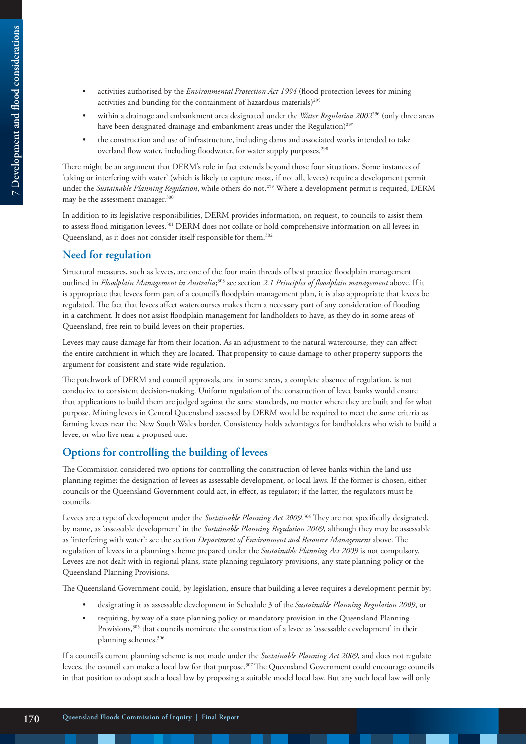- activities authorised by the *Environmental Protection Act 1994* (flood protection levees for mining activities and bunding for the containment of hazardous materials)[295]
- within a drainage and embankment area designated under the *Water Regulation 2002*[296] (only three areas have been designated drainage and embankment areas under the Regulation)[297]
- the construction and use of infrastructure, including dams and associated works intended to take overland flow water, including floodwater, for water supply purposes.[298]

There might be an argument that DERM's role in fact extends beyond those four situations. Some instances of 'taking or interfering with water' (which is likely to capture most, if not all, levees) require a development permit under the *Sustainable Planning Regulation*, while others do not.[299] Where a development permit is required, DERM may be the assessment manager.[300]

In addition to its legislative responsibilities, DERM provides information, on request, to councils to assist them to assess flood mitigation levees.[301] DERM does not collate or hold comprehensive information on all levees in Queensland, as it does not consider itself responsible for them.[302]

## Need for regulation

Structural measures, such as levees, are one of the four main threads of best practice floodplain management outlined in *Floodplain Management in Australia*;[303] see section *2.1 Principles of floodplain management* above. If it is appropriate that levees form part of a council's floodplain management plan, it is also appropriate that levees be regulated. The fact that levees affect watercourses makes them a necessary part of any consideration of flooding in a catchment. It does not assist floodplain management for landholders to have, as they do in some areas of Queensland, free rein to build levees on their properties.

Levees may cause damage far from their location. As an adjustment to the natural watercourse, they can affect the entire catchment in which they are located. That propensity to cause damage to other property supports the argument for consistent and state-wide regulation.

The patchwork of DERM and council approvals, and in some areas, a complete absence of regulation, is not conducive to consistent decision-making. Uniform regulation of the construction of levee banks would ensure that applications to build them are judged against the same standards, no matter where they are built and for what purpose. Mining levees in Central Queensland assessed by DERM would be required to meet the same criteria as farming levees near the New South Wales border. Consistency holds advantages for landholders who wish to build a levee, or who live near a proposed one.

## Options for controlling the building of levees

The Commission considered two options for controlling the construction of levee banks within the land use planning regime: the designation of levees as assessable development, or local laws. If the former is chosen, either councils or the Queensland Government could act, in effect, as regulator; if the latter, the regulators must be councils.

Levees are a type of development under the *Sustainable Planning Act 2009*.[304] They are not specifically designated, by name, as 'assessable development' in the *Sustainable Planning Regulation 2009*, although they may be assessable as 'interfering with water': see the section *Department of Environment and Resource Management* above. The regulation of levees in a planning scheme prepared under the *Sustainable Planning Act 2009* is not compulsory. Levees are not dealt with in regional plans, state planning regulatory provisions, any state planning policy or the Queensland Planning Provisions.

The Queensland Government could, by legislation, ensure that building a levee requires a development permit by:

- designating it as assessable development in Schedule 3 of the *Sustainable Planning Regulation 2009*, or
- requiring, by way of a state planning policy or mandatory provision in the Queensland Planning Provisions,[305] that councils nominate the construction of a levee as 'assessable development' in their planning schemes.[306]

If a council's current planning scheme is not made under the *Sustainable Planning Act 2009*, and does not regulate levees, the council can make a local law for that purpose.[307] The Queensland Government could encourage councils in that position to adopt such a local law by proposing a suitable model local law. But any such local law will only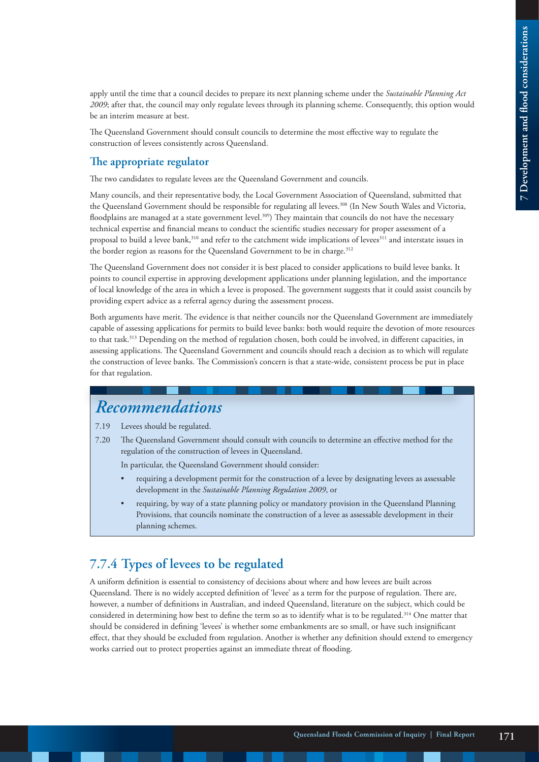apply until the time that a council decides to prepare its next planning scheme under the *Sustainable Planning Act 2009*; after that, the council may only regulate levees through its planning scheme. Consequently, this option would be an interim measure at best.

The Queensland Government should consult councils to determine the most effective way to regulate the construction of levees consistently across Queensland.

### The appropriate regulator

The two candidates to regulate levees are the Queensland Government and councils.

Many councils, and their representative body, the Local Government Association of Queensland, submitted that the Queensland Government should be responsible for regulating all levees.[308] (In New South Wales and Victoria, floodplains are managed at a state government level.[309]) They maintain that councils do not have the necessary technical expertise and financial means to conduct the scientific studies necessary for proper assessment of a proposal to build a levee bank,[310] and refer to the catchment wide implications of levees[311] and interstate issues in the border region as reasons for the Queensland Government to be in charge.[312]

The Queensland Government does not consider it is best placed to consider applications to build levee banks. It points to council expertise in approving development applications under planning legislation, and the importance of local knowledge of the area in which a levee is proposed. The government suggests that it could assist councils by providing expert advice as a referral agency during the assessment process.

Both arguments have merit. The evidence is that neither councils nor the Queensland Government are immediately capable of assessing applications for permits to build levee banks: both would require the devotion of more resources to that task.[313] Depending on the method of regulation chosen, both could be involved, in different capacities, in assessing applications. The Queensland Government and councils should reach a decision as to which will regulate the construction of levee banks. The Commission's concern is that a state-wide, consistent process be put in place for that regulation.

## *Recommendations*

7.19 Levees should be regulated.

7.20 The Queensland Government should consult with councils to determine an effective method for the regulation of the construction of levees in Queensland.

In particular, the Queensland Government should consider:

- requiring a development permit for the construction of a levee by designating levees as assessable development in the *Sustainable Planning Regulation 2009*, or
- requiring, by way of a state planning policy or mandatory provision in the Queensland Planning Provisions, that councils nominate the construction of a levee as assessable development in their planning schemes.

## 7.7.4 Types of levees to be regulated

A uniform definition is essential to consistency of decisions about where and how levees are built across Queensland. There is no widely accepted definition of 'levee' as a term for the purpose of regulation. There are, however, a number of definitions in Australian, and indeed Queensland, literature on the subject, which could be considered in determining how best to define the term so as to identify what is to be regulated.[314] One matter that should be considered in defining 'levees' is whether some embankments are so small, or have such insignificant effect, that they should be excluded from regulation. Another is whether any definition should extend to emergency works carried out to protect properties against an immediate threat of flooding.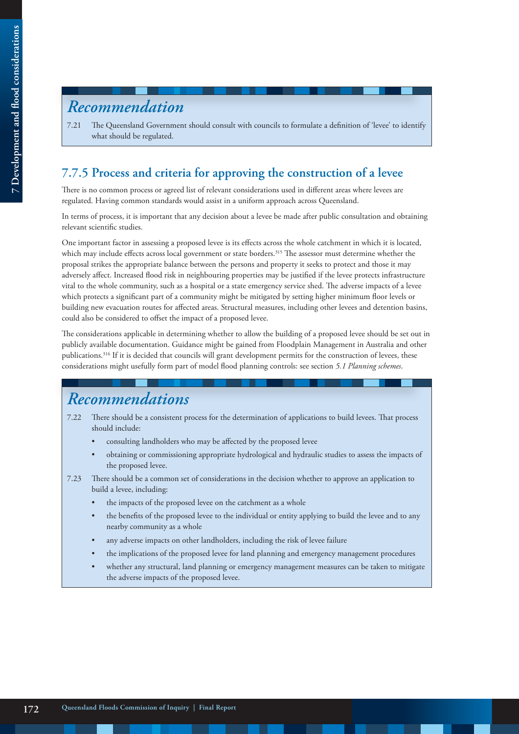## Recommendation

7.21 The Queensland Government should consult with councils to formulate a definition of 'levee' to identify what should be regulated.

### 7.7.5 Process and criteria for approving the construction of a levee

There is no common process or agreed list of relevant considerations used in different areas where levees are regulated. Having common standards would assist in a uniform approach across Queensland.

In terms of process, it is important that any decision about a levee be made after public consultation and obtaining relevant scientific studies.

One important factor in assessing a proposed levee is its effects across the whole catchment in which it is located, which may include effects across local government or state borders.[315] The assessor must determine whether the proposal strikes the appropriate balance between the persons and property it seeks to protect and those it may adversely affect. Increased flood risk in neighbouring properties may be justified if the levee protects infrastructure vital to the whole community, such as a hospital or a state emergency service shed. The adverse impacts of a levee which protects a significant part of a community might be mitigated by setting higher minimum floor levels or building new evacuation routes for affected areas. Structural measures, including other levees and detention basins, could also be considered to offset the impact of a proposed levee.

The considerations applicable in determining whether to allow the building of a proposed levee should be set out in publicly available documentation. Guidance might be gained from Floodplain Management in Australia and other publications.[316] If it is decided that councils will grant development permits for the construction of levees, these considerations might usefully form part of model flood planning controls: see section *5.1 Planning schemes*.

## Recommendations

7.22 There should be a consistent process for the determination of applications to build levees. That process should include:

- consulting landholders who may be affected by the proposed levee
- obtaining or commissioning appropriate hydrological and hydraulic studies to assess the impacts of the proposed levee.

7.23 There should be a common set of considerations in the decision whether to approve an application to build a levee, including:

- the impacts of the proposed levee on the catchment as a whole
- the benefits of the proposed levee to the individual or entity applying to build the levee and to any nearby community as a whole
- any adverse impacts on other landholders, including the risk of levee failure
- the implications of the proposed levee for land planning and emergency management procedures
- whether any structural, land planning or emergency management measures can be taken to mitigate the adverse impacts of the proposed levee.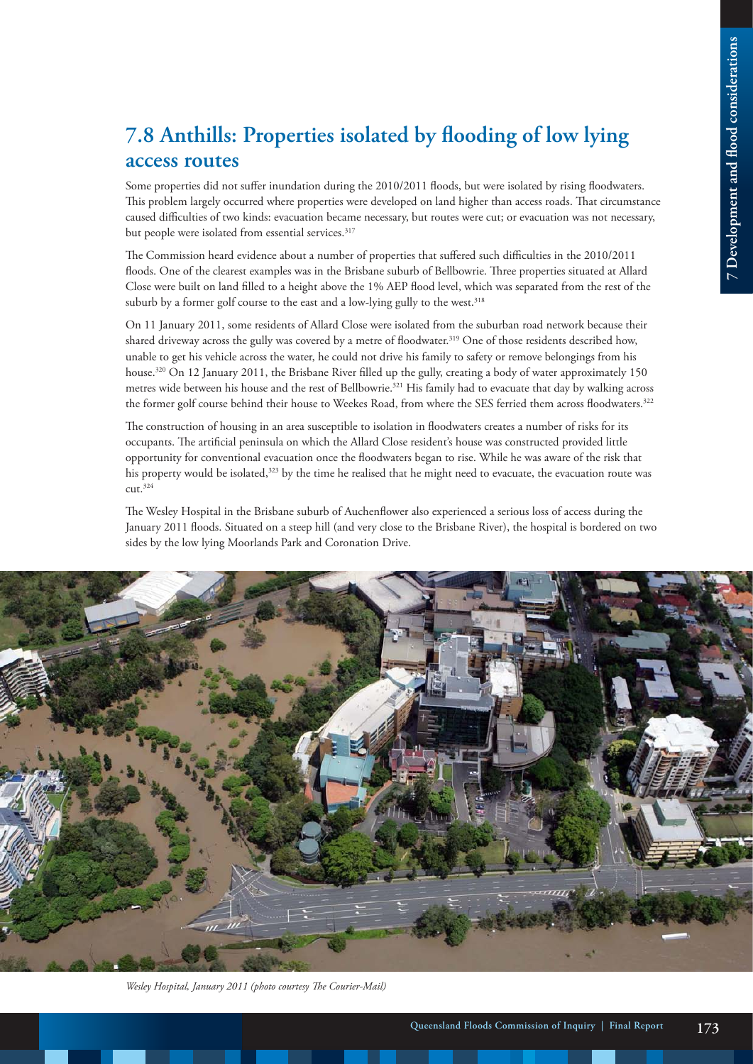## 7.8 Anthills: Properties isolated by flooding of low lying access routes

Some properties did not suffer inundation during the 2010/2011 floods, but were isolated by rising floodwaters. This problem largely occurred where properties were developed on land higher than access roads. That circumstance caused difficulties of two kinds: evacuation became necessary, but routes were cut; or evacuation was not necessary, but people were isolated from essential services.[317]

The Commission heard evidence about a number of properties that suffered such difficulties in the 2010/2011 floods. One of the clearest examples was in the Brisbane suburb of Bellbowrie. Three properties situated at Allard Close were built on land filled to a height above the 1% AEP flood level, which was separated from the rest of the suburb by a former golf course to the east and a low-lying gully to the west.[318]

On 11 January 2011, some residents of Allard Close were isolated from the suburban road network because their shared driveway across the gully was covered by a metre of floodwater.[319] One of those residents described how, unable to get his vehicle across the water, he could not drive his family to safety or remove belongings from his house.[320] On 12 January 2011, the Brisbane River filled up the gully, creating a body of water approximately 150 metres wide between his house and the rest of Bellbowrie.[321] His family had to evacuate that day by walking across the former golf course behind their house to Weekes Road, from where the SES ferried them across floodwaters.[322]

The construction of housing in an area susceptible to isolation in floodwaters creates a number of risks for its occupants. The artificial peninsula on which the Allard Close resident's house was constructed provided little opportunity for conventional evacuation once the floodwaters began to rise. While he was aware of the risk that his property would be isolated,[323] by the time he realised that he might need to evacuate, the evacuation route was cut.[324]

The Wesley Hospital in the Brisbane suburb of Auchenflower also experienced a serious loss of access during the January 2011 floods. Situated on a steep hill (and very close to the Brisbane River), the hospital is bordered on two sides by the low lying Moorlands Park and Coronation Drive.

*Wesley Hospital, January 2011 (photo courtesy The Courier-Mail)*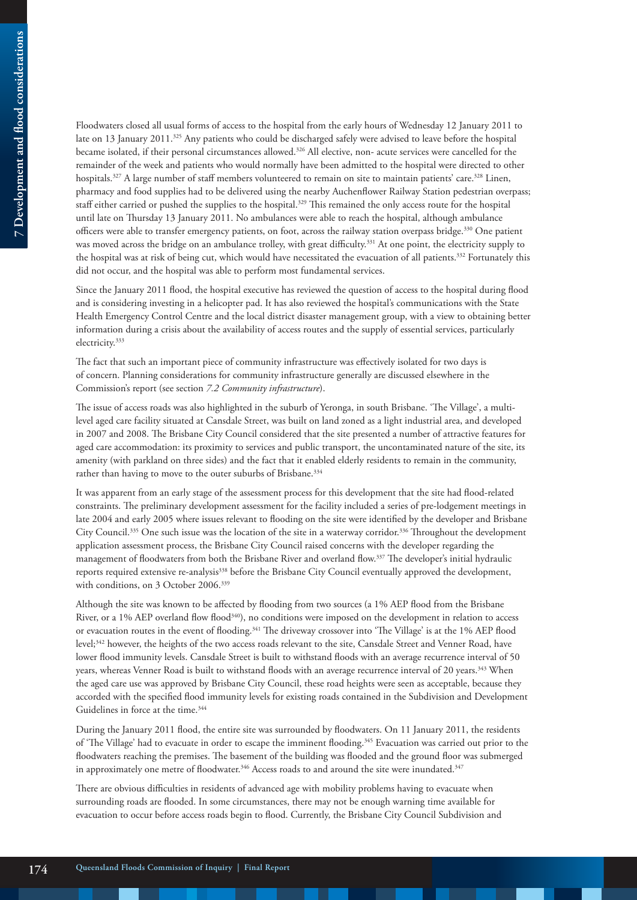Floodwaters closed all usual forms of access to the hospital from the early hours of Wednesday 12 January 2011 to late on 13 January 2011.[325] Any patients who could be discharged safely were advised to leave before the hospital became isolated, if their personal circumstances allowed.[326] All elective, non- acute services were cancelled for the remainder of the week and patients who would normally have been admitted to the hospital were directed to other hospitals.[327] A large number of staff members volunteered to remain on site to maintain patients' care.[328] Linen, pharmacy and food supplies had to be delivered using the nearby Auchenflower Railway Station pedestrian overpass; staff either carried or pushed the supplies to the hospital.[329] This remained the only access route for the hospital until late on Thursday 13 January 2011. No ambulances were able to reach the hospital, although ambulance officers were able to transfer emergency patients, on foot, across the railway station overpass bridge.[330] One patient was moved across the bridge on an ambulance trolley, with great difficulty.[331] At one point, the electricity supply to the hospital was at risk of being cut, which would have necessitated the evacuation of all patients.[332] Fortunately this did not occur, and the hospital was able to perform most fundamental services.

Since the January 2011 flood, the hospital executive has reviewed the question of access to the hospital during flood and is considering investing in a helicopter pad. It has also reviewed the hospital's communications with the State Health Emergency Control Centre and the local district disaster management group, with a view to obtaining better information during a crisis about the availability of access routes and the supply of essential services, particularly electricity.[333]

The fact that such an important piece of community infrastructure was effectively isolated for two days is of concern. Planning considerations for community infrastructure generally are discussed elsewhere in the Commission's report (see section *7.2 Community infrastructure*).

The issue of access roads was also highlighted in the suburb of Yeronga, in south Brisbane. 'The Village', a multi-level aged care facility situated at Cansdale Street, was built on land zoned as a light industrial area, and developed in 2007 and 2008. The Brisbane City Council considered that the site presented a number of attractive features for aged care accommodation: its proximity to services and public transport, the uncontaminated nature of the site, its amenity (with parkland on three sides) and the fact that it enabled elderly residents to remain in the community, rather than having to move to the outer suburbs of Brisbane.[334]

It was apparent from an early stage of the assessment process for this development that the site had flood-related constraints. The preliminary development assessment for the facility included a series of pre-lodgement meetings in late 2004 and early 2005 where issues relevant to flooding on the site were identified by the developer and Brisbane City Council.[335] One such issue was the location of the site in a waterway corridor.[336] Throughout the development application assessment process, the Brisbane City Council raised concerns with the developer regarding the management of floodwaters from both the Brisbane River and overland flow.[337] The developer's initial hydraulic reports required extensive re-analysis[338] before the Brisbane City Council eventually approved the development, with conditions, on 3 October 2006.[339]

Although the site was known to be affected by flooding from two sources (a 1% AEP flood from the Brisbane River, or a 1% AEP overland flow flood[340]), no conditions were imposed on the development in relation to access or evacuation routes in the event of flooding.[341] The driveway crossover into 'The Village' is at the 1% AEP flood level;[342] however, the heights of the two access roads relevant to the site, Cansdale Street and Venner Road, have lower flood immunity levels. Cansdale Street is built to withstand floods with an average recurrence interval of 50 years, whereas Venner Road is built to withstand floods with an average recurrence interval of 20 years.[343] When the aged care use was approved by Brisbane City Council, these road heights were seen as acceptable, because they accorded with the specified flood immunity levels for existing roads contained in the Subdivision and Development Guidelines in force at the time.[344]

During the January 2011 flood, the entire site was surrounded by floodwaters. On 11 January 2011, the residents of 'The Village' had to evacuate in order to escape the imminent flooding.[345] Evacuation was carried out prior to the floodwaters reaching the premises. The basement of the building was flooded and the ground floor was submerged in approximately one metre of floodwater.[346] Access roads to and around the site were inundated.[347]

There are obvious difficulties in residents of advanced age with mobility problems having to evacuate when surrounding roads are flooded. In some circumstances, there may not be enough warning time available for evacuation to occur before access roads begin to flood. Currently, the Brisbane City Council Subdivision and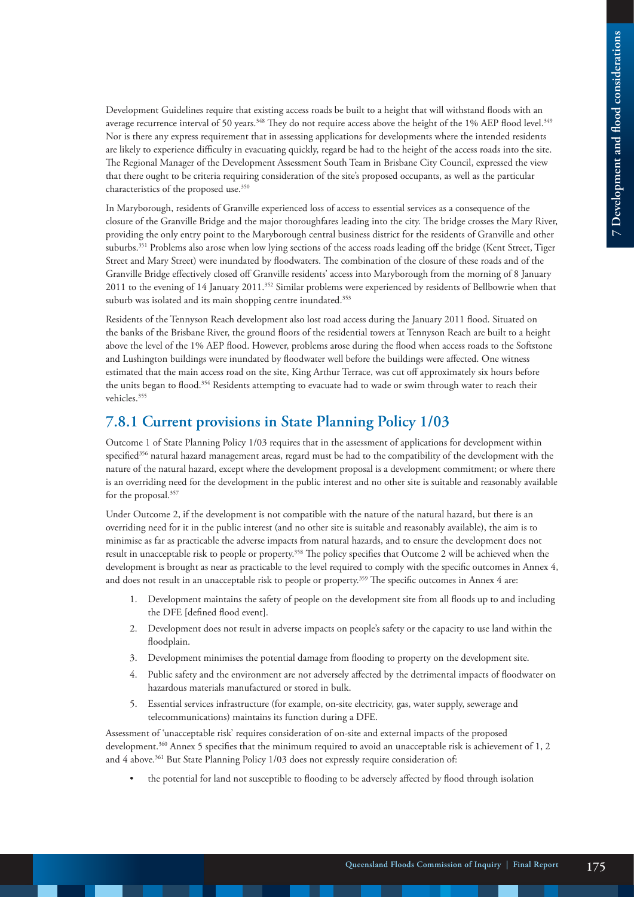Development Guidelines require that existing access roads be built to a height that will withstand floods with an average recurrence interval of 50 years.[348] They do not require access above the height of the 1% AEP flood level.[349] Nor is there any express requirement that in assessing applications for developments where the intended residents are likely to experience difficulty in evacuating quickly, regard be had to the height of the access roads into the site. The Regional Manager of the Development Assessment South Team in Brisbane City Council, expressed the view that there ought to be criteria requiring consideration of the site's proposed occupants, as well as the particular characteristics of the proposed use.[350]

In Maryborough, residents of Granville experienced loss of access to essential services as a consequence of the closure of the Granville Bridge and the major thoroughfares leading into the city. The bridge crosses the Mary River, providing the only entry point to the Maryborough central business district for the residents of Granville and other suburbs.[351] Problems also arose when low lying sections of the access roads leading off the bridge (Kent Street, Tiger Street and Mary Street) were inundated by floodwaters. The combination of the closure of these roads and of the Granville Bridge effectively closed off Granville residents' access into Maryborough from the morning of 8 January 2011 to the evening of 14 January 2011.[352] Similar problems were experienced by residents of Bellbowrie when that suburb was isolated and its main shopping centre inundated.[353]

Residents of the Tennyson Reach development also lost road access during the January 2011 flood. Situated on the banks of the Brisbane River, the ground floors of the residential towers at Tennyson Reach are built to a height above the level of the 1% AEP flood. However, problems arose during the flood when access roads to the Softstone and Lushington buildings were inundated by floodwater well before the buildings were affected. One witness estimated that the main access road on the site, King Arthur Terrace, was cut off approximately six hours before the units began to flood.[354] Residents attempting to evacuate had to wade or swim through water to reach their vehicles.[355]

## 7.8.1 Current provisions in State Planning Policy 1/03

Outcome 1 of State Planning Policy 1/03 requires that in the assessment of applications for development within specified[356] natural hazard management areas, regard must be had to the compatibility of the development with the nature of the natural hazard, except where the development proposal is a development commitment; or where there is an overriding need for the development in the public interest and no other site is suitable and reasonably available for the proposal.[357]

Under Outcome 2, if the development is not compatible with the nature of the natural hazard, but there is an overriding need for it in the public interest (and no other site is suitable and reasonably available), the aim is to minimise as far as practicable the adverse impacts from natural hazards, and to ensure the development does not result in unacceptable risk to people or property.[358] The policy specifies that Outcome 2 will be achieved when the development is brought as near as practicable to the level required to comply with the specific outcomes in Annex 4, and does not result in an unacceptable risk to people or property.[359] The specific outcomes in Annex 4 are:

1. Development maintains the safety of people on the development site from all floods up to and including the DFE [defined flood event].
2. Development does not result in adverse impacts on people's safety or the capacity to use land within the floodplain.
3. Development minimises the potential damage from flooding to property on the development site.
4. Public safety and the environment are not adversely affected by the detrimental impacts of floodwater on hazardous materials manufactured or stored in bulk.
5. Essential services infrastructure (for example, on-site electricity, gas, water supply, sewerage and telecommunications) maintains its function during a DFE.

Assessment of 'unacceptable risk' requires consideration of on-site and external impacts of the proposed development.[360] Annex 5 specifies that the minimum required to avoid an unacceptable risk is achievement of 1, 2 and 4 above.[361] But State Planning Policy 1/03 does not expressly require consideration of:

- the potential for land not susceptible to flooding to be adversely affected by flood through isolation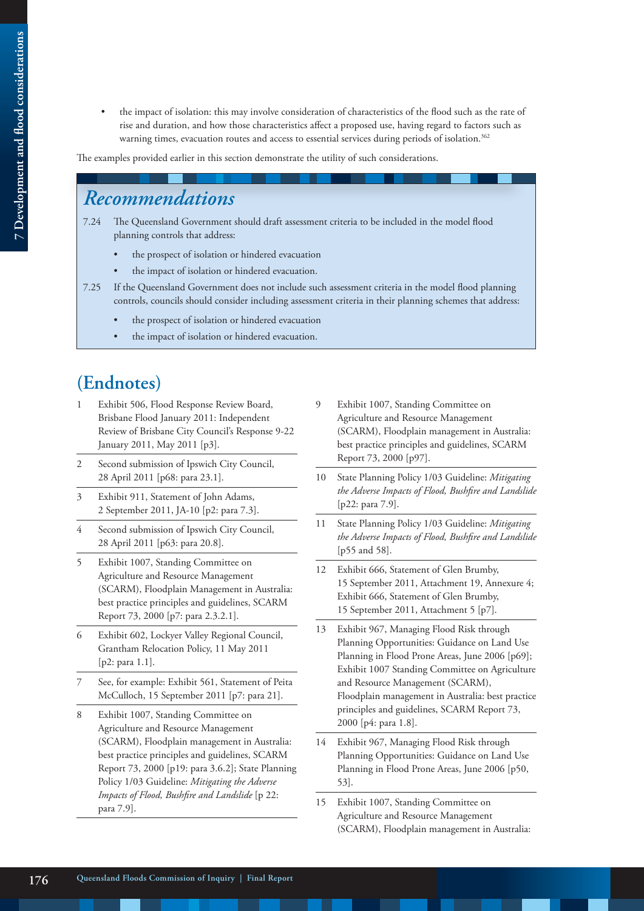- the impact of isolation: this may involve consideration of characteristics of the flood such as the rate of rise and duration, and how those characteristics affect a proposed use, having regard to factors such as warning times, evacuation routes and access to essential services during periods of isolation.[362]

The examples provided earlier in this section demonstrate the utility of such considerations.

## *Recommendations*

7.24 The Queensland Government should draft assessment criteria to be included in the model flood planning controls that address:

- the prospect of isolation or hindered evacuation
- the impact of isolation or hindered evacuation.

7.25 If the Queensland Government does not include such assessment criteria in the model flood planning controls, councils should consider including assessment criteria in their planning schemes that address:

- the prospect of isolation or hindered evacuation
- the impact of isolation or hindered evacuation.

## (Endnotes)

1 Exhibit 506, Flood Response Review Board, Brisbane Flood January 2011: Independent Review of Brisbane City Council's Response 9-22 January 2011, May 2011 [p3].

2 Second submission of Ipswich City Council, 28 April 2011 [p68: para 23.1].

3 Exhibit 911, Statement of John Adams, 2 September 2011, JA-10 [p2: para 7.3].

4 Second submission of Ipswich City Council, 28 April 2011 [p63: para 20.8].

5 Exhibit 1007, Standing Committee on Agriculture and Resource Management (SCARM), Floodplain Management in Australia: best practice principles and guidelines, SCARM Report 73, 2000 [p7: para 2.3.2.1].

6 Exhibit 602, Lockyer Valley Regional Council, Grantham Relocation Policy, 11 May 2011 [p2: para 1.1].

7 See, for example: Exhibit 561, Statement of Peita McCulloch, 15 September 2011 [p7: para 21].

8 Exhibit 1007, Standing Committee on Agriculture and Resource Management (SCARM), Floodplain management in Australia: best practice principles and guidelines, SCARM Report 73, 2000 [p19: para 3.6.2]; State Planning Policy 1/03 Guideline: *Mitigating the Adverse Impacts of Flood, Bushfire and Landslide* [p 22: para 7.9].

9 Exhibit 1007, Standing Committee on Agriculture and Resource Management (SCARM), Floodplain management in Australia: best practice principles and guidelines, SCARM Report 73, 2000 [p97].

10 State Planning Policy 1/03 Guideline: *Mitigating the Adverse Impacts of Flood, Bushfire and Landslide* [p22: para 7.9].

11 State Planning Policy 1/03 Guideline: *Mitigating the Adverse Impacts of Flood, Bushfire and Landslide* [p55 and 58].

12 Exhibit 666, Statement of Glen Brumby, 15 September 2011, Attachment 19, Annexure 4; Exhibit 666, Statement of Glen Brumby, 15 September 2011, Attachment 5 [p7].

13 Exhibit 967, Managing Flood Risk through Planning Opportunities: Guidance on Land Use Planning in Flood Prone Areas, June 2006 [p69]; Exhibit 1007 Standing Committee on Agriculture and Resource Management (SCARM), Floodplain management in Australia: best practice principles and guidelines, SCARM Report 73, 2000 [p4: para 1.8].

14 Exhibit 967, Managing Flood Risk through Planning Opportunities: Guidance on Land Use Planning in Flood Prone Areas, June 2006 [p50, 53].

15 Exhibit 1007, Standing Committee on Agriculture and Resource Management (SCARM), Floodplain management in Australia: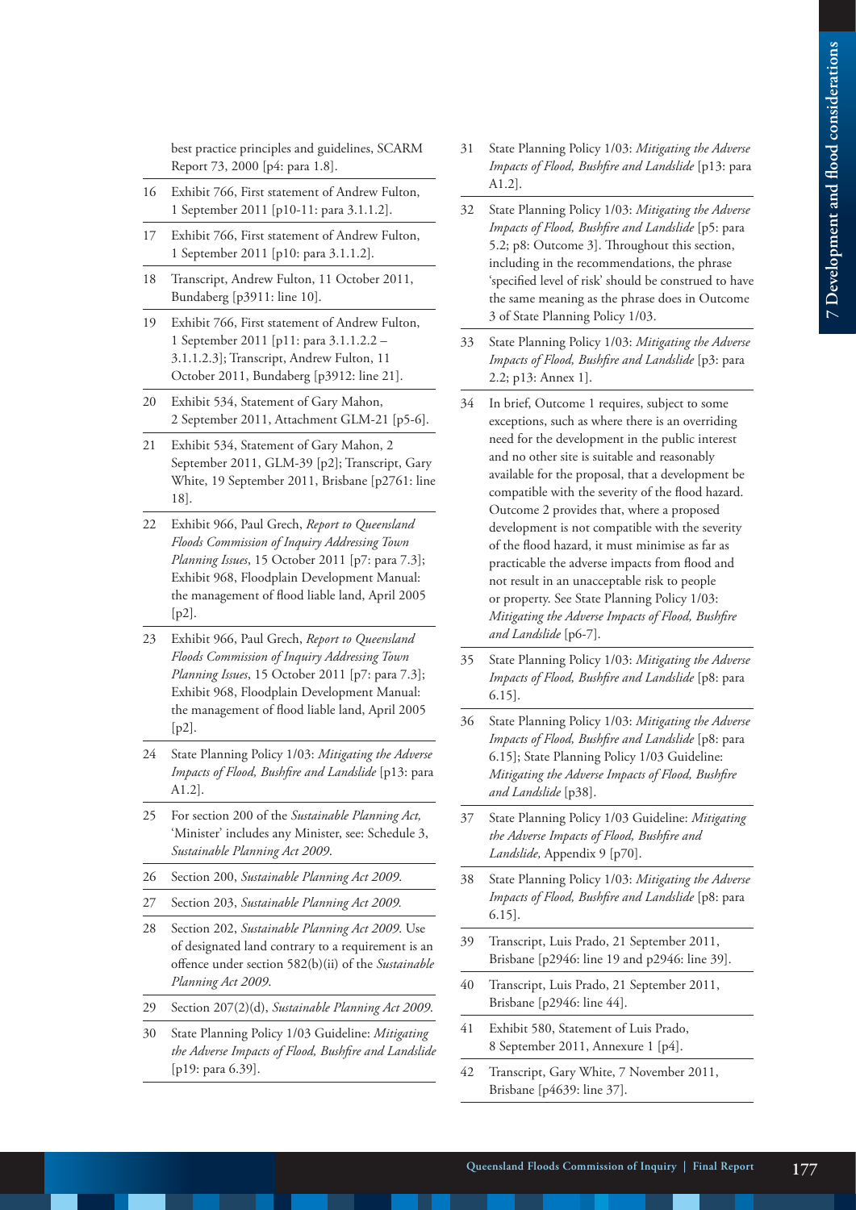best practice principles and guidelines, SCARM Report 73, 2000 [p4: para 1.8].

16 Exhibit 766, First statement of Andrew Fulton, 1 September 2011 [p10-11: para 3.1.1.2].

17 Exhibit 766, First statement of Andrew Fulton, 1 September 2011 [p10: para 3.1.1.2].

18 Transcript, Andrew Fulton, 11 October 2011, Bundaberg [p3911: line 10].

19 Exhibit 766, First statement of Andrew Fulton, 1 September 2011 [p11: para 3.1.1.2.2 – 3.1.1.2.3]; Transcript, Andrew Fulton, 11 October 2011, Bundaberg [p3912: line 21].

20 Exhibit 534, Statement of Gary Mahon, 2 September 2011, Attachment GLM-21 [p5-6].

21 Exhibit 534, Statement of Gary Mahon, 2 September 2011, GLM-39 [p2]; Transcript, Gary White, 19 September 2011, Brisbane [p2761: line 18].

22 Exhibit 966, Paul Grech, *Report to Queensland Floods Commission of Inquiry Addressing Town Planning Issues*, 15 October 2011 [p7: para 7.3]; Exhibit 968, Floodplain Development Manual: the management of flood liable land, April 2005 [p2].

23 Exhibit 966, Paul Grech, *Report to Queensland Floods Commission of Inquiry Addressing Town Planning Issues*, 15 October 2011 [p7: para 7.3]; Exhibit 968, Floodplain Development Manual: the management of flood liable land, April 2005 [p2].

24 State Planning Policy 1/03: *Mitigating the Adverse Impacts of Flood, Bushfire and Landslide* [p13: para A1.2].

25 For section 200 of the *Sustainable Planning Act,* 'Minister' includes any Minister, see: Schedule 3, *Sustainable Planning Act 2009*.

26 Section 200, *Sustainable Planning Act 2009*.

27 Section 203, *Sustainable Planning Act 2009*.

28 Section 202, *Sustainable Planning Act 2009*. Use of designated land contrary to a requirement is an offence under section 582(b)(ii) of the *Sustainable Planning Act 2009*.

29 Section 207(2)(d), *Sustainable Planning Act 2009*.

30 State Planning Policy 1/03 Guideline: *Mitigating the Adverse Impacts of Flood, Bushfire and Landslide* [p19: para 6.39].

31 State Planning Policy 1/03: *Mitigating the Adverse Impacts of Flood, Bushfire and Landslide* [p13: para A1.2].

32 State Planning Policy 1/03: *Mitigating the Adverse Impacts of Flood, Bushfire and Landslide* [p5: para 5.2; p8: Outcome 3]. Throughout this section, including in the recommendations, the phrase 'specified level of risk' should be construed to have the same meaning as the phrase does in Outcome 3 of State Planning Policy 1/03.

33 State Planning Policy 1/03: *Mitigating the Adverse Impacts of Flood, Bushfire and Landslide* [p3: para 2.2; p13: Annex 1].

34 In brief, Outcome 1 requires, subject to some exceptions, such as where there is an overriding need for the development in the public interest and no other site is suitable and reasonably available for the proposal, that a development be compatible with the severity of the flood hazard. Outcome 2 provides that, where a proposed development is not compatible with the severity of the flood hazard, it must minimise as far as practicable the adverse impacts from flood and not result in an unacceptable risk to people or property. See State Planning Policy 1/03: *Mitigating the Adverse Impacts of Flood, Bushfire and Landslide* [p6-7].

35 State Planning Policy 1/03: *Mitigating the Adverse Impacts of Flood, Bushfire and Landslide* [p8: para 6.15].

36 State Planning Policy 1/03: *Mitigating the Adverse Impacts of Flood, Bushfire and Landslide* [p8: para 6.15]; State Planning Policy 1/03 Guideline: *Mitigating the Adverse Impacts of Flood, Bushfire and Landslide* [p38].

37 State Planning Policy 1/03 Guideline: *Mitigating the Adverse Impacts of Flood, Bushfire and Landslide,* Appendix 9 [p70].

38 State Planning Policy 1/03: *Mitigating the Adverse Impacts of Flood, Bushfire and Landslide* [p8: para 6.15].

39 Transcript, Luis Prado, 21 September 2011, Brisbane [p2946: line 19 and p2946: line 39].

40 Transcript, Luis Prado, 21 September 2011, Brisbane [p2946: line 44].

41 Exhibit 580, Statement of Luis Prado, 8 September 2011, Annexure 1 [p4].

42 Transcript, Gary White, 7 November 2011, Brisbane [p4639: line 37].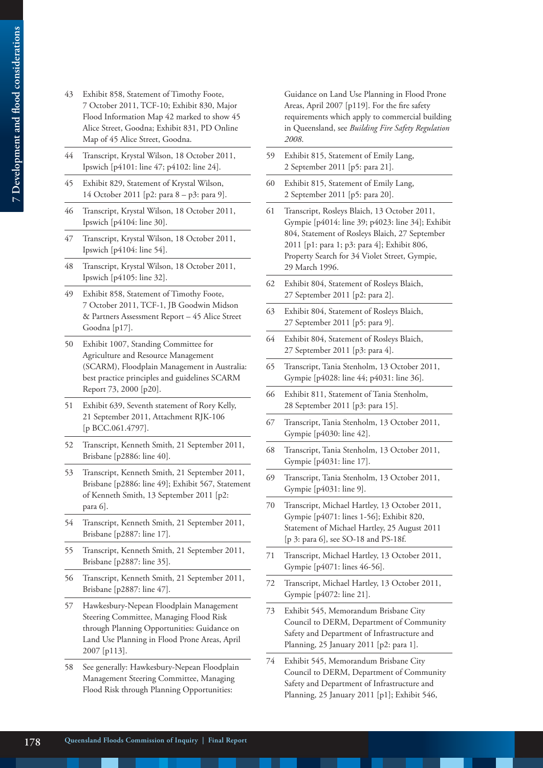43 Exhibit 858, Statement of Timothy Foote, 7 October 2011, TCF-10; Exhibit 830, Major Flood Information Map 42 marked to show 45 Alice Street, Goodna; Exhibit 831, PD Online Map of 45 Alice Street, Goodna.

44 Transcript, Krystal Wilson, 18 October 2011, Ipswich [p4101: line 47; p4102: line 24].

45 Exhibit 829, Statement of Krystal Wilson, 14 October 2011 [p2: para 8 – p3: para 9].

46 Transcript, Krystal Wilson, 18 October 2011, Ipswich [p4104: line 30].

47 Transcript, Krystal Wilson, 18 October 2011, Ipswich [p4104: line 54].

48 Transcript, Krystal Wilson, 18 October 2011, Ipswich [p4105: line 32].

49 Exhibit 858, Statement of Timothy Foote, 7 October 2011, TCF-1, JB Goodwin Midson & Partners Assessment Report – 45 Alice Street Goodna [p17].

50 Exhibit 1007, Standing Committee for Agriculture and Resource Management (SCARM), Floodplain Management in Australia: best practice principles and guidelines SCARM Report 73, 2000 [p20].

51 Exhibit 639, Seventh statement of Rory Kelly, 21 September 2011, Attachment RJK-106 [p BCC.061.4797].

52 Transcript, Kenneth Smith, 21 September 2011, Brisbane [p2886: line 40].

53 Transcript, Kenneth Smith, 21 September 2011, Brisbane [p2886: line 49]; Exhibit 567, Statement of Kenneth Smith, 13 September 2011 [p2: para 6].

54 Transcript, Kenneth Smith, 21 September 2011, Brisbane [p2887: line 17].

55 Transcript, Kenneth Smith, 21 September 2011, Brisbane [p2887: line 35].

56 Transcript, Kenneth Smith, 21 September 2011, Brisbane [p2887: line 47].

57 Hawkesbury-Nepean Floodplain Management Steering Committee, Managing Flood Risk through Planning Opportunities: Guidance on Land Use Planning in Flood Prone Areas, April 2007 [p113].

58 See generally: Hawkesbury-Nepean Floodplain Management Steering Committee, Managing Flood Risk through Planning Opportunities: Guidance on Land Use Planning in Flood Prone Areas, April 2007 [p119]. For the fire safety requirements which apply to commercial building in Queensland, see *Building Fire Safety Regulation 2008*.

59 Exhibit 815, Statement of Emily Lang, 2 September 2011 [p5: para 21].

60 Exhibit 815, Statement of Emily Lang, 2 September 2011 [p5: para 20].

61 Transcript, Rosleys Blaich, 13 October 2011, Gympie [p4014: line 39; p4023: line 34]; Exhibit 804, Statement of Rosleys Blaich, 27 September 2011 [p1: para 1; p3: para 4]; Exhibit 806, Property Search for 34 Violet Street, Gympie, 29 March 1996.

62 Exhibit 804, Statement of Rosleys Blaich, 27 September 2011 [p2: para 2].

63 Exhibit 804, Statement of Rosleys Blaich, 27 September 2011 [p5: para 9].

64 Exhibit 804, Statement of Rosleys Blaich, 27 September 2011 [p3: para 4].

65 Transcript, Tania Stenholm, 13 October 2011, Gympie [p4028: line 44; p4031: line 36].

66 Exhibit 811, Statement of Tania Stenholm, 28 September 2011 [p3: para 15].

67 Transcript, Tania Stenholm, 13 October 2011, Gympie [p4030: line 42].

68 Transcript, Tania Stenholm, 13 October 2011, Gympie [p4031: line 17].

69 Transcript, Tania Stenholm, 13 October 2011, Gympie [p4031: line 9].

70 Transcript, Michael Hartley, 13 October 2011, Gympie [p4071: lines 1-56]; Exhibit 820, Statement of Michael Hartley, 25 August 2011 [p 3: para 6], see SO-18 and PS-18f.

71 Transcript, Michael Hartley, 13 October 2011, Gympie [p4071: lines 46-56].

72 Transcript, Michael Hartley, 13 October 2011, Gympie [p4072: line 21].

73 Exhibit 545, Memorandum Brisbane City Council to DERM, Department of Community Safety and Department of Infrastructure and Planning, 25 January 2011 [p2: para 1].

74 Exhibit 545, Memorandum Brisbane City Council to DERM, Department of Community Safety and Department of Infrastructure and Planning, 25 January 2011 [p1]; Exhibit 546,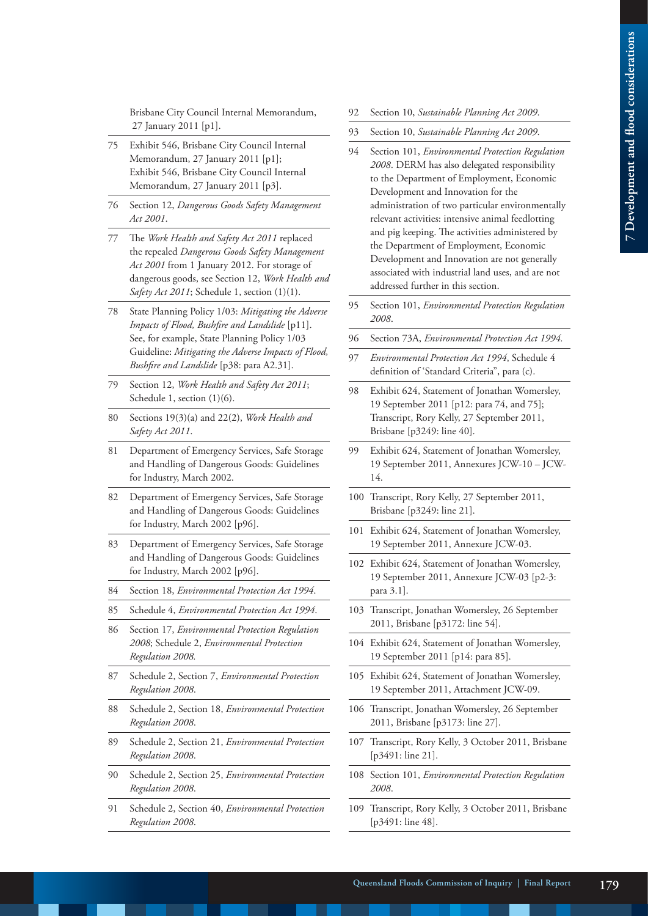Brisbane City Council Internal Memorandum, 27 January 2011 [p1].

75 Exhibit 546, Brisbane City Council Internal Memorandum, 27 January 2011 [p1]; Exhibit 546, Brisbane City Council Internal Memorandum, 27 January 2011 [p3].

76 Section 12, *Dangerous Goods Safety Management Act 2001*.

77 The *Work Health and Safety Act 2011* replaced the repealed *Dangerous Goods Safety Management Act 2001* from 1 January 2012. For storage of dangerous goods, see Section 12, *Work Health and Safety Act 2011*; Schedule 1, section (1)(1).

78 State Planning Policy 1/03: *Mitigating the Adverse Impacts of Flood, Bushfire and Landslide* [p11]. See, for example, State Planning Policy 1/03 Guideline: *Mitigating the Adverse Impacts of Flood, Bushfire and Landslide* [p38: para A2.31].

79 Section 12, *Work Health and Safety Act 2011*; Schedule 1, section (1)(6).

80 Sections 19(3)(a) and 22(2), *Work Health and Safety Act 2011*.

81 Department of Emergency Services, Safe Storage and Handling of Dangerous Goods: Guidelines for Industry, March 2002.

82 Department of Emergency Services, Safe Storage and Handling of Dangerous Goods: Guidelines for Industry, March 2002 [p96].

83 Department of Emergency Services, Safe Storage and Handling of Dangerous Goods: Guidelines for Industry, March 2002 [p96].

84 Section 18, *Environmental Protection Act 1994*.

85 Schedule 4, *Environmental Protection Act 1994*.

86 Section 17, *Environmental Protection Regulation 2008*; Schedule 2, *Environmental Protection Regulation 2008.*

87 Schedule 2, Section 7, *Environmental Protection Regulation 2008*.

88 Schedule 2, Section 18, *Environmental Protection Regulation 2008*.

89 Schedule 2, Section 21, *Environmental Protection Regulation 2008*.

90 Schedule 2, Section 25, *Environmental Protection Regulation 2008*.

91 Schedule 2, Section 40, *Environmental Protection Regulation 2008*.

92 Section 10, *Sustainable Planning Act 2009*.

93 Section 10, *Sustainable Planning Act 2009*.

94 Section 101, *Environmental Protection Regulation 2008*. DERM has also delegated responsibility to the Department of Employment, Economic Development and Innovation for the administration of two particular environmentally relevant activities: intensive animal feedlotting and pig keeping. The activities administered by the Department of Employment, Economic Development and Innovation are not generally associated with industrial land uses, and are not addressed further in this section.

95 Section 101, *Environmental Protection Regulation 2008*.

96 Section 73A, *Environmental Protection Act 1994.*

97 *Environmental Protection Act 1994*, Schedule 4 definition of 'Standard Criteria", para (c).

98 Exhibit 624, Statement of Jonathan Womersley, 19 September 2011 [p12: para 74, and 75]; Transcript, Rory Kelly, 27 September 2011, Brisbane [p3249: line 40].

99 Exhibit 624, Statement of Jonathan Womersley, 19 September 2011, Annexures JCW-10 – JCW-14.

100 Transcript, Rory Kelly, 27 September 2011, Brisbane [p3249: line 21].

101 Exhibit 624, Statement of Jonathan Womersley, 19 September 2011, Annexure JCW-03.

102 Exhibit 624, Statement of Jonathan Womersley, 19 September 2011, Annexure JCW-03 [p2-3: para 3.1].

103 Transcript, Jonathan Womersley, 26 September 2011, Brisbane [p3172: line 54].

104 Exhibit 624, Statement of Jonathan Womersley, 19 September 2011 [p14: para 85].

105 Exhibit 624, Statement of Jonathan Womersley, 19 September 2011, Attachment JCW-09.

106 Transcript, Jonathan Womersley, 26 September 2011, Brisbane [p3173: line 27].

107 Transcript, Rory Kelly, 3 October 2011, Brisbane [p3491: line 21].

108 Section 101, *Environmental Protection Regulation 2008*.

109 Transcript, Rory Kelly, 3 October 2011, Brisbane [p3491: line 48].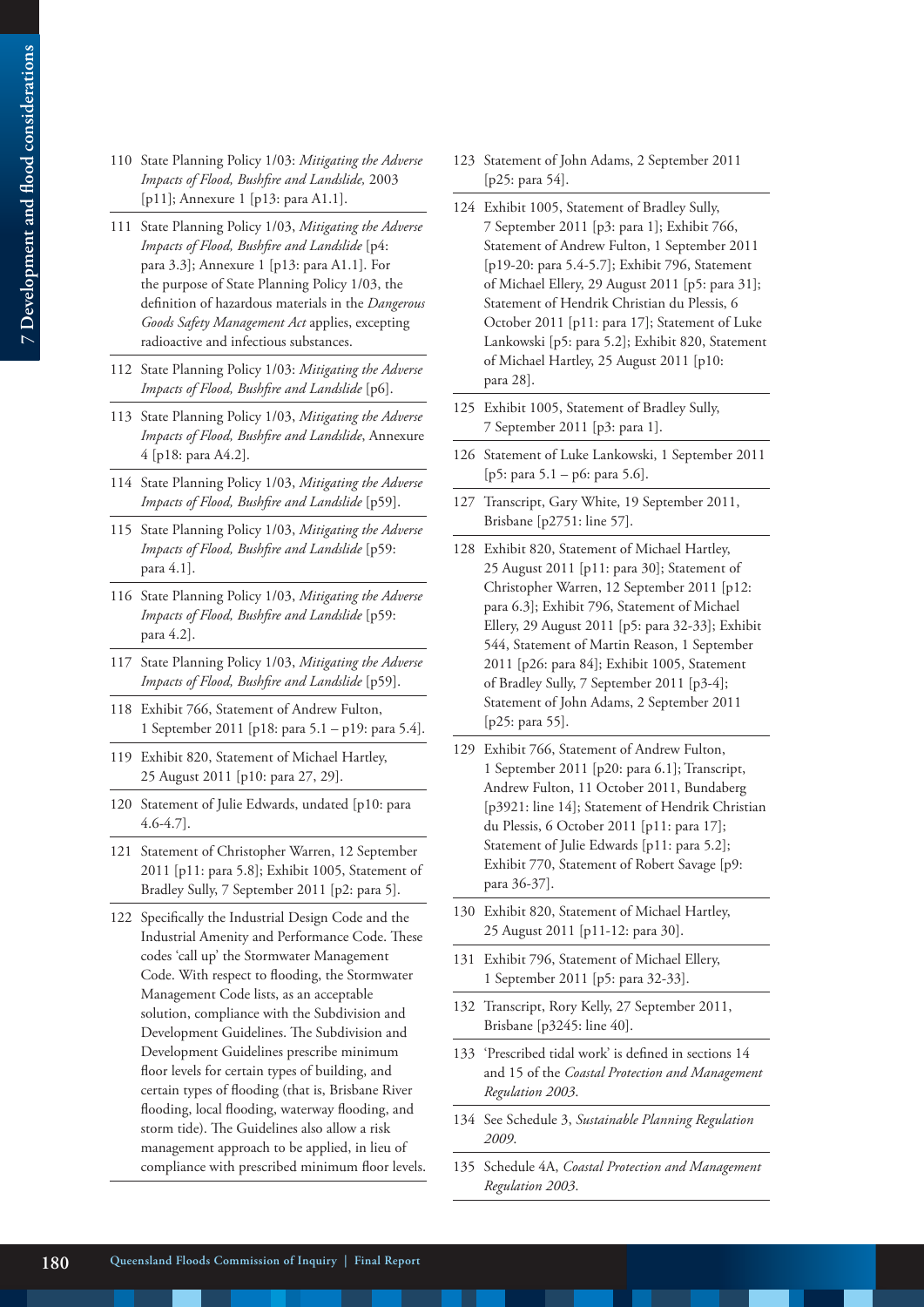110 State Planning Policy 1/03: *Mitigating the Adverse Impacts of Flood, Bushfire and Landslide,* 2003 [p11]; Annexure 1 [p13: para A1.1].

111 State Planning Policy 1/03, *Mitigating the Adverse Impacts of Flood, Bushfire and Landslide* [p4: para 3.3]; Annexure 1 [p13: para A1.1]. For the purpose of State Planning Policy 1/03, the definition of hazardous materials in the *Dangerous Goods Safety Management Act* applies, excepting radioactive and infectious substances.

112 State Planning Policy 1/03: *Mitigating the Adverse Impacts of Flood, Bushfire and Landslide* [p6].

113 State Planning Policy 1/03, *Mitigating the Adverse Impacts of Flood, Bushfire and Landslide*, Annexure 4 [p18: para A4.2].

114 State Planning Policy 1/03, *Mitigating the Adverse Impacts of Flood, Bushfire and Landslide* [p59].

115 State Planning Policy 1/03, *Mitigating the Adverse Impacts of Flood, Bushfire and Landslide* [p59: para 4.1].

116 State Planning Policy 1/03, *Mitigating the Adverse Impacts of Flood, Bushfire and Landslide* [p59: para 4.2].

117 State Planning Policy 1/03, *Mitigating the Adverse Impacts of Flood, Bushfire and Landslide* [p59].

118 Exhibit 766, Statement of Andrew Fulton, 1 September 2011 [p18: para 5.1 – p19: para 5.4].

119 Exhibit 820, Statement of Michael Hartley, 25 August 2011 [p10: para 27, 29].

120 Statement of Julie Edwards, undated [p10: para 4.6-4.7].

121 Statement of Christopher Warren, 12 September 2011 [p11: para 5.8]; Exhibit 1005, Statement of Bradley Sully, 7 September 2011 [p2: para 5].

122 Specifically the Industrial Design Code and the Industrial Amenity and Performance Code. These codes 'call up' the Stormwater Management Code. With respect to flooding, the Stormwater Management Code lists, as an acceptable solution, compliance with the Subdivision and Development Guidelines. The Subdivision and Development Guidelines prescribe minimum floor levels for certain types of building, and certain types of flooding (that is, Brisbane River flooding, local flooding, waterway flooding, and storm tide). The Guidelines also allow a risk management approach to be applied, in lieu of compliance with prescribed minimum floor levels.

123 Statement of John Adams, 2 September 2011 [p25: para 54].

124 Exhibit 1005, Statement of Bradley Sully, 7 September 2011 [p3: para 1]; Exhibit 766, Statement of Andrew Fulton, 1 September 2011 [p19-20: para 5.4-5.7]; Exhibit 796, Statement of Michael Ellery, 29 August 2011 [p5: para 31]; Statement of Hendrik Christian du Plessis, 6 October 2011 [p11: para 17]; Statement of Luke Lankowski [p5: para 5.2]; Exhibit 820, Statement of Michael Hartley, 25 August 2011 [p10: para 28].

125 Exhibit 1005, Statement of Bradley Sully, 7 September 2011 [p3: para 1].

126 Statement of Luke Lankowski, 1 September 2011 [p5: para 5.1 – p6: para 5.6].

127 Transcript, Gary White, 19 September 2011, Brisbane [p2751: line 57].

128 Exhibit 820, Statement of Michael Hartley, 25 August 2011 [p11: para 30]; Statement of Christopher Warren, 12 September 2011 [p12: para 6.3]; Exhibit 796, Statement of Michael Ellery, 29 August 2011 [p5: para 32-33]; Exhibit 544, Statement of Martin Reason, 1 September 2011 [p26: para 84]; Exhibit 1005, Statement of Bradley Sully, 7 September 2011 [p3-4]; Statement of John Adams, 2 September 2011 [p25: para 55].

129 Exhibit 766, Statement of Andrew Fulton, 1 September 2011 [p20: para 6.1]; Transcript, Andrew Fulton, 11 October 2011, Bundaberg [p3921: line 14]; Statement of Hendrik Christian du Plessis, 6 October 2011 [p11: para 17]; Statement of Julie Edwards [p11: para 5.2]; Exhibit 770, Statement of Robert Savage [p9: para 36-37].

130 Exhibit 820, Statement of Michael Hartley, 25 August 2011 [p11-12: para 30].

131 Exhibit 796, Statement of Michael Ellery, 1 September 2011 [p5: para 32-33].

132 Transcript, Rory Kelly, 27 September 2011, Brisbane [p3245: line 40].

133 'Prescribed tidal work' is defined in sections 14 and 15 of the *Coastal Protection and Management Regulation 2003*.

134 See Schedule 3, *Sustainable Planning Regulation 2009*.

135 Schedule 4A, *Coastal Protection and Management Regulation 2003*.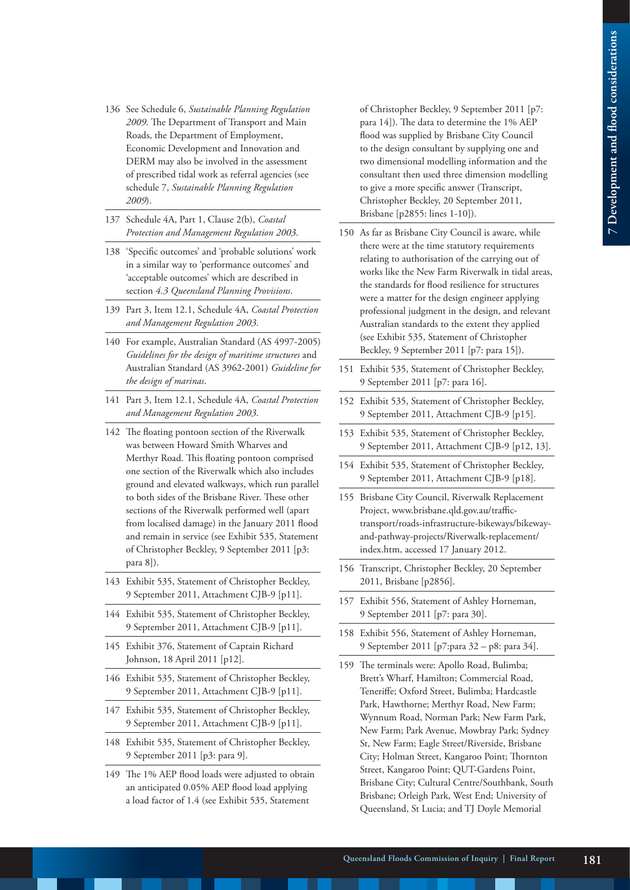136 See Schedule 6, *Sustainable Planning Regulation 2009*. The Department of Transport and Main Roads, the Department of Employment, Economic Development and Innovation and DERM may also be involved in the assessment of prescribed tidal work as referral agencies (see schedule 7, *Sustainable Planning Regulation 2009*).

137 Schedule 4A, Part 1, Clause 2(b), *Coastal Protection and Management Regulation 2003*.

138 'Specific outcomes' and 'probable solutions' work in a similar way to 'performance outcomes' and 'acceptable outcomes' which are described in section *4.3 Queensland Planning Provisions*.

139 Part 3, Item 12.1, Schedule 4A, *Coastal Protection and Management Regulation 2003*.

140 For example, Australian Standard (AS 4997-2005) *Guidelines for the design of maritime structures* and Australian Standard (AS 3962-2001) *Guideline for the design of marinas*.

141 Part 3, Item 12.1, Schedule 4A, *Coastal Protection and Management Regulation 2003*.

142 The floating pontoon section of the Riverwalk was between Howard Smith Wharves and Merthyr Road. This floating pontoon comprised one section of the Riverwalk which also includes ground and elevated walkways, which run parallel to both sides of the Brisbane River. These other sections of the Riverwalk performed well (apart from localised damage) in the January 2011 flood and remain in service (see Exhibit 535, Statement of Christopher Beckley, 9 September 2011 [p3: para 8]).

143 Exhibit 535, Statement of Christopher Beckley, 9 September 2011, Attachment CJB-9 [p11].

144 Exhibit 535, Statement of Christopher Beckley, 9 September 2011, Attachment CJB-9 [p11].

145 Exhibit 376, Statement of Captain Richard Johnson, 18 April 2011 [p12].

146 Exhibit 535, Statement of Christopher Beckley, 9 September 2011, Attachment CJB-9 [p11].

147 Exhibit 535, Statement of Christopher Beckley, 9 September 2011, Attachment CJB-9 [p11].

148 Exhibit 535, Statement of Christopher Beckley, 9 September 2011 [p3: para 9].

149 The 1% AEP flood loads were adjusted to obtain an anticipated 0.05% AEP flood load applying a load factor of 1.4 (see Exhibit 535, Statement of Christopher Beckley, 9 September 2011 [p7: para 14]). The data to determine the 1% AEP flood was supplied by Brisbane City Council to the design consultant by supplying one and two dimensional modelling information and the consultant then used three dimension modelling to give a more specific answer (Transcript, Christopher Beckley, 20 September 2011, Brisbane [p2855: lines 1-10]).

150 As far as Brisbane City Council is aware, while there were at the time statutory requirements relating to authorisation of the carrying out of works like the New Farm Riverwalk in tidal areas, the standards for flood resilience for structures were a matter for the design engineer applying professional judgment in the design, and relevant Australian standards to the extent they applied (see Exhibit 535, Statement of Christopher Beckley, 9 September 2011 [p7: para 15]).

151 Exhibit 535, Statement of Christopher Beckley, 9 September 2011 [p7: para 16].

152 Exhibit 535, Statement of Christopher Beckley, 9 September 2011, Attachment CJB-9 [p15].

153 Exhibit 535, Statement of Christopher Beckley, 9 September 2011, Attachment CJB-9 [p12, 13].

154 Exhibit 535, Statement of Christopher Beckley, 9 September 2011, Attachment CJB-9 [p18].

155 Brisbane City Council, Riverwalk Replacement Project, www.brisbane.qld.gov.au/traffic-transport/roads-infrastructure-bikeways/bikeway-and-pathway-projects/Riverwalk-replacement/index.htm, accessed 17 January 2012.

156 Transcript, Christopher Beckley, 20 September 2011, Brisbane [p2856].

157 Exhibit 556, Statement of Ashley Horneman, 9 September 2011 [p7: para 30].

158 Exhibit 556, Statement of Ashley Horneman, 9 September 2011 [p7:para 32 – p8: para 34].

159 The terminals were: Apollo Road, Bulimba; Brett's Wharf, Hamilton; Commercial Road, Teneriffe; Oxford Street, Bulimba; Hardcastle Park, Hawthorne; Merthyr Road, New Farm; Wynnum Road, Norman Park; New Farm Park, New Farm; Park Avenue, Mowbray Park; Sydney St, New Farm; Eagle Street/Riverside, Brisbane City; Holman Street, Kangaroo Point; Thornton Street, Kangaroo Point; QUT-Gardens Point, Brisbane City; Cultural Centre/Southbank, South Brisbane; Orleigh Park, West End; University of Queensland, St Lucia; and TJ Doyle Memorial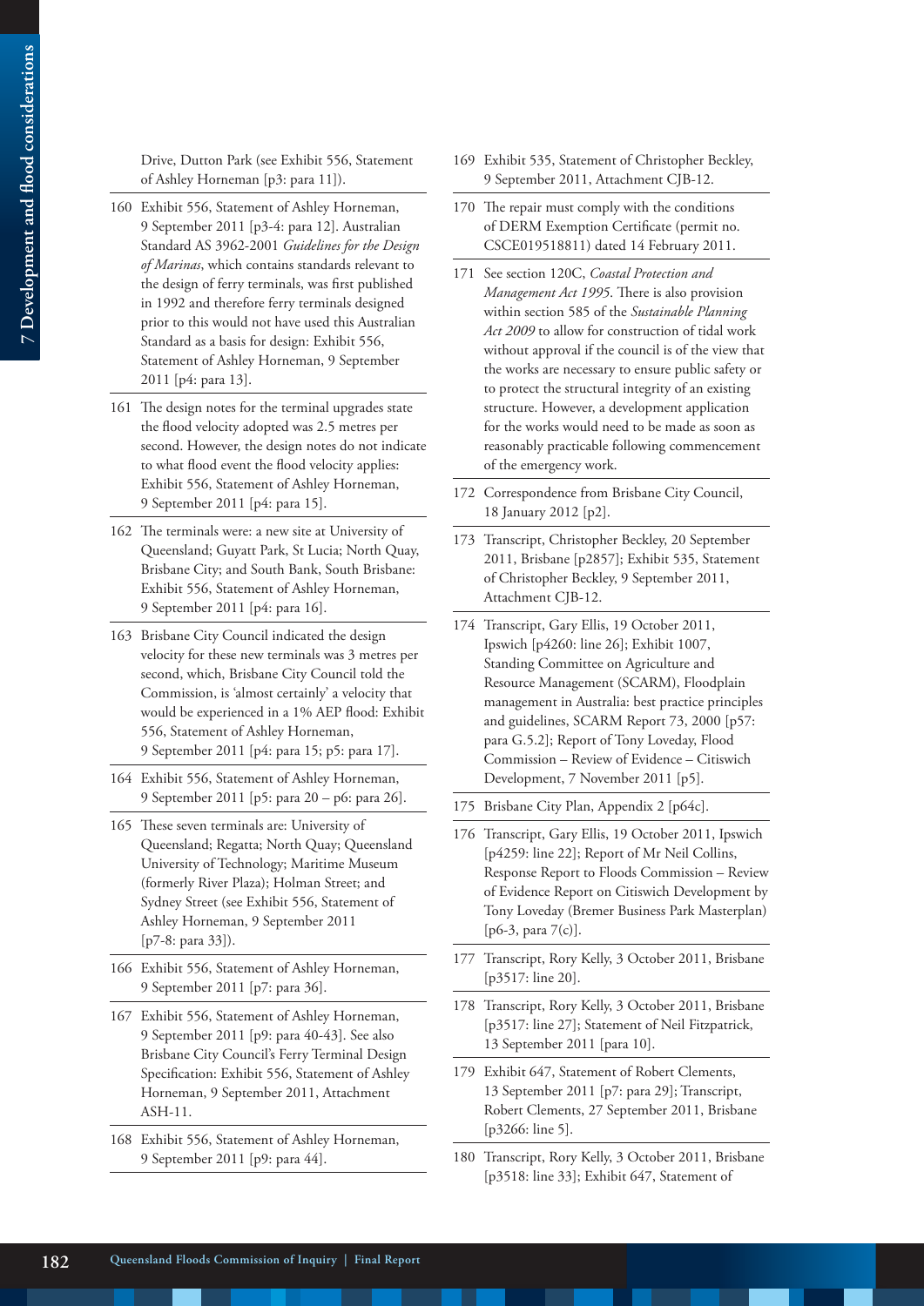Drive, Dutton Park (see Exhibit 556, Statement of Ashley Horneman [p3: para 11]).

160 Exhibit 556, Statement of Ashley Horneman, 9 September 2011 [p3-4: para 12]. Australian Standard AS 3962-2001 *Guidelines for the Design of Marinas*, which contains standards relevant to the design of ferry terminals, was first published in 1992 and therefore ferry terminals designed prior to this would not have used this Australian Standard as a basis for design: Exhibit 556, Statement of Ashley Horneman, 9 September 2011 [p4: para 13].

161 The design notes for the terminal upgrades state the flood velocity adopted was 2.5 metres per second. However, the design notes do not indicate to what flood event the flood velocity applies: Exhibit 556, Statement of Ashley Horneman, 9 September 2011 [p4: para 15].

162 The terminals were: a new site at University of Queensland; Guyatt Park, St Lucia; North Quay, Brisbane City; and South Bank, South Brisbane: Exhibit 556, Statement of Ashley Horneman, 9 September 2011 [p4: para 16].

163 Brisbane City Council indicated the design velocity for these new terminals was 3 metres per second, which, Brisbane City Council told the Commission, is 'almost certainly' a velocity that would be experienced in a 1% AEP flood: Exhibit 556, Statement of Ashley Horneman, 9 September 2011 [p4: para 15; p5: para 17].

164 Exhibit 556, Statement of Ashley Horneman, 9 September 2011 [p5: para 20 – p6: para 26].

165 These seven terminals are: University of Queensland; Regatta; North Quay; Queensland University of Technology; Maritime Museum (formerly River Plaza); Holman Street; and Sydney Street (see Exhibit 556, Statement of Ashley Horneman, 9 September 2011 [p7-8: para 33]).

166 Exhibit 556, Statement of Ashley Horneman, 9 September 2011 [p7: para 36].

167 Exhibit 556, Statement of Ashley Horneman, 9 September 2011 [p9: para 40-43]. See also Brisbane City Council's Ferry Terminal Design Specification: Exhibit 556, Statement of Ashley Horneman, 9 September 2011, Attachment ASH-11.

168 Exhibit 556, Statement of Ashley Horneman, 9 September 2011 [p9: para 44].

169 Exhibit 535, Statement of Christopher Beckley, 9 September 2011, Attachment CJB-12.

170 The repair must comply with the conditions of DERM Exemption Certificate (permit no. CSCE019518811) dated 14 February 2011.

171 See section 120C, *Coastal Protection and Management Act 1995*. There is also provision within section 585 of the *Sustainable Planning Act 2009* to allow for construction of tidal work without approval if the council is of the view that the works are necessary to ensure public safety or to protect the structural integrity of an existing structure. However, a development application for the works would need to be made as soon as reasonably practicable following commencement of the emergency work.

172 Correspondence from Brisbane City Council, 18 January 2012 [p2].

173 Transcript, Christopher Beckley, 20 September 2011, Brisbane [p2857]; Exhibit 535, Statement of Christopher Beckley, 9 September 2011, Attachment CJB-12.

174 Transcript, Gary Ellis, 19 October 2011, Ipswich [p4260: line 26]; Exhibit 1007, Standing Committee on Agriculture and Resource Management (SCARM), Floodplain management in Australia: best practice principles and guidelines, SCARM Report 73, 2000 [p57: para G.5.2]; Report of Tony Loveday, Flood Commission – Review of Evidence – Citiswich Development, 7 November 2011 [p5].

175 Brisbane City Plan, Appendix 2 [p64c].

176 Transcript, Gary Ellis, 19 October 2011, Ipswich [p4259: line 22]; Report of Mr Neil Collins, Response Report to Floods Commission – Review of Evidence Report on Citiswich Development by Tony Loveday (Bremer Business Park Masterplan) [p6-3, para 7(c)].

177 Transcript, Rory Kelly, 3 October 2011, Brisbane [p3517: line 20].

178 Transcript, Rory Kelly, 3 October 2011, Brisbane [p3517: line 27]; Statement of Neil Fitzpatrick, 13 September 2011 [para 10].

179 Exhibit 647, Statement of Robert Clements, 13 September 2011 [p7: para 29]; Transcript, Robert Clements, 27 September 2011, Brisbane [p3266: line 5].

180 Transcript, Rory Kelly, 3 October 2011, Brisbane [p3518: line 33]; Exhibit 647, Statement of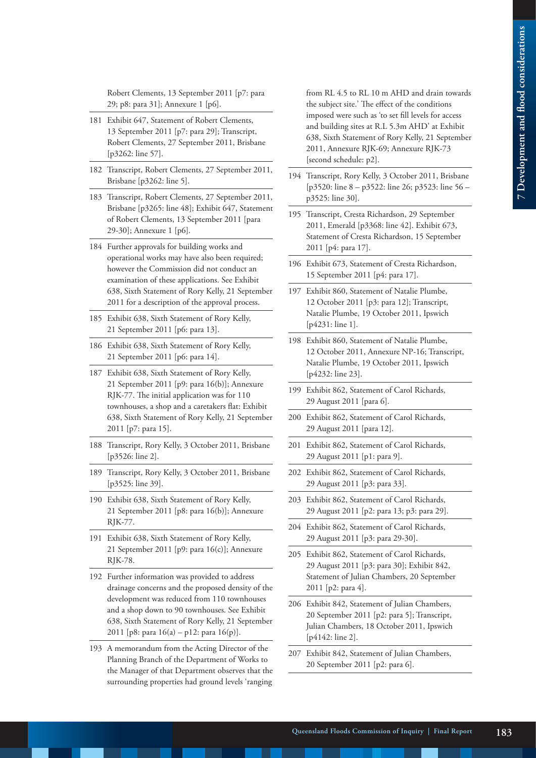Robert Clements, 13 September 2011 [p7: para 29; p8: para 31]; Annexure 1 [p6].

181 Exhibit 647, Statement of Robert Clements, 13 September 2011 [p7: para 29]; Transcript, Robert Clements, 27 September 2011, Brisbane [p3262: line 57].

182 Transcript, Robert Clements, 27 September 2011, Brisbane [p3262: line 5].

183 Transcript, Robert Clements, 27 September 2011, Brisbane [p3265: line 48]; Exhibit 647, Statement of Robert Clements, 13 September 2011 [para 29-30]; Annexure 1 [p6].

184 Further approvals for building works and operational works may have also been required; however the Commission did not conduct an examination of these applications. See Exhibit 638, Sixth Statement of Rory Kelly, 21 September 2011 for a description of the approval process.

185 Exhibit 638, Sixth Statement of Rory Kelly, 21 September 2011 [p6: para 13].

186 Exhibit 638, Sixth Statement of Rory Kelly, 21 September 2011 [p6: para 14].

187 Exhibit 638, Sixth Statement of Rory Kelly, 21 September 2011 [p9: para 16(b)]; Annexure RJK-77. The initial application was for 110 townhouses, a shop and a caretakers flat: Exhibit 638, Sixth Statement of Rory Kelly, 21 September 2011 [p7: para 15].

188 Transcript, Rory Kelly, 3 October 2011, Brisbane [p3526: line 2].

189 Transcript, Rory Kelly, 3 October 2011, Brisbane [p3525: line 39].

190 Exhibit 638, Sixth Statement of Rory Kelly, 21 September 2011 [p8: para 16(b)]; Annexure RJK-77.

191 Exhibit 638, Sixth Statement of Rory Kelly, 21 September 2011 [p9: para 16(c)]; Annexure RJK-78.

192 Further information was provided to address drainage concerns and the proposed density of the development was reduced from 110 townhouses and a shop down to 90 townhouses. See Exhibit 638, Sixth Statement of Rory Kelly, 21 September 2011 [p8: para 16(a) – p12: para 16(p)].

193 A memorandum from the Acting Director of the Planning Branch of the Department of Works to the Manager of that Department observes that the surrounding properties had ground levels 'ranging from RL 4.5 to RL 10 m AHD and drain towards the subject site.' The effect of the conditions imposed were such as 'to set fill levels for access and building sites at R.L 5.3m AHD' at Exhibit 638, Sixth Statement of Rory Kelly, 21 September 2011, Annexure RJK-69; Annexure RJK-73 [second schedule: p2].

194 Transcript, Rory Kelly, 3 October 2011, Brisbane [p3520: line 8 – p3522: line 26; p3523: line 56 – p3525: line 30].

195 Transcript, Cresta Richardson, 29 September 2011, Emerald [p3368: line 42]. Exhibit 673, Statement of Cresta Richardson, 15 September 2011 [p4: para 17].

196 Exhibit 673, Statement of Cresta Richardson, 15 September 2011 [p4: para 17].

197 Exhibit 860, Statement of Natalie Plumbe, 12 October 2011 [p3: para 12]; Transcript, Natalie Plumbe, 19 October 2011, Ipswich [p4231: line 1].

198 Exhibit 860, Statement of Natalie Plumbe, 12 October 2011, Annexure NP-16; Transcript, Natalie Plumbe, 19 October 2011, Ipswich [p4232: line 23].

199 Exhibit 862, Statement of Carol Richards, 29 August 2011 [para 6].

200 Exhibit 862, Statement of Carol Richards, 29 August 2011 [para 12].

201 Exhibit 862, Statement of Carol Richards, 29 August 2011 [p1: para 9].

202 Exhibit 862, Statement of Carol Richards, 29 August 2011 [p3: para 33].

203 Exhibit 862, Statement of Carol Richards, 29 August 2011 [p2: para 13; p3: para 29].

204 Exhibit 862, Statement of Carol Richards, 29 August 2011 [p3: para 29-30].

205 Exhibit 862, Statement of Carol Richards, 29 August 2011 [p3: para 30]; Exhibit 842, Statement of Julian Chambers, 20 September 2011 [p2: para 4].

206 Exhibit 842, Statement of Julian Chambers, 20 September 2011 [p2: para 5]; Transcript, Julian Chambers, 18 October 2011, Ipswich [p4142: line 2].

207 Exhibit 842, Statement of Julian Chambers, 20 September 2011 [p2: para 6].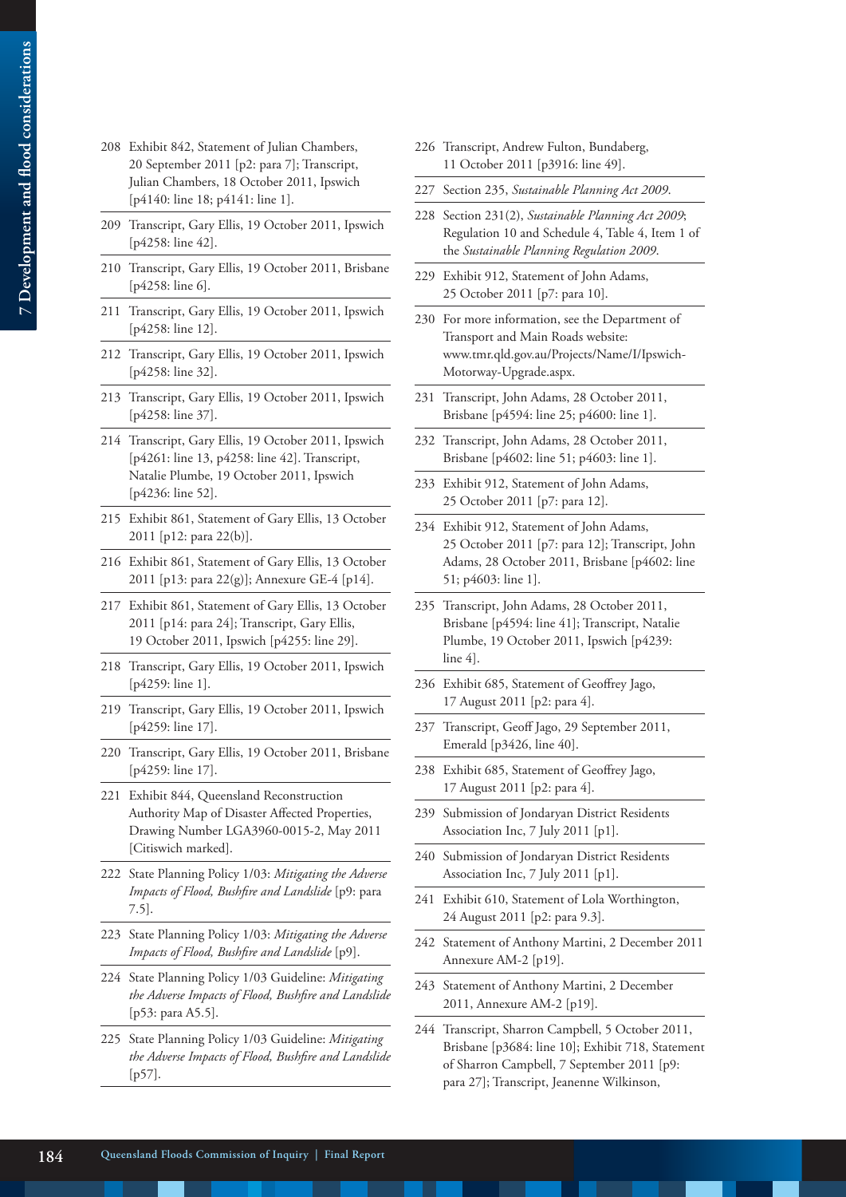208 Exhibit 842, Statement of Julian Chambers, 20 September 2011 [p2: para 7]; Transcript, Julian Chambers, 18 October 2011, Ipswich [p4140: line 18; p4141: line 1].

209 Transcript, Gary Ellis, 19 October 2011, Ipswich [p4258: line 42].

210 Transcript, Gary Ellis, 19 October 2011, Brisbane [p4258: line 6].

211 Transcript, Gary Ellis, 19 October 2011, Ipswich [p4258: line 12].

212 Transcript, Gary Ellis, 19 October 2011, Ipswich [p4258: line 32].

213 Transcript, Gary Ellis, 19 October 2011, Ipswich [p4258: line 37].

214 Transcript, Gary Ellis, 19 October 2011, Ipswich [p4261: line 13, p4258: line 42]. Transcript, Natalie Plumbe, 19 October 2011, Ipswich [p4236: line 52].

215 Exhibit 861, Statement of Gary Ellis, 13 October 2011 [p12: para 22(b)].

216 Exhibit 861, Statement of Gary Ellis, 13 October 2011 [p13: para 22(g)]; Annexure GE-4 [p14].

217 Exhibit 861, Statement of Gary Ellis, 13 October 2011 [p14: para 24]; Transcript, Gary Ellis, 19 October 2011, Ipswich [p4255: line 29].

218 Transcript, Gary Ellis, 19 October 2011, Ipswich [p4259: line 1].

219 Transcript, Gary Ellis, 19 October 2011, Ipswich [p4259: line 17].

220 Transcript, Gary Ellis, 19 October 2011, Brisbane [p4259: line 17].

221 Exhibit 844, Queensland Reconstruction Authority Map of Disaster Affected Properties, Drawing Number LGA3960-0015-2, May 2011 [Citiswich marked].

222 State Planning Policy 1/03: *Mitigating the Adverse Impacts of Flood, Bushfire and Landslide* [p9: para 7.5].

223 State Planning Policy 1/03: *Mitigating the Adverse Impacts of Flood, Bushfire and Landslide* [p9].

224 State Planning Policy 1/03 Guideline: *Mitigating the Adverse Impacts of Flood, Bushfire and Landslide* [p53: para A5.5].

225 State Planning Policy 1/03 Guideline: *Mitigating the Adverse Impacts of Flood, Bushfire and Landslide* [p57].

226 Transcript, Andrew Fulton, Bundaberg, 11 October 2011 [p3916: line 49].

227 Section 235, *Sustainable Planning Act 2009*.

228 Section 231(2), *Sustainable Planning Act 2009*; Regulation 10 and Schedule 4, Table 4, Item 1 of the *Sustainable Planning Regulation 2009*.

229 Exhibit 912, Statement of John Adams, 25 October 2011 [p7: para 10].

230 For more information, see the Department of Transport and Main Roads website: www.tmr.qld.gov.au/Projects/Name/I/Ipswich-Motorway-Upgrade.aspx.

231 Transcript, John Adams, 28 October 2011, Brisbane [p4594: line 25; p4600: line 1].

232 Transcript, John Adams, 28 October 2011, Brisbane [p4602: line 51; p4603: line 1].

233 Exhibit 912, Statement of John Adams, 25 October 2011 [p7: para 12].

234 Exhibit 912, Statement of John Adams, 25 October 2011 [p7: para 12]; Transcript, John Adams, 28 October 2011, Brisbane [p4602: line 51; p4603: line 1].

235 Transcript, John Adams, 28 October 2011, Brisbane [p4594: line 41]; Transcript, Natalie Plumbe, 19 October 2011, Ipswich [p4239: line 4].

236 Exhibit 685, Statement of Geoffrey Jago, 17 August 2011 [p2: para 4].

237 Transcript, Geoff Jago, 29 September 2011, Emerald [p3426, line 40].

238 Exhibit 685, Statement of Geoffrey Jago, 17 August 2011 [p2: para 4].

239 Submission of Jondaryan District Residents Association Inc, 7 July 2011 [p1].

240 Submission of Jondaryan District Residents Association Inc, 7 July 2011 [p1].

241 Exhibit 610, Statement of Lola Worthington, 24 August 2011 [p2: para 9.3].

242 Statement of Anthony Martini, 2 December 2011 Annexure AM-2 [p19].

243 Statement of Anthony Martini, 2 December 2011, Annexure AM-2 [p19].

244 Transcript, Sharron Campbell, 5 October 2011, Brisbane [p3684: line 10]; Exhibit 718, Statement of Sharron Campbell, 7 September 2011 [p9: para 27]; Transcript, Jeanenne Wilkinson,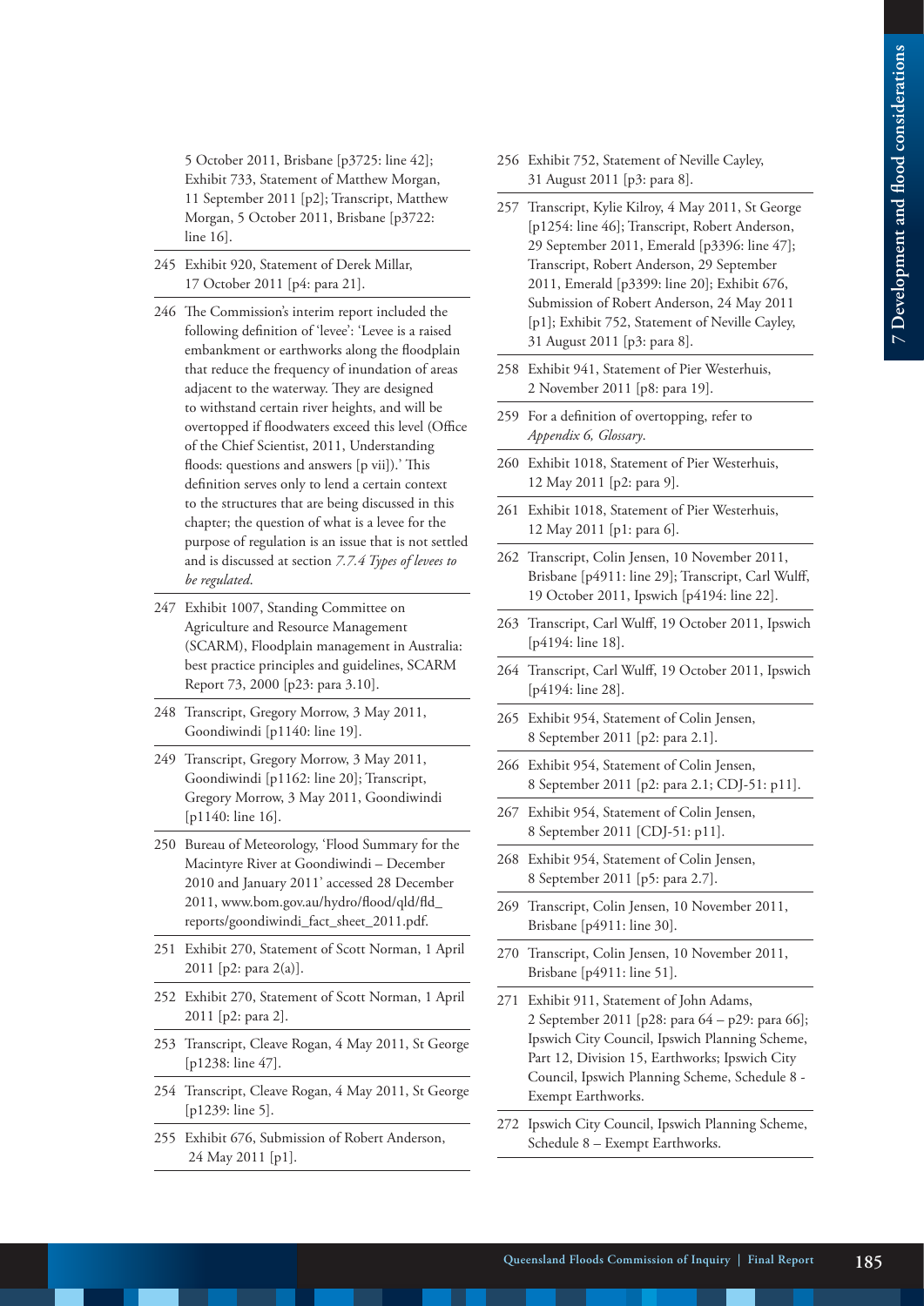5 October 2011, Brisbane [p3725: line 42]; Exhibit 733, Statement of Matthew Morgan, 11 September 2011 [p2]; Transcript, Matthew Morgan, 5 October 2011, Brisbane [p3722: line 16].

245 Exhibit 920, Statement of Derek Millar, 17 October 2011 [p4: para 21].

246 The Commission's interim report included the following definition of 'levee': 'Levee is a raised embankment or earthworks along the floodplain that reduce the frequency of inundation of areas adjacent to the waterway. They are designed to withstand certain river heights, and will be overtopped if floodwaters exceed this level (Office of the Chief Scientist, 2011, Understanding floods: questions and answers [p vii]).' This definition serves only to lend a certain context to the structures that are being discussed in this chapter; the question of what is a levee for the purpose of regulation is an issue that is not settled and is discussed at section *7.7.4 Types of levees to be regulated*.

247 Exhibit 1007, Standing Committee on Agriculture and Resource Management (SCARM), Floodplain management in Australia: best practice principles and guidelines, SCARM Report 73, 2000 [p23: para 3.10].

248 Transcript, Gregory Morrow, 3 May 2011, Goondiwindi [p1140: line 19].

249 Transcript, Gregory Morrow, 3 May 2011, Goondiwindi [p1162: line 20]; Transcript, Gregory Morrow, 3 May 2011, Goondiwindi [p1140: line 16].

250 Bureau of Meteorology, 'Flood Summary for the Macintyre River at Goondiwindi – December 2010 and January 2011' accessed 28 December 2011, www.bom.gov.au/hydro/flood/qld/fld_reports/goondiwindi_fact_sheet_2011.pdf.

251 Exhibit 270, Statement of Scott Norman, 1 April 2011 [p2: para 2(a)].

252 Exhibit 270, Statement of Scott Norman, 1 April 2011 [p2: para 2].

253 Transcript, Cleave Rogan, 4 May 2011, St George [p1238: line 47].

254 Transcript, Cleave Rogan, 4 May 2011, St George [p1239: line 5].

255 Exhibit 676, Submission of Robert Anderson, 24 May 2011 [p1].

256 Exhibit 752, Statement of Neville Cayley, 31 August 2011 [p3: para 8].

257 Transcript, Kylie Kilroy, 4 May 2011, St George [p1254: line 46]; Transcript, Robert Anderson, 29 September 2011, Emerald [p3396: line 47]; Transcript, Robert Anderson, 29 September 2011, Emerald [p3399: line 20]; Exhibit 676, Submission of Robert Anderson, 24 May 2011 [p1]; Exhibit 752, Statement of Neville Cayley, 31 August 2011 [p3: para 8].

258 Exhibit 941, Statement of Pier Westerhuis, 2 November 2011 [p8: para 19].

259 For a definition of overtopping, refer to *Appendix 6, Glossary*.

260 Exhibit 1018, Statement of Pier Westerhuis, 12 May 2011 [p2: para 9].

261 Exhibit 1018, Statement of Pier Westerhuis, 12 May 2011 [p1: para 6].

262 Transcript, Colin Jensen, 10 November 2011, Brisbane [p4911: line 29]; Transcript, Carl Wulff, 19 October 2011, Ipswich [p4194: line 22].

263 Transcript, Carl Wulff, 19 October 2011, Ipswich [p4194: line 18].

264 Transcript, Carl Wulff, 19 October 2011, Ipswich [p4194: line 28].

265 Exhibit 954, Statement of Colin Jensen, 8 September 2011 [p2: para 2.1].

266 Exhibit 954, Statement of Colin Jensen, 8 September 2011 [p2: para 2.1; CDJ-51: p11].

267 Exhibit 954, Statement of Colin Jensen, 8 September 2011 [CDJ-51: p11].

268 Exhibit 954, Statement of Colin Jensen, 8 September 2011 [p5: para 2.7].

269 Transcript, Colin Jensen, 10 November 2011, Brisbane [p4911: line 30].

270 Transcript, Colin Jensen, 10 November 2011, Brisbane [p4911: line 51].

271 Exhibit 911, Statement of John Adams, 2 September 2011 [p28: para 64 – p29: para 66]; Ipswich City Council, Ipswich Planning Scheme, Part 12, Division 15, Earthworks; Ipswich City Council, Ipswich Planning Scheme, Schedule 8 - Exempt Earthworks.

272 Ipswich City Council, Ipswich Planning Scheme, Schedule 8 – Exempt Earthworks.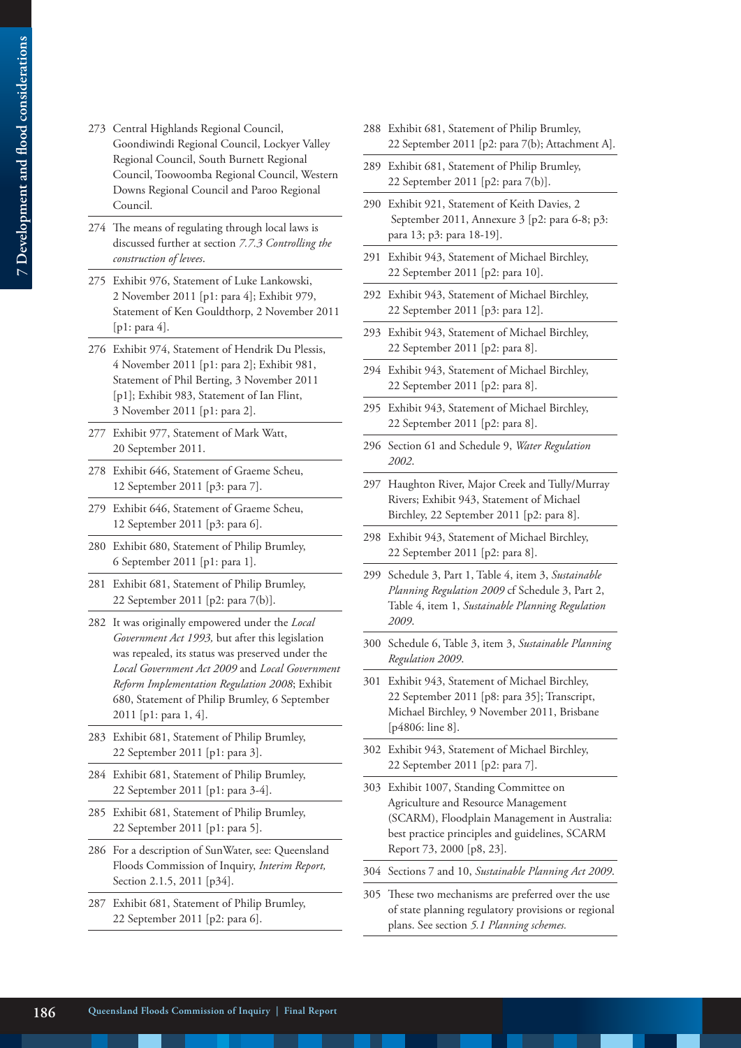273 Central Highlands Regional Council, Goondiwindi Regional Council, Lockyer Valley Regional Council, South Burnett Regional Council, Toowoomba Regional Council, Western Downs Regional Council and Paroo Regional Council.

274 The means of regulating through local laws is discussed further at section *7.7.3 Controlling the construction of levees*.

275 Exhibit 976, Statement of Luke Lankowski, 2 November 2011 [p1: para 4]; Exhibit 979, Statement of Ken Gouldthorp, 2 November 2011 [p1: para 4].

276 Exhibit 974, Statement of Hendrik Du Plessis, 4 November 2011 [p1: para 2]; Exhibit 981, Statement of Phil Berting, 3 November 2011 [p1]; Exhibit 983, Statement of Ian Flint, 3 November 2011 [p1: para 2].

277 Exhibit 977, Statement of Mark Watt, 20 September 2011.

278 Exhibit 646, Statement of Graeme Scheu, 12 September 2011 [p3: para 7].

279 Exhibit 646, Statement of Graeme Scheu, 12 September 2011 [p3: para 6].

280 Exhibit 680, Statement of Philip Brumley, 6 September 2011 [p1: para 1].

281 Exhibit 681, Statement of Philip Brumley, 22 September 2011 [p2: para 7(b)].

282 It was originally empowered under the *Local Government Act 1993,* but after this legislation was repealed, its status was preserved under the *Local Government Act 2009* and *Local Government Reform Implementation Regulation 2008*; Exhibit 680, Statement of Philip Brumley, 6 September 2011 [p1: para 1, 4].

283 Exhibit 681, Statement of Philip Brumley, 22 September 2011 [p1: para 3].

284 Exhibit 681, Statement of Philip Brumley, 22 September 2011 [p1: para 3-4].

285 Exhibit 681, Statement of Philip Brumley, 22 September 2011 [p1: para 5].

286 For a description of SunWater, see: Queensland Floods Commission of Inquiry, *Interim Report,* Section 2.1.5, 2011 [p34].

287 Exhibit 681, Statement of Philip Brumley, 22 September 2011 [p2: para 6].

288 Exhibit 681, Statement of Philip Brumley, 22 September 2011 [p2: para 7(b); Attachment A].

289 Exhibit 681, Statement of Philip Brumley, 22 September 2011 [p2: para 7(b)].

290 Exhibit 921, Statement of Keith Davies, 2 September 2011, Annexure 3 [p2: para 6-8; p3: para 13; p3: para 18-19].

291 Exhibit 943, Statement of Michael Birchley, 22 September 2011 [p2: para 10].

292 Exhibit 943, Statement of Michael Birchley, 22 September 2011 [p3: para 12].

293 Exhibit 943, Statement of Michael Birchley, 22 September 2011 [p2: para 8].

294 Exhibit 943, Statement of Michael Birchley, 22 September 2011 [p2: para 8].

295 Exhibit 943, Statement of Michael Birchley, 22 September 2011 [p2: para 8].

296 Section 61 and Schedule 9, *Water Regulation 2002*.

297 Haughton River, Major Creek and Tully/Murray Rivers; Exhibit 943, Statement of Michael Birchley, 22 September 2011 [p2: para 8].

298 Exhibit 943, Statement of Michael Birchley, 22 September 2011 [p2: para 8].

299 Schedule 3, Part 1, Table 4, item 3, *Sustainable Planning Regulation 2009* cf Schedule 3, Part 2, Table 4, item 1, *Sustainable Planning Regulation 2009*.

300 Schedule 6, Table 3, item 3, *Sustainable Planning Regulation 2009*.

301 Exhibit 943, Statement of Michael Birchley, 22 September 2011 [p8: para 35]; Transcript, Michael Birchley, 9 November 2011, Brisbane [p4806: line 8].

302 Exhibit 943, Statement of Michael Birchley, 22 September 2011 [p2: para 7].

303 Exhibit 1007, Standing Committee on Agriculture and Resource Management (SCARM), Floodplain Management in Australia: best practice principles and guidelines, SCARM Report 73, 2000 [p8, 23].

304 Sections 7 and 10, *Sustainable Planning Act 2009*.

305 These two mechanisms are preferred over the use of state planning regulatory provisions or regional plans. See section *5.1 Planning schemes.*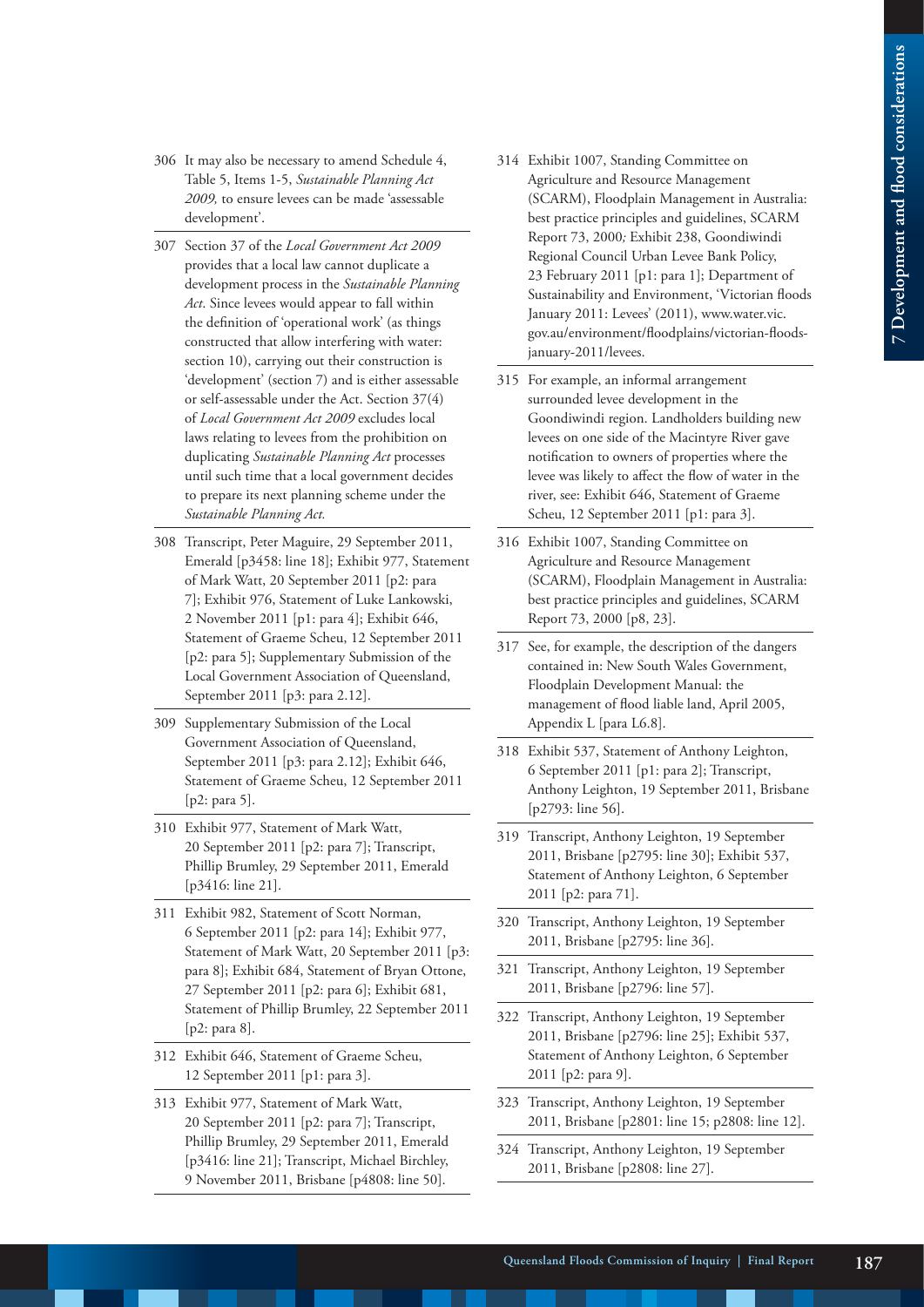306 It may also be necessary to amend Schedule 4, Table 5, Items 1-5, *Sustainable Planning Act 2009,* to ensure levees can be made 'assessable development'.

307 Section 37 of the *Local Government Act 2009* provides that a local law cannot duplicate a development process in the *Sustainable Planning Act*. Since levees would appear to fall within the definition of 'operational work' (as things constructed that allow interfering with water: section 10), carrying out their construction is 'development' (section 7) and is either assessable or self-assessable under the Act. Section 37(4) of *Local Government Act 2009* excludes local laws relating to levees from the prohibition on duplicating *Sustainable Planning Act* processes until such time that a local government decides to prepare its next planning scheme under the *Sustainable Planning Act.*

308 Transcript, Peter Maguire, 29 September 2011, Emerald [p3458: line 18]; Exhibit 977, Statement of Mark Watt, 20 September 2011 [p2: para 7]; Exhibit 976, Statement of Luke Lankowski, 2 November 2011 [p1: para 4]; Exhibit 646, Statement of Graeme Scheu, 12 September 2011 [p2: para 5]; Supplementary Submission of the Local Government Association of Queensland, September 2011 [p3: para 2.12].

309 Supplementary Submission of the Local Government Association of Queensland, September 2011 [p3: para 2.12]; Exhibit 646, Statement of Graeme Scheu, 12 September 2011 [p2: para 5].

310 Exhibit 977, Statement of Mark Watt, 20 September 2011 [p2: para 7]; Transcript, Phillip Brumley, 29 September 2011, Emerald [p3416: line 21].

311 Exhibit 982, Statement of Scott Norman, 6 September 2011 [p2: para 14]; Exhibit 977, Statement of Mark Watt, 20 September 2011 [p3: para 8]; Exhibit 684, Statement of Bryan Ottone, 27 September 2011 [p2: para 6]; Exhibit 681, Statement of Phillip Brumley, 22 September 2011 [p2: para 8].

312 Exhibit 646, Statement of Graeme Scheu, 12 September 2011 [p1: para 3].

313 Exhibit 977, Statement of Mark Watt, 20 September 2011 [p2: para 7]; Transcript, Phillip Brumley, 29 September 2011, Emerald [p3416: line 21]; Transcript, Michael Birchley, 9 November 2011, Brisbane [p4808: line 50].

314 Exhibit 1007, Standing Committee on Agriculture and Resource Management (SCARM), Floodplain Management in Australia: best practice principles and guidelines, SCARM Report 73, 2000*;* Exhibit 238, Goondiwindi Regional Council Urban Levee Bank Policy, 23 February 2011 [p1: para 1]; Department of Sustainability and Environment, 'Victorian floods January 2011: Levees' (2011), www.water.vic.gov.au/environment/floodplains/victorian-floods-january-2011/levees.

315 For example, an informal arrangement surrounded levee development in the Goondiwindi region. Landholders building new levees on one side of the Macintyre River gave notification to owners of properties where the levee was likely to affect the flow of water in the river, see: Exhibit 646, Statement of Graeme Scheu, 12 September 2011 [p1: para 3].

316 Exhibit 1007, Standing Committee on Agriculture and Resource Management (SCARM), Floodplain Management in Australia: best practice principles and guidelines, SCARM Report 73, 2000 [p8, 23].

317 See, for example, the description of the dangers contained in: New South Wales Government, Floodplain Development Manual: the management of flood liable land, April 2005, Appendix L [para L6.8].

318 Exhibit 537, Statement of Anthony Leighton, 6 September 2011 [p1: para 2]; Transcript, Anthony Leighton, 19 September 2011, Brisbane [p2793: line 56].

319 Transcript, Anthony Leighton, 19 September 2011, Brisbane [p2795: line 30]; Exhibit 537, Statement of Anthony Leighton, 6 September 2011 [p2: para 71].

320 Transcript, Anthony Leighton, 19 September 2011, Brisbane [p2795: line 36].

321 Transcript, Anthony Leighton, 19 September 2011, Brisbane [p2796: line 57].

322 Transcript, Anthony Leighton, 19 September 2011, Brisbane [p2796: line 25]; Exhibit 537, Statement of Anthony Leighton, 6 September 2011 [p2: para 9].

323 Transcript, Anthony Leighton, 19 September 2011, Brisbane [p2801: line 15; p2808: line 12].

324 Transcript, Anthony Leighton, 19 September 2011, Brisbane [p2808: line 27].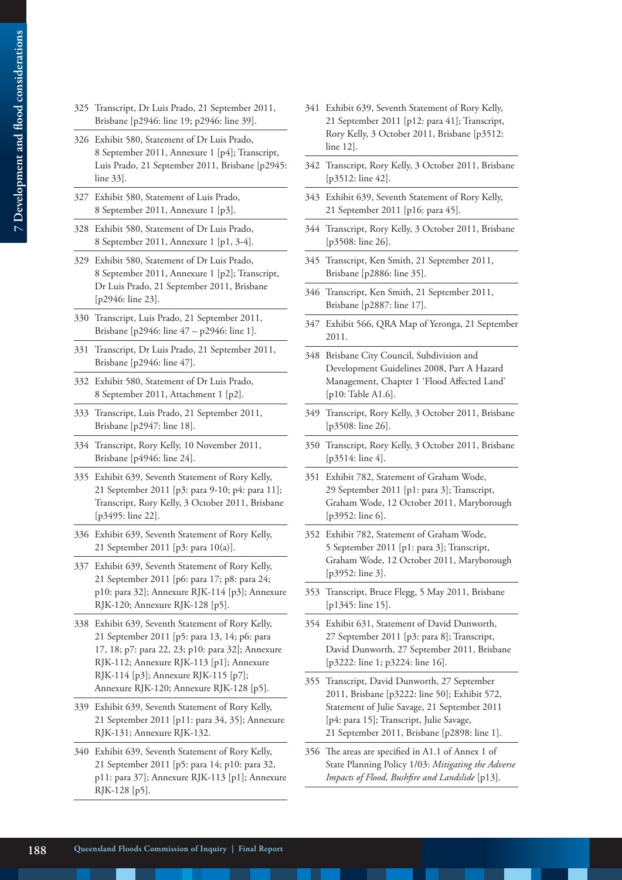325 Transcript, Dr Luis Prado, 21 September 2011, Brisbane [p2946: line 19; p2946: line 39].

326 Exhibit 580, Statement of Dr Luis Prado, 8 September 2011, Annexure 1 [p4]; Transcript, Luis Prado, 21 September 2011, Brisbane [p2945: line 33].

327 Exhibit 580, Statement of Luis Prado, 8 September 2011, Annexure 1 [p3].

328 Exhibit 580, Statement of Dr Luis Prado, 8 September 2011, Annexure 1 [p1, 3-4].

329 Exhibit 580, Statement of Dr Luis Prado, 8 September 2011, Annexure 1 [p2]; Transcript, Dr Luis Prado, 21 September 2011, Brisbane [p2946: line 23].

330 Transcript, Luis Prado, 21 September 2011, Brisbane [p2946: line 47 – p2946: line 1].

331 Transcript, Dr Luis Prado, 21 September 2011, Brisbane [p2946: line 47].

332 Exhibit 580, Statement of Dr Luis Prado, 8 September 2011, Attachment 1 [p2].

333 Transcript, Luis Prado, 21 September 2011, Brisbane [p2947: line 18].

334 Transcript, Rory Kelly, 10 November 2011, Brisbane [p4946: line 24].

335 Exhibit 639, Seventh Statement of Rory Kelly, 21 September 2011 [p3: para 9-10; p4: para 11]; Transcript, Rory Kelly, 3 October 2011, Brisbane [p3495: line 22].

336 Exhibit 639, Seventh Statement of Rory Kelly, 21 September 2011 [p3: para 10(a)].

337 Exhibit 639, Seventh Statement of Rory Kelly, 21 September 2011 [p6: para 17; p8: para 24; p10: para 32]; Annexure RJK-114 [p3]; Annexure RJK-120; Annexure RJK-128 [p5].

338 Exhibit 639, Seventh Statement of Rory Kelly, 21 September 2011 [p5: para 13, 14; p6: para 17, 18; p7: para 22, 23; p10: para 32]; Annexure RJK-112; Annexure RJK-113 [p1]; Annexure RJK-114 [p3]; Annexure RJK-115 [p7]; Annexure RJK-120; Annexure RJK-128 [p5].

339 Exhibit 639, Seventh Statement of Rory Kelly, 21 September 2011 [p11: para 34, 35]; Annexure RJK-131; Annexure RJK-132.

340 Exhibit 639, Seventh Statement of Rory Kelly, 21 September 2011 [p5: para 14; p10: para 32, p11: para 37]; Annexure RJK-113 [p1]; Annexure RJK-128 [p5].

341 Exhibit 639, Seventh Statement of Rory Kelly, 21 September 2011 [p12: para 41]; Transcript, Rory Kelly, 3 October 2011, Brisbane [p3512: line 12].

342 Transcript, Rory Kelly, 3 October 2011, Brisbane [p3512: line 42].

343 Exhibit 639, Seventh Statement of Rory Kelly, 21 September 2011 [p16: para 45].

344 Transcript, Rory Kelly, 3 October 2011, Brisbane [p3508: line 26].

345 Transcript, Ken Smith, 21 September 2011, Brisbane [p2886: line 35].

346 Transcript, Ken Smith, 21 September 2011, Brisbane [p2887: line 17].

347 Exhibit 566, QRA Map of Yeronga, 21 September 2011.

348 Brisbane City Council, Subdivision and Development Guidelines 2008, Part A Hazard Management, Chapter 1 'Flood Affected Land' [p10: Table A1.6].

349 Transcript, Rory Kelly, 3 October 2011, Brisbane [p3508: line 26].

350 Transcript, Rory Kelly, 3 October 2011, Brisbane [p3514: line 4].

351 Exhibit 782, Statement of Graham Wode, 29 September 2011 [p1: para 3]; Transcript, Graham Wode, 12 October 2011, Maryborough [p3952: line 6].

352 Exhibit 782, Statement of Graham Wode, 5 September 2011 [p1: para 3]; Transcript, Graham Wode, 12 October 2011, Maryborough [p3952: line 3].

353 Transcript, Bruce Flegg, 5 May 2011, Brisbane [p1345: line 15].

354 Exhibit 631, Statement of David Dunworth, 27 September 2011 [p3: para 8]; Transcript, David Dunworth, 27 September 2011, Brisbane [p3222: line 1; p3224: line 16].

355 Transcript, David Dunworth, 27 September 2011, Brisbane [p3222: line 50]; Exhibit 572, Statement of Julie Savage, 21 September 2011 [p4: para 15]; Transcript, Julie Savage, 21 September 2011, Brisbane [p2898: line 1].

356 The areas are specified in A1.1 of Annex 1 of State Planning Policy 1/03: *Mitigating the Adverse Impacts of Flood, Bushfire and Landslide* [p13].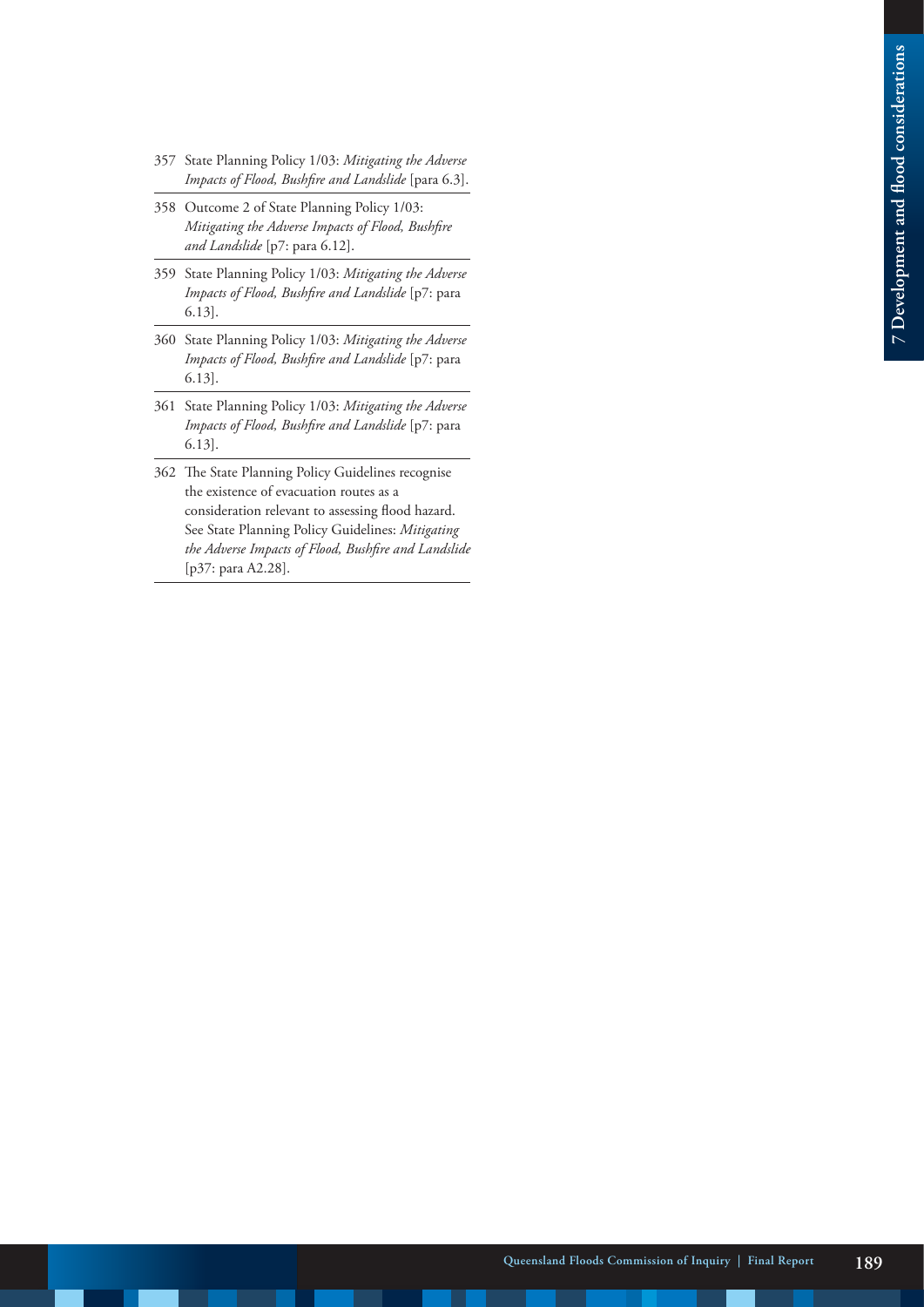357 State Planning Policy 1/03: *Mitigating the Adverse Impacts of Flood, Bushfire and Landslide* [para 6.3].

358 Outcome 2 of State Planning Policy 1/03: *Mitigating the Adverse Impacts of Flood, Bushfire and Landslide* [p7: para 6.12].

359 State Planning Policy 1/03: *Mitigating the Adverse Impacts of Flood, Bushfire and Landslide* [p7: para 6.13].

360 State Planning Policy 1/03: *Mitigating the Adverse Impacts of Flood, Bushfire and Landslide* [p7: para 6.13].

361 State Planning Policy 1/03: *Mitigating the Adverse Impacts of Flood, Bushfire and Landslide* [p7: para 6.13].

362 The State Planning Policy Guidelines recognise the existence of evacuation routes as a consideration relevant to assessing flood hazard. See State Planning Policy Guidelines: *Mitigating the Adverse Impacts of Flood, Bushfire and Landslide* [p37: para A2.28].